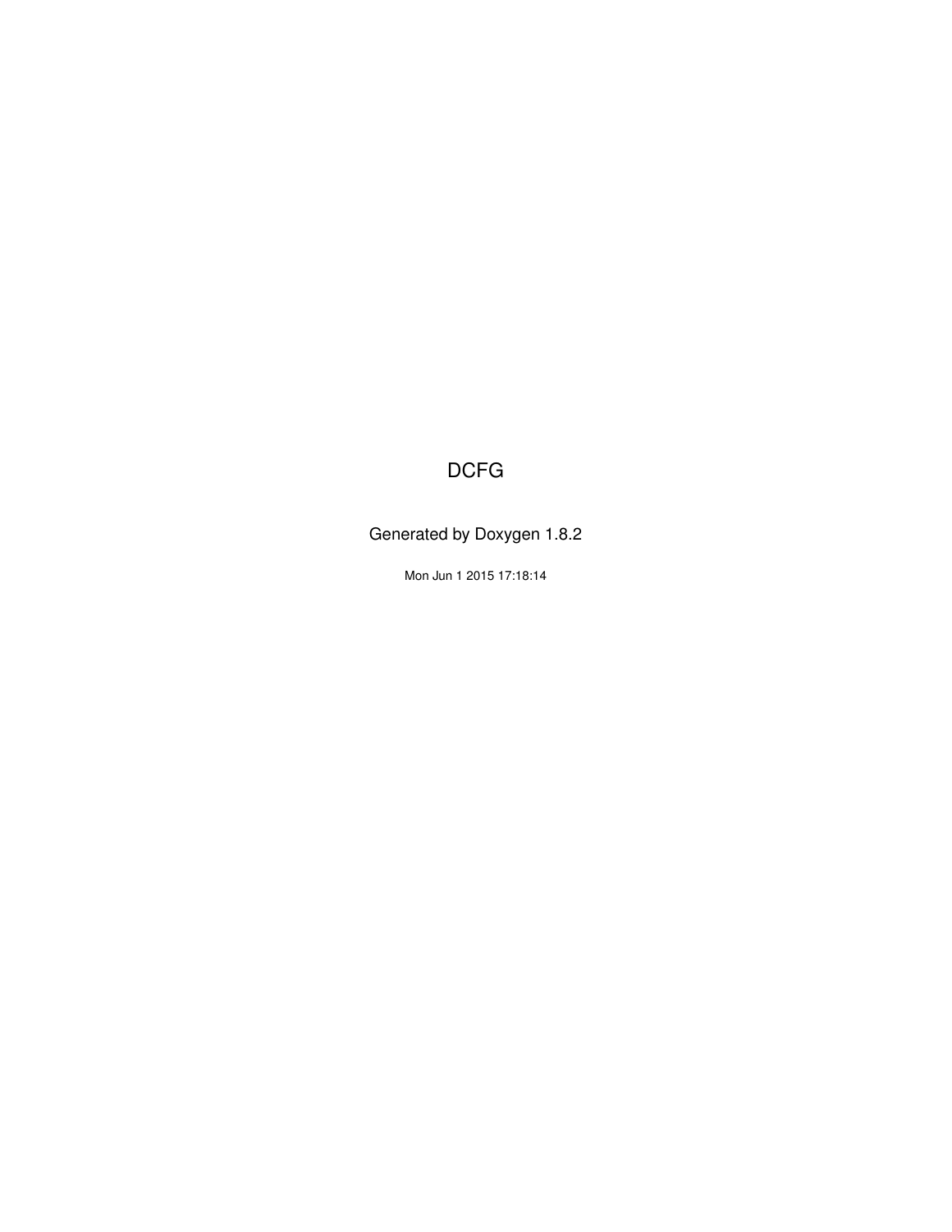# DCFG

Generated by Doxygen 1.8.2

Mon Jun 1 2015 17:18:14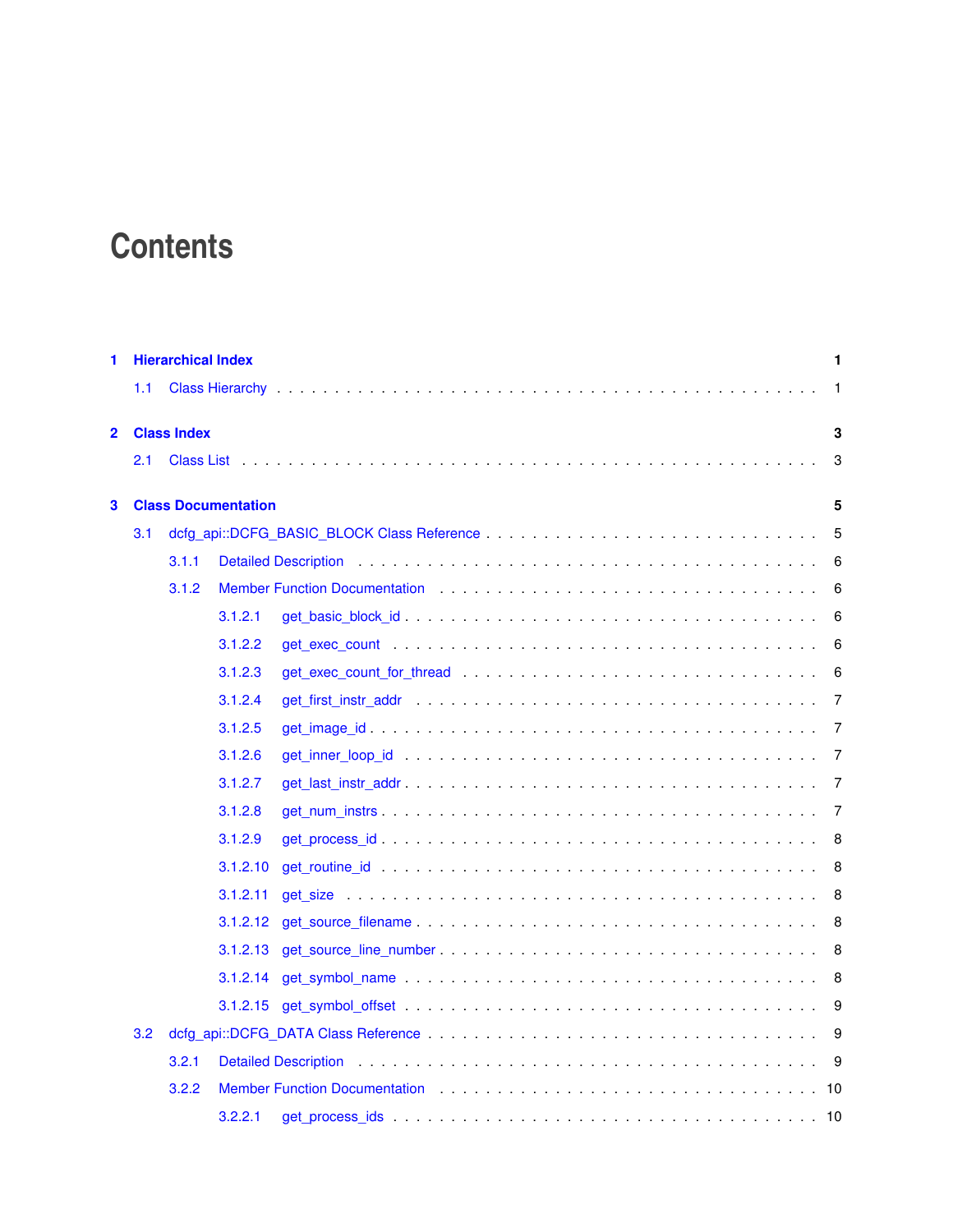# Contents

**1 Hierarchical Index** **1**

1.1 Class Hierarchy . . . . . . . . . . . . . . . . . . . . . . . . . . . . . . . . . . . . . . . . . . . . . 1

**2 Class Index** **3**

2.1 Class List . . . . . . . . . . . . . . . . . . . . . . . . . . . . . . . . . . . . . . . . . . . . . . . 3

**3 Class Documentation** **5**

3.1 dcfg_api::DCFG_BASIC_BLOCK Class Reference . . . . . . . . . . . . . . . . . . . . . . . . . . 5

3.1.1 Detailed Description . . . . . . . . . . . . . . . . . . . . . . . . . . . . . . . . . . . . . . 6

3.1.2 Member Function Documentation . . . . . . . . . . . . . . . . . . . . . . . . . . . . . . . 6

3.1.2.1 get_basic_block_id . . . . . . . . . . . . . . . . . . . . . . . . . . . . . . . . . . . 6

3.1.2.2 get_exec_count . . . . . . . . . . . . . . . . . . . . . . . . . . . . . . . . . . . . 6

3.1.2.3 get_exec_count_for_thread . . . . . . . . . . . . . . . . . . . . . . . . . . . . . . 6

3.1.2.4 get_first_instr_addr . . . . . . . . . . . . . . . . . . . . . . . . . . . . . . . . . . 7

3.1.2.5 get_image_id . . . . . . . . . . . . . . . . . . . . . . . . . . . . . . . . . . . . . 7

3.1.2.6 get_inner_loop_id . . . . . . . . . . . . . . . . . . . . . . . . . . . . . . . . . . . 7

3.1.2.7 get_last_instr_addr . . . . . . . . . . . . . . . . . . . . . . . . . . . . . . . . . . 7

3.1.2.8 get_num_instrs . . . . . . . . . . . . . . . . . . . . . . . . . . . . . . . . . . . . 7

3.1.2.9 get_process_id . . . . . . . . . . . . . . . . . . . . . . . . . . . . . . . . . . . . 8

3.1.2.10 get_routine_id . . . . . . . . . . . . . . . . . . . . . . . . . . . . . . . . . . . . 8

3.1.2.11 get_size . . . . . . . . . . . . . . . . . . . . . . . . . . . . . . . . . . . . . . . . 8

3.1.2.12 get_source_filename . . . . . . . . . . . . . . . . . . . . . . . . . . . . . . . . . . 8

3.1.2.13 get_source_line_number . . . . . . . . . . . . . . . . . . . . . . . . . . . . . . . . 8

3.1.2.14 get_symbol_name . . . . . . . . . . . . . . . . . . . . . . . . . . . . . . . . . . . 8

3.1.2.15 get_symbol_offset . . . . . . . . . . . . . . . . . . . . . . . . . . . . . . . . . . . 9

3.2 dcfg_api::DCFG_DATA Class Reference . . . . . . . . . . . . . . . . . . . . . . . . . . . . . . 9

3.2.1 Detailed Description . . . . . . . . . . . . . . . . . . . . . . . . . . . . . . . . . . . . . . 9

3.2.2 Member Function Documentation . . . . . . . . . . . . . . . . . . . . . . . . . . . . . . . 10

3.2.2.1 get_process_ids . . . . . . . . . . . . . . . . . . . . . . . . . . . . . . . . . . . . 10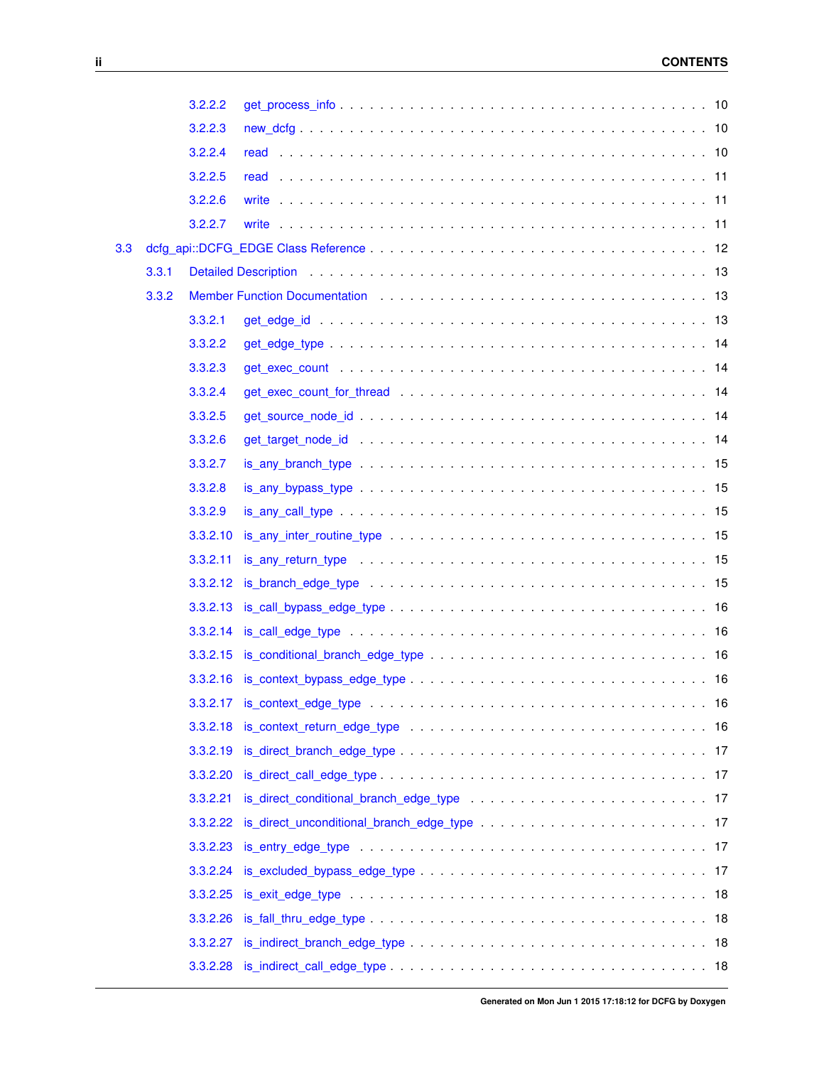3.2.2.2 get_process_info . . . . . . . . . . . . . . . . . . . . . . . . . . . . . . . . . . 10

3.2.2.3 new_dcfg . . . . . . . . . . . . . . . . . . . . . . . . . . . . . . . . . . . . . 10

3.2.2.4 read . . . . . . . . . . . . . . . . . . . . . . . . . . . . . . . . . . . . . . . 10

3.2.2.5 read . . . . . . . . . . . . . . . . . . . . . . . . . . . . . . . . . . . . . . . 11

3.2.2.6 write . . . . . . . . . . . . . . . . . . . . . . . . . . . . . . . . . . . . . . 11

3.2.2.7 write . . . . . . . . . . . . . . . . . . . . . . . . . . . . . . . . . . . . . . 11

3.3 dcfg_api::DCFG_EDGE Class Reference . . . . . . . . . . . . . . . . . . . . . . . . . . . . . 12

3.3.1 Detailed Description . . . . . . . . . . . . . . . . . . . . . . . . . . . . . . . . . . 13

3.3.2 Member Function Documentation . . . . . . . . . . . . . . . . . . . . . . . . . . . . 13

3.3.2.1 get_edge_id . . . . . . . . . . . . . . . . . . . . . . . . . . . . . . . . . . . 13

3.3.2.2 get_edge_type . . . . . . . . . . . . . . . . . . . . . . . . . . . . . . . . . . 14

3.3.2.3 get_exec_count . . . . . . . . . . . . . . . . . . . . . . . . . . . . . . . . . 14

3.3.2.4 get_exec_count_for_thread . . . . . . . . . . . . . . . . . . . . . . . . . . . 14

3.3.2.5 get_source_node_id . . . . . . . . . . . . . . . . . . . . . . . . . . . . . . . 14

3.3.2.6 get_target_node_id . . . . . . . . . . . . . . . . . . . . . . . . . . . . . . . 14

3.3.2.7 is_any_branch_type . . . . . . . . . . . . . . . . . . . . . . . . . . . . . . . 15

3.3.2.8 is_any_bypass_type . . . . . . . . . . . . . . . . . . . . . . . . . . . . . . . 15

3.3.2.9 is_any_call_type . . . . . . . . . . . . . . . . . . . . . . . . . . . . . . . . 15

3.3.2.10 is_any_inter_routine_type . . . . . . . . . . . . . . . . . . . . . . . . . . . 15

3.3.2.11 is_any_return_type . . . . . . . . . . . . . . . . . . . . . . . . . . . . . . . 15

3.3.2.12 is_branch_edge_type . . . . . . . . . . . . . . . . . . . . . . . . . . . . . . 15

3.3.2.13 is_call_bypass_edge_type . . . . . . . . . . . . . . . . . . . . . . . . . . . . 16

3.3.2.14 is_call_edge_type . . . . . . . . . . . . . . . . . . . . . . . . . . . . . . . . 16

3.3.2.15 is_conditional_branch_edge_type . . . . . . . . . . . . . . . . . . . . . . . . 16

3.3.2.16 is_context_bypass_edge_type . . . . . . . . . . . . . . . . . . . . . . . . . . 16

3.3.2.17 is_context_edge_type . . . . . . . . . . . . . . . . . . . . . . . . . . . . . . 16

3.3.2.18 is_context_return_edge_type . . . . . . . . . . . . . . . . . . . . . . . . . . 16

3.3.2.19 is_direct_branch_edge_type . . . . . . . . . . . . . . . . . . . . . . . . . . . 17

3.3.2.20 is_direct_call_edge_type . . . . . . . . . . . . . . . . . . . . . . . . . . . . 17

3.3.2.21 is_direct_conditional_branch_edge_type . . . . . . . . . . . . . . . . . . . . 17

3.3.2.22 is_direct_unconditional_branch_edge_type . . . . . . . . . . . . . . . . . . . 17

3.3.2.23 is_entry_edge_type . . . . . . . . . . . . . . . . . . . . . . . . . . . . . . . 17

3.3.2.24 is_excluded_bypass_edge_type . . . . . . . . . . . . . . . . . . . . . . . . . 17

3.3.2.25 is_exit_edge_type . . . . . . . . . . . . . . . . . . . . . . . . . . . . . . . . 18

3.3.2.26 is_fall_thru_edge_type . . . . . . . . . . . . . . . . . . . . . . . . . . . . . 18

3.3.2.27 is_indirect_branch_edge_type . . . . . . . . . . . . . . . . . . . . . . . . . . 18

3.3.2.28 is_indirect_call_edge_type . . . . . . . . . . . . . . . . . . . . . . . . . . . 18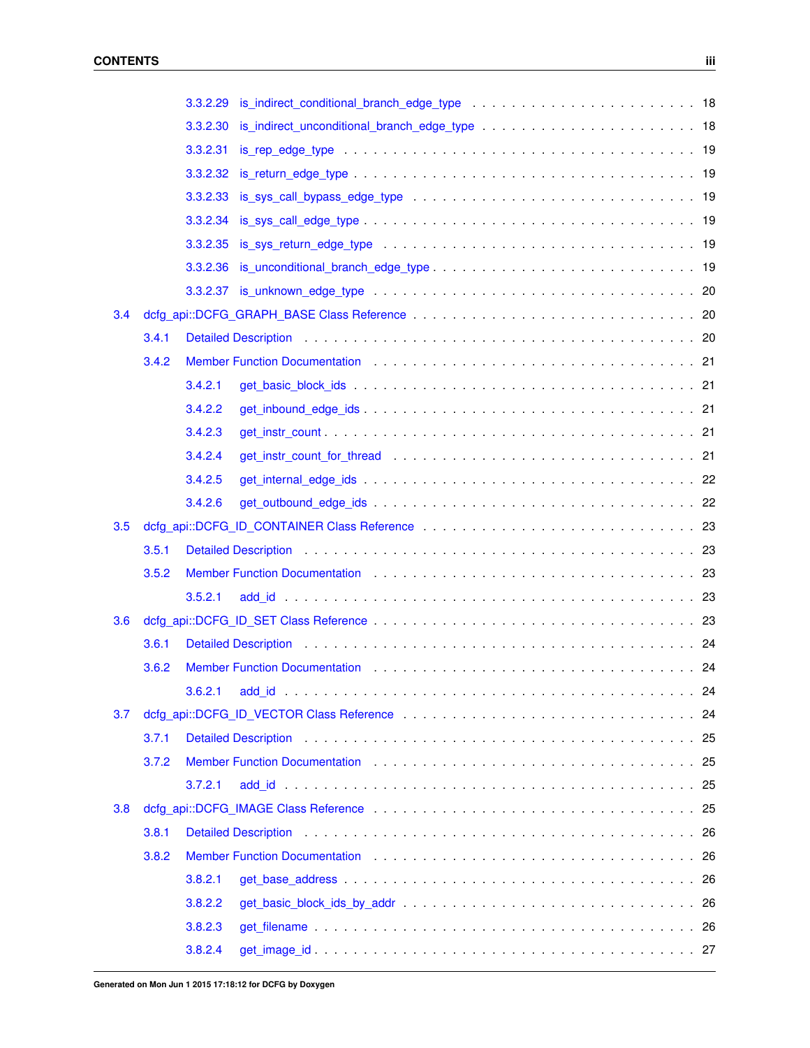3.3.2.29 is_indirect_conditional_branch_edge_type . . . . . . . . . . . . . . . . . . . . . . 18
3.3.2.30 is_indirect_unconditional_branch_edge_type . . . . . . . . . . . . . . . . . . . . . 18
3.3.2.31 is_rep_edge_type . . . . . . . . . . . . . . . . . . . . . . . . . . . . . . . . . . 19
3.3.2.32 is_return_edge_type . . . . . . . . . . . . . . . . . . . . . . . . . . . . . . . . 19
3.3.2.33 is_sys_call_bypass_edge_type . . . . . . . . . . . . . . . . . . . . . . . . . . . . 19
3.3.2.34 is_sys_call_edge_type . . . . . . . . . . . . . . . . . . . . . . . . . . . . . . . 19
3.3.2.35 is_sys_return_edge_type . . . . . . . . . . . . . . . . . . . . . . . . . . . . . . 19
3.3.2.36 is_unconditional_branch_edge_type . . . . . . . . . . . . . . . . . . . . . . . . . 19
3.3.2.37 is_unknown_edge_type . . . . . . . . . . . . . . . . . . . . . . . . . . . . . . . 20

3.4 dcfg_api::DCFG_GRAPH_BASE Class Reference . . . . . . . . . . . . . . . . . . . . . . . 20
3.4.1 Detailed Description . . . . . . . . . . . . . . . . . . . . . . . . . . . . . . . . . . 20
3.4.2 Member Function Documentation . . . . . . . . . . . . . . . . . . . . . . . . . . . . 21
3.4.2.1 get_basic_block_ids . . . . . . . . . . . . . . . . . . . . . . . . . . . . . . . . 21
3.4.2.2 get_inbound_edge_ids . . . . . . . . . . . . . . . . . . . . . . . . . . . . . . . 21
3.4.2.3 get_instr_count . . . . . . . . . . . . . . . . . . . . . . . . . . . . . . . . . . 21
3.4.2.4 get_instr_count_for_thread . . . . . . . . . . . . . . . . . . . . . . . . . . . . 21
3.4.2.5 get_internal_edge_ids . . . . . . . . . . . . . . . . . . . . . . . . . . . . . . . 22
3.4.2.6 get_outbound_edge_ids . . . . . . . . . . . . . . . . . . . . . . . . . . . . . . 22

3.5 dcfg_api::DCFG_ID_CONTAINER Class Reference . . . . . . . . . . . . . . . . . . . . . . 23
3.5.1 Detailed Description . . . . . . . . . . . . . . . . . . . . . . . . . . . . . . . . . . 23
3.5.2 Member Function Documentation . . . . . . . . . . . . . . . . . . . . . . . . . . . . 23
3.5.2.1 add_id . . . . . . . . . . . . . . . . . . . . . . . . . . . . . . . . . . . . . . . 23

3.6 dcfg_api::DCFG_ID_SET Class Reference . . . . . . . . . . . . . . . . . . . . . . . . . . 23
3.6.1 Detailed Description . . . . . . . . . . . . . . . . . . . . . . . . . . . . . . . . . . 24
3.6.2 Member Function Documentation . . . . . . . . . . . . . . . . . . . . . . . . . . . . 24
3.6.2.1 add_id . . . . . . . . . . . . . . . . . . . . . . . . . . . . . . . . . . . . . . . 24

3.7 dcfg_api::DCFG_ID_VECTOR Class Reference . . . . . . . . . . . . . . . . . . . . . . . . 24
3.7.1 Detailed Description . . . . . . . . . . . . . . . . . . . . . . . . . . . . . . . . . . 25
3.7.2 Member Function Documentation . . . . . . . . . . . . . . . . . . . . . . . . . . . . 25
3.7.2.1 add_id . . . . . . . . . . . . . . . . . . . . . . . . . . . . . . . . . . . . . . . 25

3.8 dcfg_api::DCFG_IMAGE Class Reference . . . . . . . . . . . . . . . . . . . . . . . . . . 25
3.8.1 Detailed Description . . . . . . . . . . . . . . . . . . . . . . . . . . . . . . . . . . 26
3.8.2 Member Function Documentation . . . . . . . . . . . . . . . . . . . . . . . . . . . . 26
3.8.2.1 get_base_address . . . . . . . . . . . . . . . . . . . . . . . . . . . . . . . . . . 26
3.8.2.2 get_basic_block_ids_by_addr . . . . . . . . . . . . . . . . . . . . . . . . . . . . 26
3.8.2.3 get_filename . . . . . . . . . . . . . . . . . . . . . . . . . . . . . . . . . . . . 26
3.8.2.4 get_image_id . . . . . . . . . . . . . . . . . . . . . . . . . . . . . . . . . . . . 27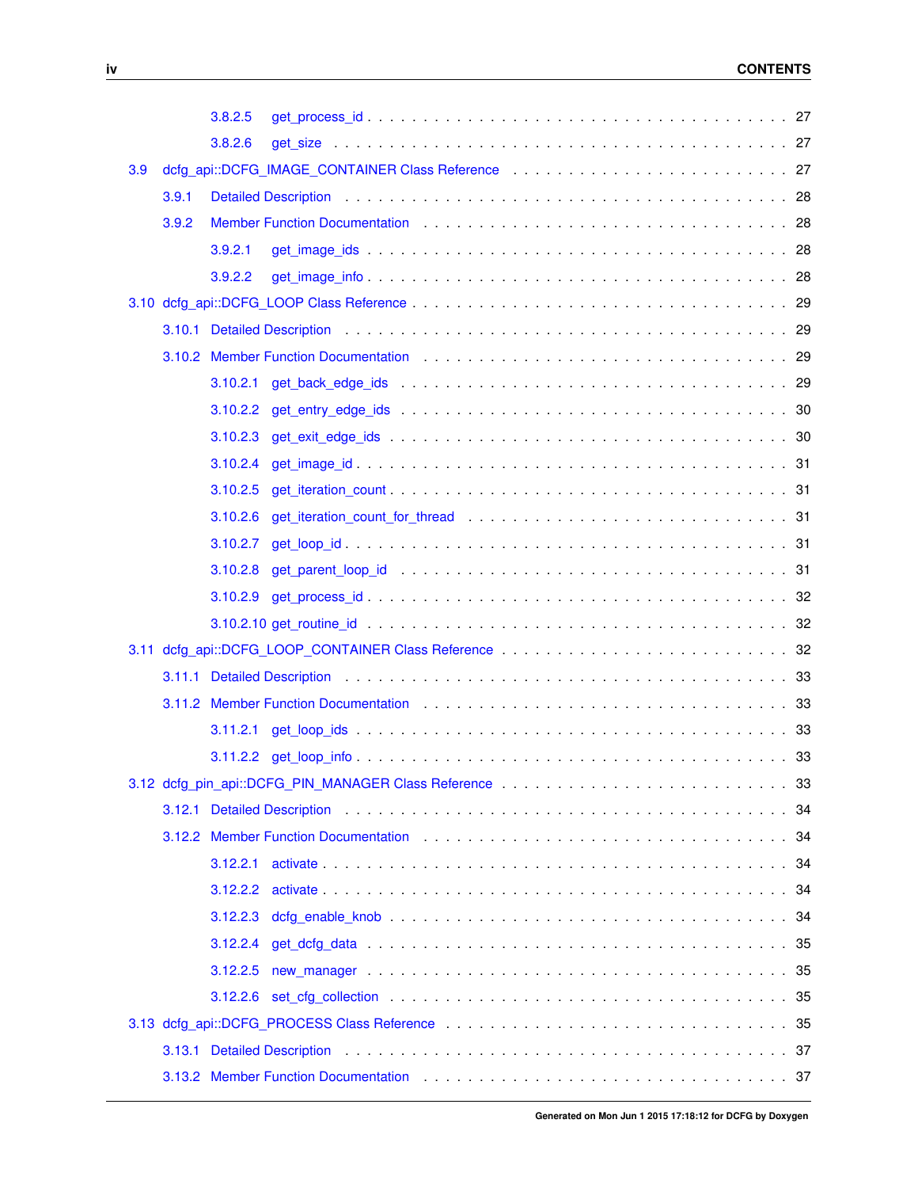3.8.2.5 get_process_id . . . . . . . . . . . . . . . . . . . . . . . . . . . . . . . . . . . . 27

3.8.2.6 get_size . . . . . . . . . . . . . . . . . . . . . . . . . . . . . . . . . . . . . . . . 27

3.9 dcfg_api::DCFG_IMAGE_CONTAINER Class Reference . . . . . . . . . . . . . . . . . . . . . . 27

3.9.1 Detailed Description . . . . . . . . . . . . . . . . . . . . . . . . . . . . . . . . . . . 28

3.9.2 Member Function Documentation . . . . . . . . . . . . . . . . . . . . . . . . . . . . 28

3.9.2.1 get_image_ids . . . . . . . . . . . . . . . . . . . . . . . . . . . . . . . . . . . 28

3.9.2.2 get_image_info . . . . . . . . . . . . . . . . . . . . . . . . . . . . . . . . . . 28

3.10 dcfg_api::DCFG_LOOP Class Reference . . . . . . . . . . . . . . . . . . . . . . . . . . . . 29

3.10.1 Detailed Description . . . . . . . . . . . . . . . . . . . . . . . . . . . . . . . . . . . 29

3.10.2 Member Function Documentation . . . . . . . . . . . . . . . . . . . . . . . . . . . . 29

3.10.2.1 get_back_edge_ids . . . . . . . . . . . . . . . . . . . . . . . . . . . . . . . . 29

3.10.2.2 get_entry_edge_ids . . . . . . . . . . . . . . . . . . . . . . . . . . . . . . . . 30

3.10.2.3 get_exit_edge_ids . . . . . . . . . . . . . . . . . . . . . . . . . . . . . . . . 30

3.10.2.4 get_image_id . . . . . . . . . . . . . . . . . . . . . . . . . . . . . . . . . . . 31

3.10.2.5 get_iteration_count . . . . . . . . . . . . . . . . . . . . . . . . . . . . . . . . 31

3.10.2.6 get_iteration_count_for_thread . . . . . . . . . . . . . . . . . . . . . . . . . . 31

3.10.2.7 get_loop_id . . . . . . . . . . . . . . . . . . . . . . . . . . . . . . . . . . . . 31

3.10.2.8 get_parent_loop_id . . . . . . . . . . . . . . . . . . . . . . . . . . . . . . . . 31

3.10.2.9 get_process_id . . . . . . . . . . . . . . . . . . . . . . . . . . . . . . . . . . 32

3.10.2.10 get_routine_id . . . . . . . . . . . . . . . . . . . . . . . . . . . . . . . . . . 32

3.11 dcfg_api::DCFG_LOOP_CONTAINER Class Reference . . . . . . . . . . . . . . . . . . . . . . 32

3.11.1 Detailed Description . . . . . . . . . . . . . . . . . . . . . . . . . . . . . . . . . . . 33

3.11.2 Member Function Documentation . . . . . . . . . . . . . . . . . . . . . . . . . . . . 33

3.11.2.1 get_loop_ids . . . . . . . . . . . . . . . . . . . . . . . . . . . . . . . . . . . 33

3.11.2.2 get_loop_info . . . . . . . . . . . . . . . . . . . . . . . . . . . . . . . . . . . 33

3.12 dcfg_pin_api::DCFG_PIN_MANAGER Class Reference . . . . . . . . . . . . . . . . . . . . . . 33

3.12.1 Detailed Description . . . . . . . . . . . . . . . . . . . . . . . . . . . . . . . . . . . 34

3.12.2 Member Function Documentation . . . . . . . . . . . . . . . . . . . . . . . . . . . . 34

3.12.2.1 activate . . . . . . . . . . . . . . . . . . . . . . . . . . . . . . . . . . . . . . 34

3.12.2.2 activate . . . . . . . . . . . . . . . . . . . . . . . . . . . . . . . . . . . . . . 34

3.12.2.3 dcfg_enable_knob . . . . . . . . . . . . . . . . . . . . . . . . . . . . . . . . . 34

3.12.2.4 get_dcfg_data . . . . . . . . . . . . . . . . . . . . . . . . . . . . . . . . . . . 35

3.12.2.5 new_manager . . . . . . . . . . . . . . . . . . . . . . . . . . . . . . . . . . . 35

3.12.2.6 set_cfg_collection . . . . . . . . . . . . . . . . . . . . . . . . . . . . . . . . . 35

3.13 dcfg_api::DCFG_PROCESS Class Reference . . . . . . . . . . . . . . . . . . . . . . . . . . 35

3.13.1 Detailed Description . . . . . . . . . . . . . . . . . . . . . . . . . . . . . . . . . . . 37

3.13.2 Member Function Documentation . . . . . . . . . . . . . . . . . . . . . . . . . . . . 37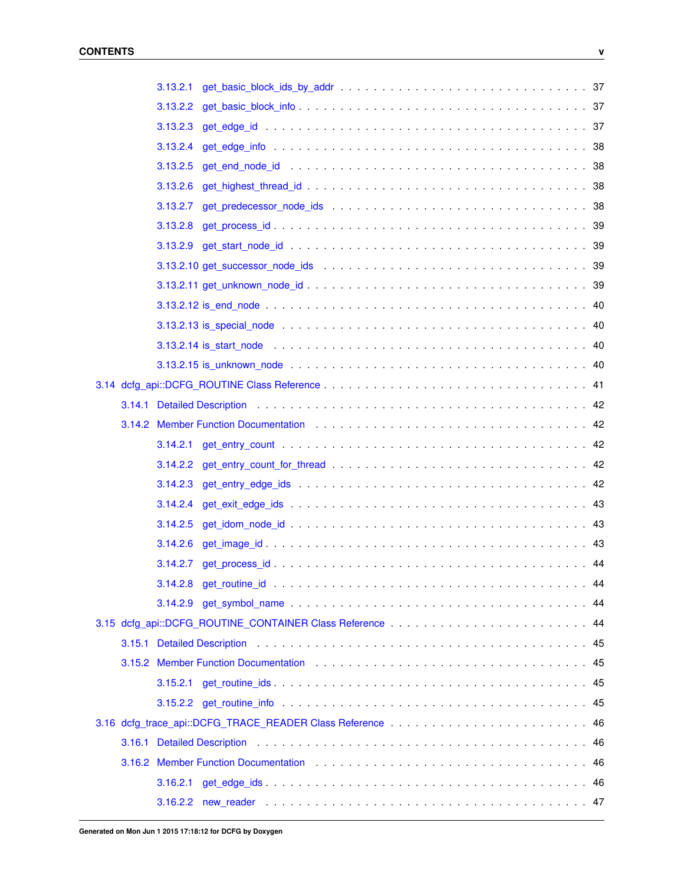3.13.2.1 get_basic_block_ids_by_addr . . . . . . . . . . . . . . . . . . . . . . . . . . . . . 37
3.13.2.2 get_basic_block_info . . . . . . . . . . . . . . . . . . . . . . . . . . . . . . . . . 37
3.13.2.3 get_edge_id . . . . . . . . . . . . . . . . . . . . . . . . . . . . . . . . . . . . . 37
3.13.2.4 get_edge_info . . . . . . . . . . . . . . . . . . . . . . . . . . . . . . . . . . . . 38
3.13.2.5 get_end_node_id . . . . . . . . . . . . . . . . . . . . . . . . . . . . . . . . . . . 38
3.13.2.6 get_highest_thread_id . . . . . . . . . . . . . . . . . . . . . . . . . . . . . . . . 38
3.13.2.7 get_predecessor_node_ids . . . . . . . . . . . . . . . . . . . . . . . . . . . . . . 38
3.13.2.8 get_process_id . . . . . . . . . . . . . . . . . . . . . . . . . . . . . . . . . . . . 39
3.13.2.9 get_start_node_id . . . . . . . . . . . . . . . . . . . . . . . . . . . . . . . . . . 39
3.13.2.10 get_successor_node_ids . . . . . . . . . . . . . . . . . . . . . . . . . . . . . . . 39
3.13.2.11 get_unknown_node_id . . . . . . . . . . . . . . . . . . . . . . . . . . . . . . . . . 39
3.13.2.12 is_end_node . . . . . . . . . . . . . . . . . . . . . . . . . . . . . . . . . . . . . 40
3.13.2.13 is_special_node . . . . . . . . . . . . . . . . . . . . . . . . . . . . . . . . . . . 40
3.13.2.14 is_start_node . . . . . . . . . . . . . . . . . . . . . . . . . . . . . . . . . . . . 40
3.13.2.15 is_unknown_node . . . . . . . . . . . . . . . . . . . . . . . . . . . . . . . . . . . 40

3.14 dcfg_api::DCFG_ROUTINE Class Reference . . . . . . . . . . . . . . . . . . . . . . . . . . . 41
3.14.1 Detailed Description . . . . . . . . . . . . . . . . . . . . . . . . . . . . . . . . . . . 42
3.14.2 Member Function Documentation . . . . . . . . . . . . . . . . . . . . . . . . . . . . . . 42
3.14.2.1 get_entry_count . . . . . . . . . . . . . . . . . . . . . . . . . . . . . . . . . . . 42
3.14.2.2 get_entry_count_for_thread . . . . . . . . . . . . . . . . . . . . . . . . . . . . . 42
3.14.2.3 get_entry_edge_ids . . . . . . . . . . . . . . . . . . . . . . . . . . . . . . . . . 42
3.14.2.4 get_exit_edge_ids . . . . . . . . . . . . . . . . . . . . . . . . . . . . . . . . . . 43
3.14.2.5 get_idom_node_id . . . . . . . . . . . . . . . . . . . . . . . . . . . . . . . . . . 43
3.14.2.6 get_image_id . . . . . . . . . . . . . . . . . . . . . . . . . . . . . . . . . . . . 43
3.14.2.7 get_process_id . . . . . . . . . . . . . . . . . . . . . . . . . . . . . . . . . . . 44
3.14.2.8 get_routine_id . . . . . . . . . . . . . . . . . . . . . . . . . . . . . . . . . . . 44
3.14.2.9 get_symbol_name . . . . . . . . . . . . . . . . . . . . . . . . . . . . . . . . . . 44

3.15 dcfg_api::DCFG_ROUTINE_CONTAINER Class Reference . . . . . . . . . . . . . . . . . . . . . 44
3.15.1 Detailed Description . . . . . . . . . . . . . . . . . . . . . . . . . . . . . . . . . . . 45
3.15.2 Member Function Documentation . . . . . . . . . . . . . . . . . . . . . . . . . . . . . . 45
3.15.2.1 get_routine_ids . . . . . . . . . . . . . . . . . . . . . . . . . . . . . . . . . . . 45
3.15.2.2 get_routine_info . . . . . . . . . . . . . . . . . . . . . . . . . . . . . . . . . . 45

3.16 dcfg_trace_api::DCFG_TRACE_READER Class Reference . . . . . . . . . . . . . . . . . . . . . 46
3.16.1 Detailed Description . . . . . . . . . . . . . . . . . . . . . . . . . . . . . . . . . . . 46
3.16.2 Member Function Documentation . . . . . . . . . . . . . . . . . . . . . . . . . . . . . . 46
3.16.2.1 get_edge_ids . . . . . . . . . . . . . . . . . . . . . . . . . . . . . . . . . . . . 46
3.16.2.2 new_reader . . . . . . . . . . . . . . . . . . . . . . . . . . . . . . . . . . . . . 47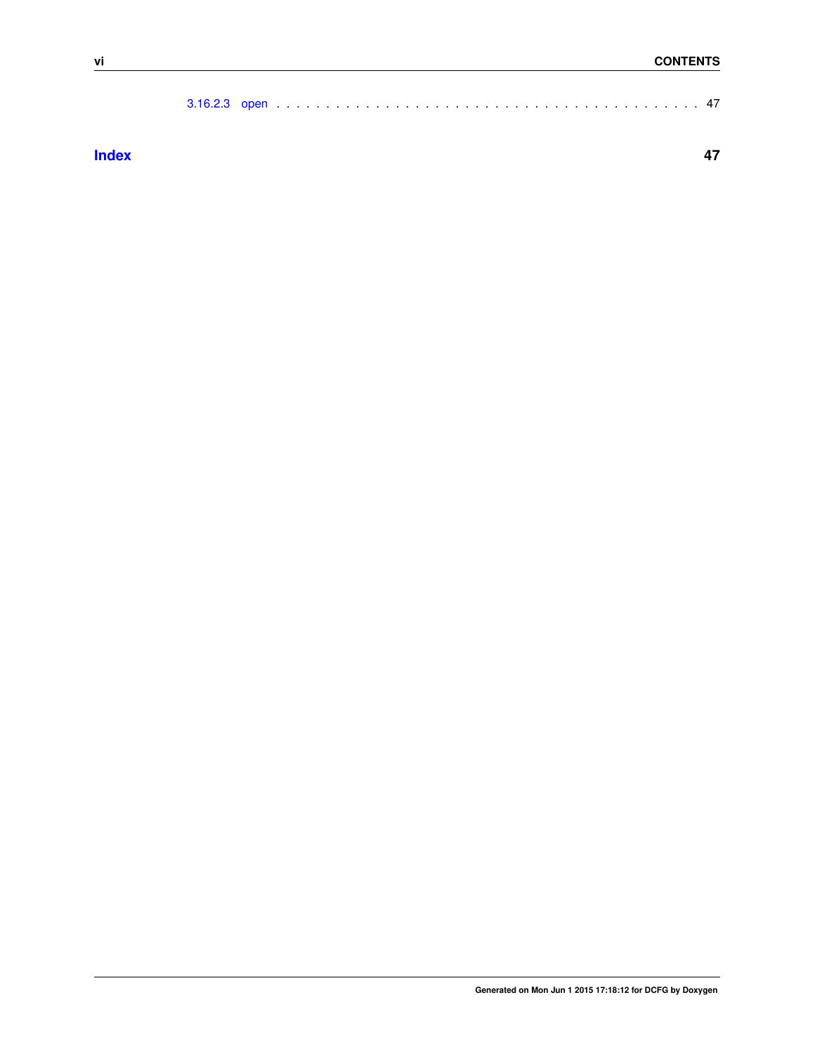3.16.2.3 open . . . . . . . . . . . . . . . . . . . . . . . . . . . . . . . . . . . . . . . . 47

**Index** **47**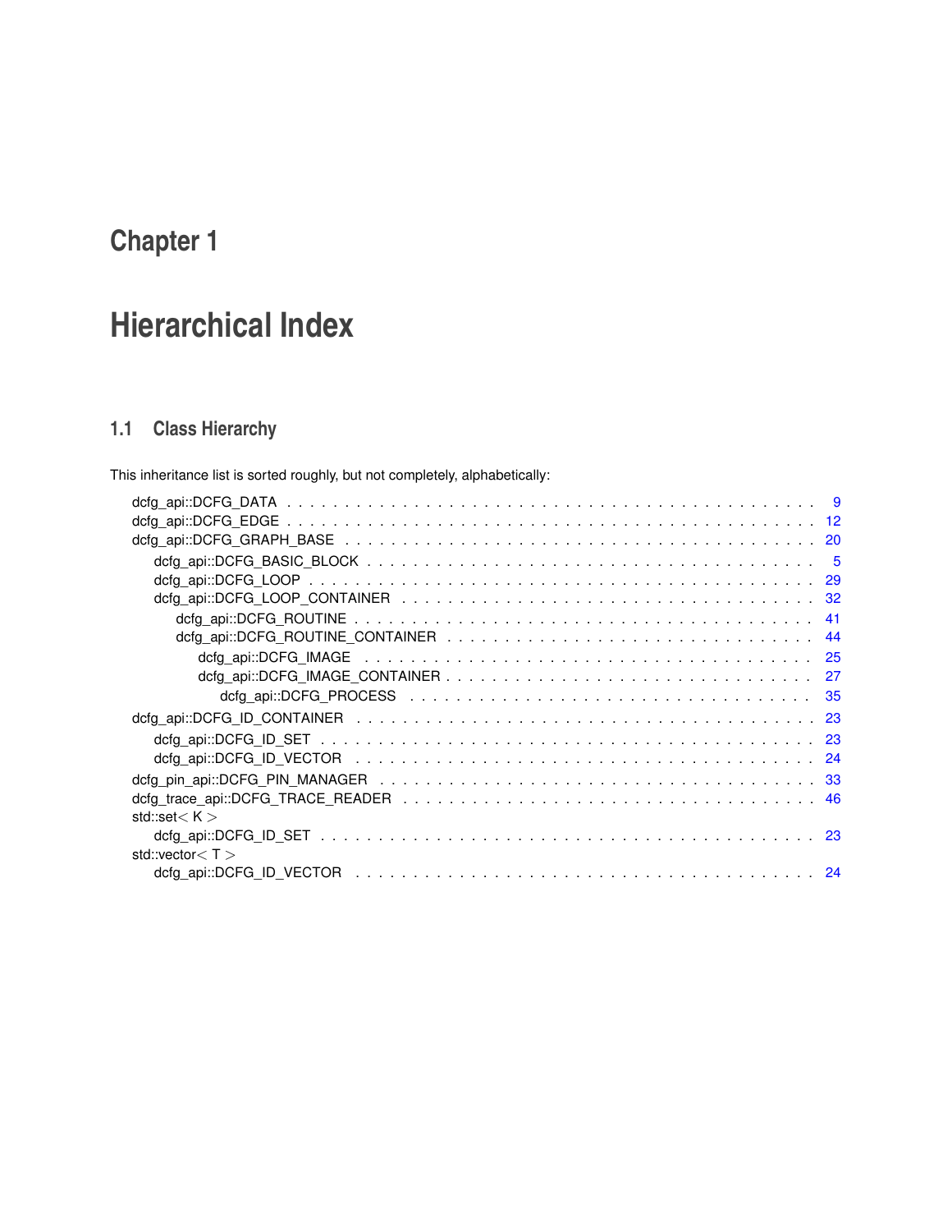# Chapter 1

# Hierarchical Index

## 1.1 Class Hierarchy

This inheritance list is sorted roughly, but not completely, alphabetically:

- dcfg_api::DCFG_DATA . . . 9
- dcfg_api::DCFG_EDGE . . . 12
- dcfg_api::DCFG_GRAPH_BASE . . . 20
  - dcfg_api::DCFG_BASIC_BLOCK . . . 5
  - dcfg_api::DCFG_LOOP . . . 29
  - dcfg_api::DCFG_LOOP_CONTAINER . . . 32
    - dcfg_api::DCFG_ROUTINE . . . 41
    - dcfg_api::DCFG_ROUTINE_CONTAINER . . . 44
      - dcfg_api::DCFG_IMAGE . . . 25
      - dcfg_api::DCFG_IMAGE_CONTAINER . . . 27
        - dcfg_api::DCFG_PROCESS . . . 35
- dcfg_api::DCFG_ID_CONTAINER . . . 23
  - dcfg_api::DCFG_ID_SET . . . 23
  - dcfg_api::DCFG_ID_VECTOR . . . 24
- dcfg_pin_api::DCFG_PIN_MANAGER . . . 33
- dcfg_trace_api::DCFG_TRACE_READER . . . 46
- std::set< K >
  - dcfg_api::DCFG_ID_SET . . . 23
- std::vector< T >
  - dcfg_api::DCFG_ID_VECTOR . . . 24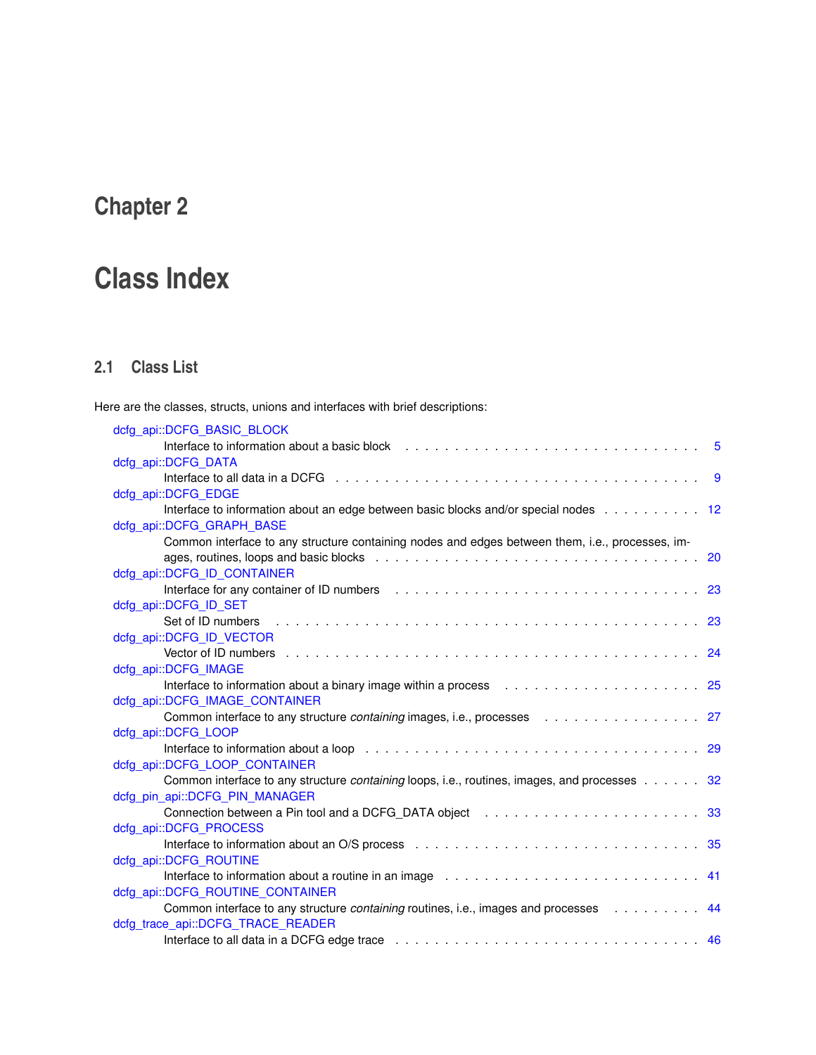# Chapter 2

# Class Index

## 2.1 Class List

Here are the classes, structs, unions and interfaces with brief descriptions:

dcfg_api::DCFG_BASIC_BLOCK
    Interface to information about a basic block . . . . . . . . . . . . . . . . . . . . . . . . . . . . . . 5
dcfg_api::DCFG_DATA
    Interface to all data in a DCFG . . . . . . . . . . . . . . . . . . . . . . . . . . . . . . . . . . . . . . 9
dcfg_api::DCFG_EDGE
    Interface to information about an edge between basic blocks and/or special nodes . . . . . . . . . . 12
dcfg_api::DCFG_GRAPH_BASE
    Common interface to any structure containing nodes and edges between them, i.e., processes, images, routines, loops and basic blocks . . . . . . . . . . . . . . . . . . . . . . . . . . . . . . . . 20
dcfg_api::DCFG_ID_CONTAINER
    Interface for any container of ID numbers . . . . . . . . . . . . . . . . . . . . . . . . . . . . . . 23
dcfg_api::DCFG_ID_SET
    Set of ID numbers . . . . . . . . . . . . . . . . . . . . . . . . . . . . . . . . . . . . . . . . . . . 23
dcfg_api::DCFG_ID_VECTOR
    Vector of ID numbers . . . . . . . . . . . . . . . . . . . . . . . . . . . . . . . . . . . . . . . . . 24
dcfg_api::DCFG_IMAGE
    Interface to information about a binary image within a process . . . . . . . . . . . . . . . . . . . 25
dcfg_api::DCFG_IMAGE_CONTAINER
    Common interface to any structure *containing* images, i.e., processes . . . . . . . . . . . . . . . . 27
dcfg_api::DCFG_LOOP
    Interface to information about a loop . . . . . . . . . . . . . . . . . . . . . . . . . . . . . . . . . 29
dcfg_api::DCFG_LOOP_CONTAINER
    Common interface to any structure *containing* loops, i.e., routines, images, and processes . . . . . . 32
dcfg_pin_api::DCFG_PIN_MANAGER
    Connection between a Pin tool and a DCFG_DATA object . . . . . . . . . . . . . . . . . . . . . . . 33
dcfg_api::DCFG_PROCESS
    Interface to information about an O/S process . . . . . . . . . . . . . . . . . . . . . . . . . . . . 35
dcfg_api::DCFG_ROUTINE
    Interface to information about a routine in an image . . . . . . . . . . . . . . . . . . . . . . . . 41
dcfg_api::DCFG_ROUTINE_CONTAINER
    Common interface to any structure *containing* routines, i.e., images and processes . . . . . . . . . 44
dcfg_trace_api::DCFG_TRACE_READER
    Interface to all data in a DCFG edge trace . . . . . . . . . . . . . . . . . . . . . . . . . . . . . . 46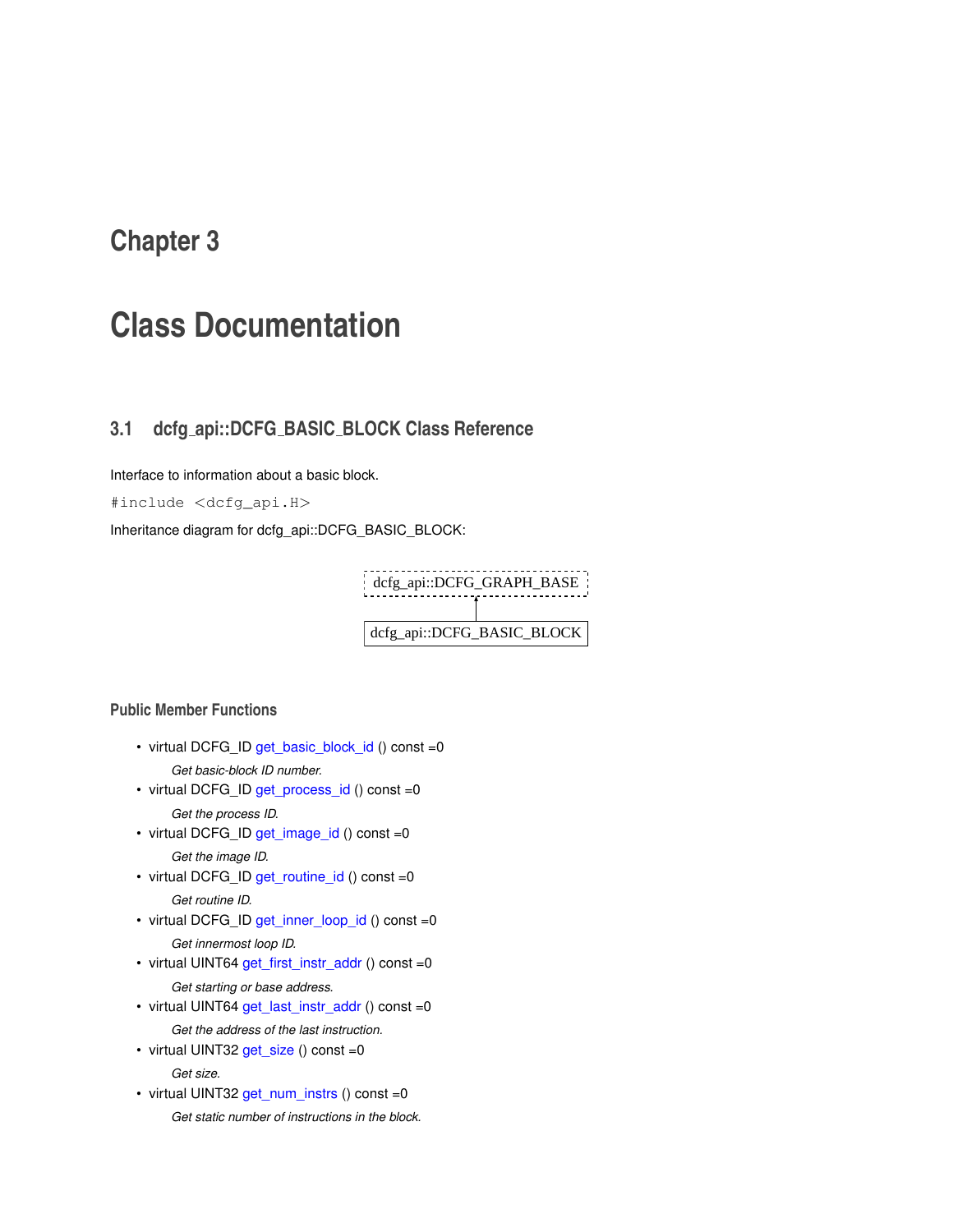# Chapter 3

# Class Documentation

## 3.1 dcfg_api::DCFG_BASIC_BLOCK Class Reference

Interface to information about a basic block.

```
#include <dcfg_api.H>
```

Inheritance diagram for dcfg_api::DCFG_BASIC_BLOCK:

dcfg_api::DCFG_GRAPH_BASE

dcfg_api::DCFG_BASIC_BLOCK

### Public Member Functions

- virtual DCFG_ID get_basic_block_id () const =0

  *Get basic-block ID number.*
- virtual DCFG_ID get_process_id () const =0

  *Get the process ID.*
- virtual DCFG_ID get_image_id () const =0

  *Get the image ID.*
- virtual DCFG_ID get_routine_id () const =0

  *Get routine ID.*
- virtual DCFG_ID get_inner_loop_id () const =0

  *Get innermost loop ID.*
- virtual UINT64 get_first_instr_addr () const =0

  *Get starting or base address.*
- virtual UINT64 get_last_instr_addr () const =0

  *Get the address of the last instruction.*
- virtual UINT32 get_size () const =0

  *Get size.*
- virtual UINT32 get_num_instrs () const =0

  *Get static number of instructions in the block.*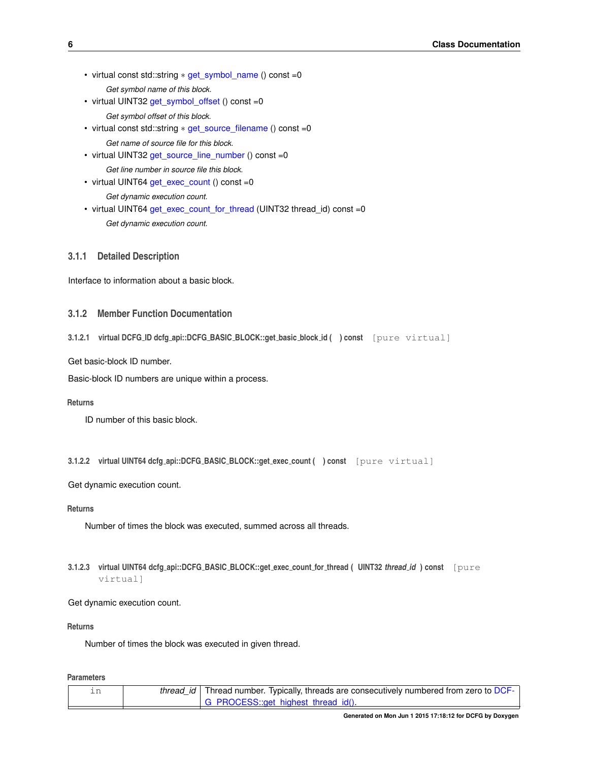- virtual const std::string * get_symbol_name () const =0

  *Get symbol name of this block.*
- virtual UINT32 get_symbol_offset () const =0

  *Get symbol offset of this block.*
- virtual const std::string * get_source_filename () const =0

  *Get name of source file for this block.*
- virtual UINT32 get_source_line_number () const =0

  *Get line number in source file this block.*
- virtual UINT64 get_exec_count () const =0

  *Get dynamic execution count.*
- virtual UINT64 get_exec_count_for_thread (UINT32 thread_id) const =0

  *Get dynamic execution count.*

### 3.1.1 Detailed Description

Interface to information about a basic block.

### 3.1.2 Member Function Documentation

#### 3.1.2.1 virtual DCFG_ID dcfg_api::DCFG_BASIC_BLOCK::get_basic_block_id ( ) const [pure virtual]

Get basic-block ID number.

Basic-block ID numbers are unique within a process.

**Returns**

ID number of this basic block.

#### 3.1.2.2 virtual UINT64 dcfg_api::DCFG_BASIC_BLOCK::get_exec_count ( ) const [pure virtual]

Get dynamic execution count.

**Returns**

Number of times the block was executed, summed across all threads.

#### 3.1.2.3 virtual UINT64 dcfg_api::DCFG_BASIC_BLOCK::get_exec_count_for_thread ( UINT32 *thread_id* ) const [pure virtual]

Get dynamic execution count.

**Returns**

Number of times the block was executed in given thread.

**Parameters**

| | | |
|---|---|---|
| in | *thread_id* | Thread number. Typically, threads are consecutively numbered from zero to DCFG_PROCESS::get_highest_thread_id(). |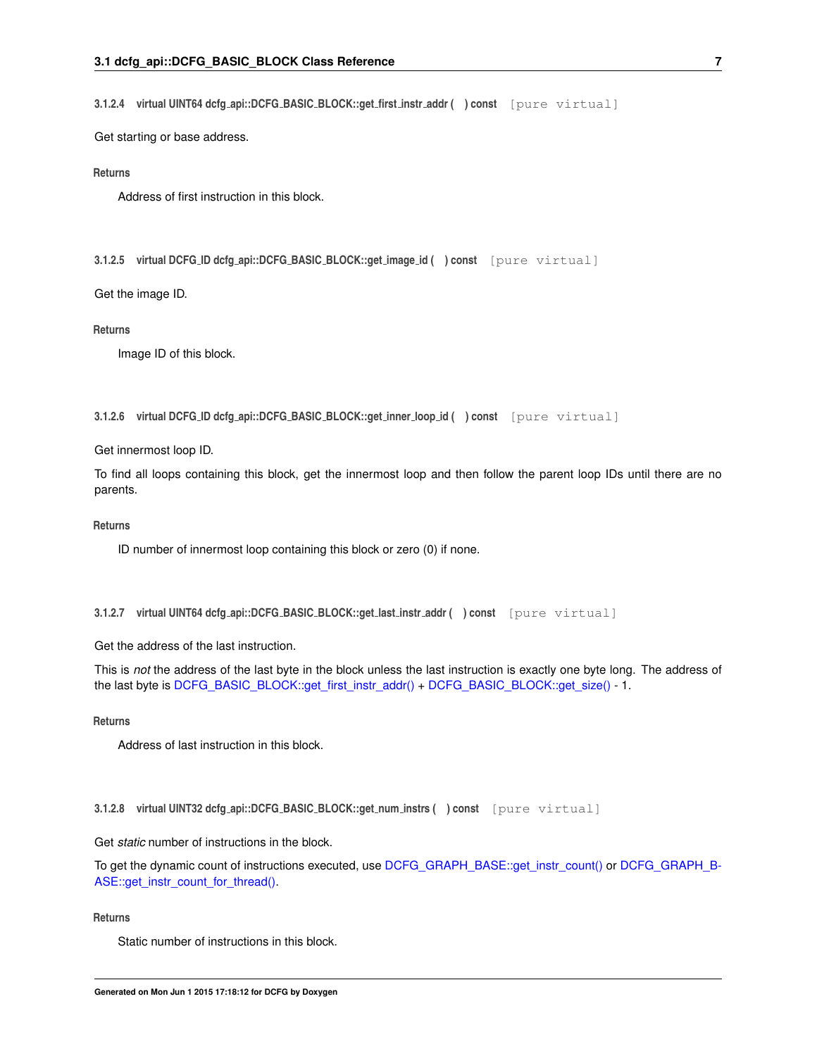#### 3.1.2.4 virtual UINT64 dcfg_api::DCFG_BASIC_BLOCK::get_first_instr_addr ( ) const [pure virtual]

Get starting or base address.

**Returns**

Address of first instruction in this block.

#### 3.1.2.5 virtual DCFG_ID dcfg_api::DCFG_BASIC_BLOCK::get_image_id ( ) const [pure virtual]

Get the image ID.

**Returns**

Image ID of this block.

#### 3.1.2.6 virtual DCFG_ID dcfg_api::DCFG_BASIC_BLOCK::get_inner_loop_id ( ) const [pure virtual]

Get innermost loop ID.

To find all loops containing this block, get the innermost loop and then follow the parent loop IDs until there are no parents.

**Returns**

ID number of innermost loop containing this block or zero (0) if none.

#### 3.1.2.7 virtual UINT64 dcfg_api::DCFG_BASIC_BLOCK::get_last_instr_addr ( ) const [pure virtual]

Get the address of the last instruction.

This is *not* the address of the last byte in the block unless the last instruction is exactly one byte long. The address of the last byte is DCFG_BASIC_BLOCK::get_first_instr_addr() + DCFG_BASIC_BLOCK::get_size() - 1.

**Returns**

Address of last instruction in this block.

#### 3.1.2.8 virtual UINT32 dcfg_api::DCFG_BASIC_BLOCK::get_num_instrs ( ) const [pure virtual]

Get *static* number of instructions in the block.

To get the dynamic count of instructions executed, use DCFG_GRAPH_BASE::get_instr_count() or DCFG_GRAPH_BASE::get_instr_count_for_thread().

**Returns**

Static number of instructions in this block.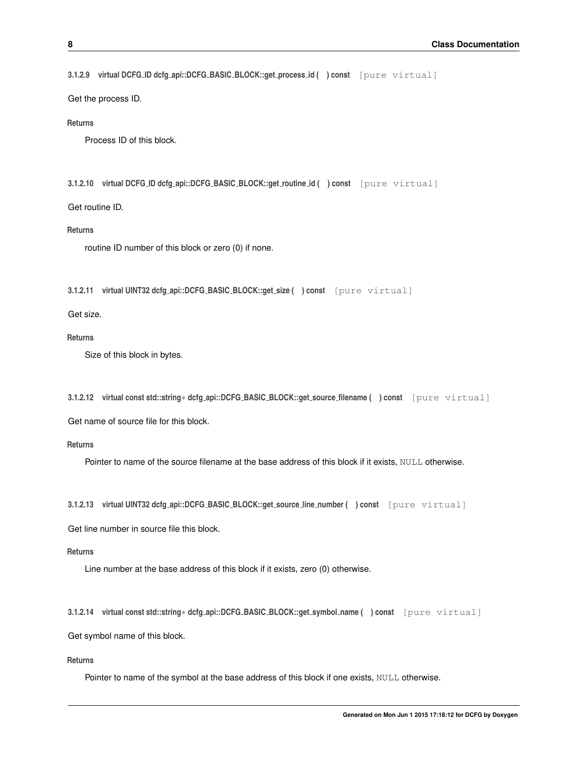#### 3.1.2.9 virtual DCFG_ID dcfg_api::DCFG_BASIC_BLOCK::get_process_id ( ) const [pure virtual]

Get the process ID.

**Returns**

Process ID of this block.

#### 3.1.2.10 virtual DCFG_ID dcfg_api::DCFG_BASIC_BLOCK::get_routine_id ( ) const [pure virtual]

Get routine ID.

**Returns**

routine ID number of this block or zero (0) if none.

#### 3.1.2.11 virtual UINT32 dcfg_api::DCFG_BASIC_BLOCK::get_size ( ) const [pure virtual]

Get size.

**Returns**

Size of this block in bytes.

#### 3.1.2.12 virtual const std::string* dcfg_api::DCFG_BASIC_BLOCK::get_source_filename ( ) const [pure virtual]

Get name of source file for this block.

**Returns**

Pointer to name of the source filename at the base address of this block if it exists, `NULL` otherwise.

#### 3.1.2.13 virtual UINT32 dcfg_api::DCFG_BASIC_BLOCK::get_source_line_number ( ) const [pure virtual]

Get line number in source file this block.

**Returns**

Line number at the base address of this block if it exists, zero (0) otherwise.

#### 3.1.2.14 virtual const std::string* dcfg_api::DCFG_BASIC_BLOCK::get_symbol_name ( ) const [pure virtual]

Get symbol name of this block.

**Returns**

Pointer to name of the symbol at the base address of this block if one exists, `NULL` otherwise.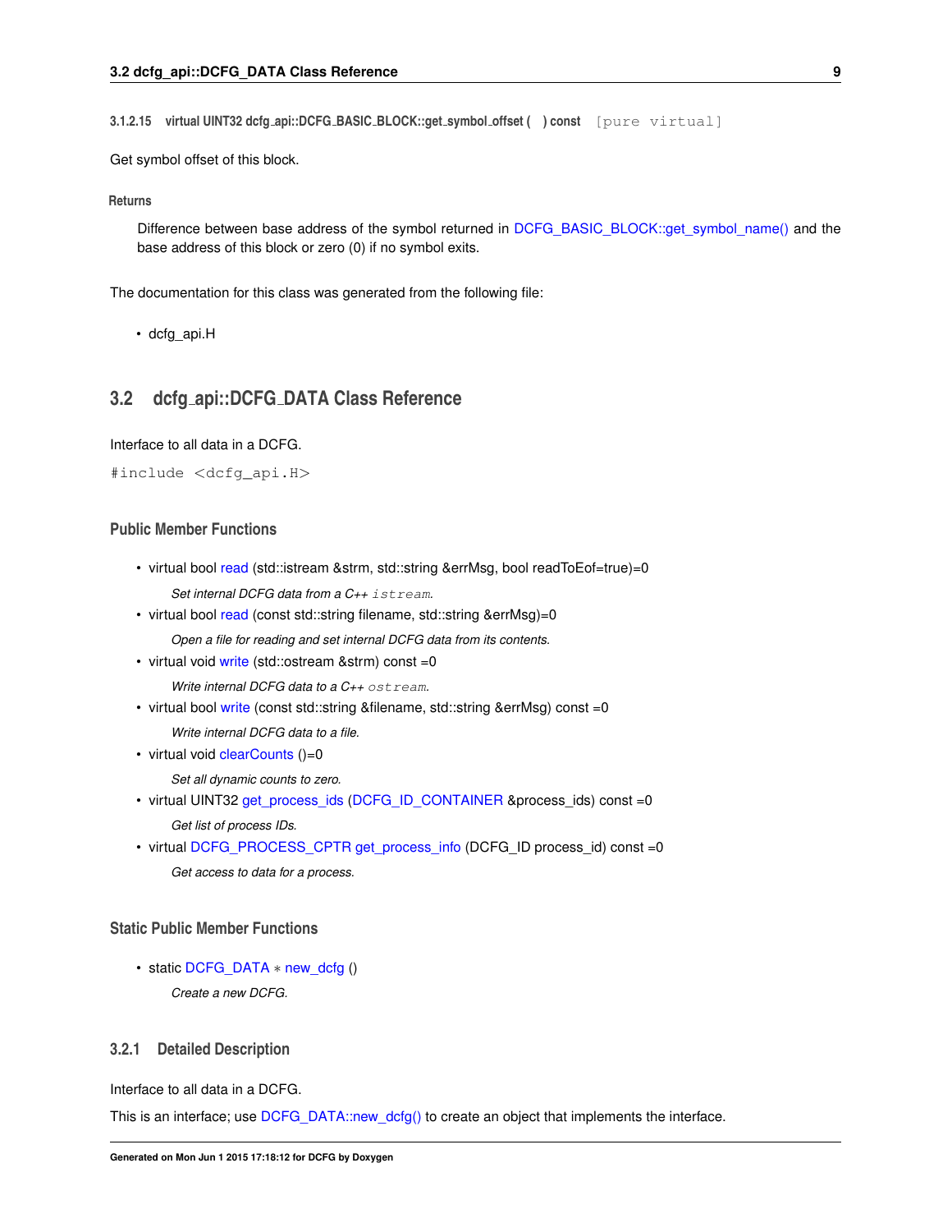#### 3.1.2.15 virtual UINT32 dcfg_api::DCFG_BASIC_BLOCK::get_symbol_offset ( ) const [pure virtual]

Get symbol offset of this block.

**Returns**

Difference between base address of the symbol returned in DCFG_BASIC_BLOCK::get_symbol_name() and the base address of this block or zero (0) if no symbol exits.

The documentation for this class was generated from the following file:

- dcfg_api.H

## 3.2 dcfg_api::DCFG_DATA Class Reference

Interface to all data in a DCFG.

```
#include <dcfg_api.H>
```

### Public Member Functions

- virtual bool read (std::istream &strm, std::string &errMsg, bool readToEof=true)=0

  *Set internal DCFG data from a C++ `istream`.*
- virtual bool read (const std::string filename, std::string &errMsg)=0

  *Open a file for reading and set internal DCFG data from its contents.*
- virtual void write (std::ostream &strm) const =0

  *Write internal DCFG data to a C++ `ostream`.*
- virtual bool write (const std::string &filename, std::string &errMsg) const =0

  *Write internal DCFG data to a file.*
- virtual void clearCounts ()=0

  *Set all dynamic counts to zero.*
- virtual UINT32 get_process_ids (DCFG_ID_CONTAINER &process_ids) const =0

  *Get list of process IDs.*
- virtual DCFG_PROCESS_CPTR get_process_info (DCFG_ID process_id) const =0

  *Get access to data for a process.*

### Static Public Member Functions

- static DCFG_DATA * new_dcfg ()

  *Create a new DCFG.*

### 3.2.1 Detailed Description

Interface to all data in a DCFG.

This is an interface; use DCFG_DATA::new_dcfg() to create an object that implements the interface.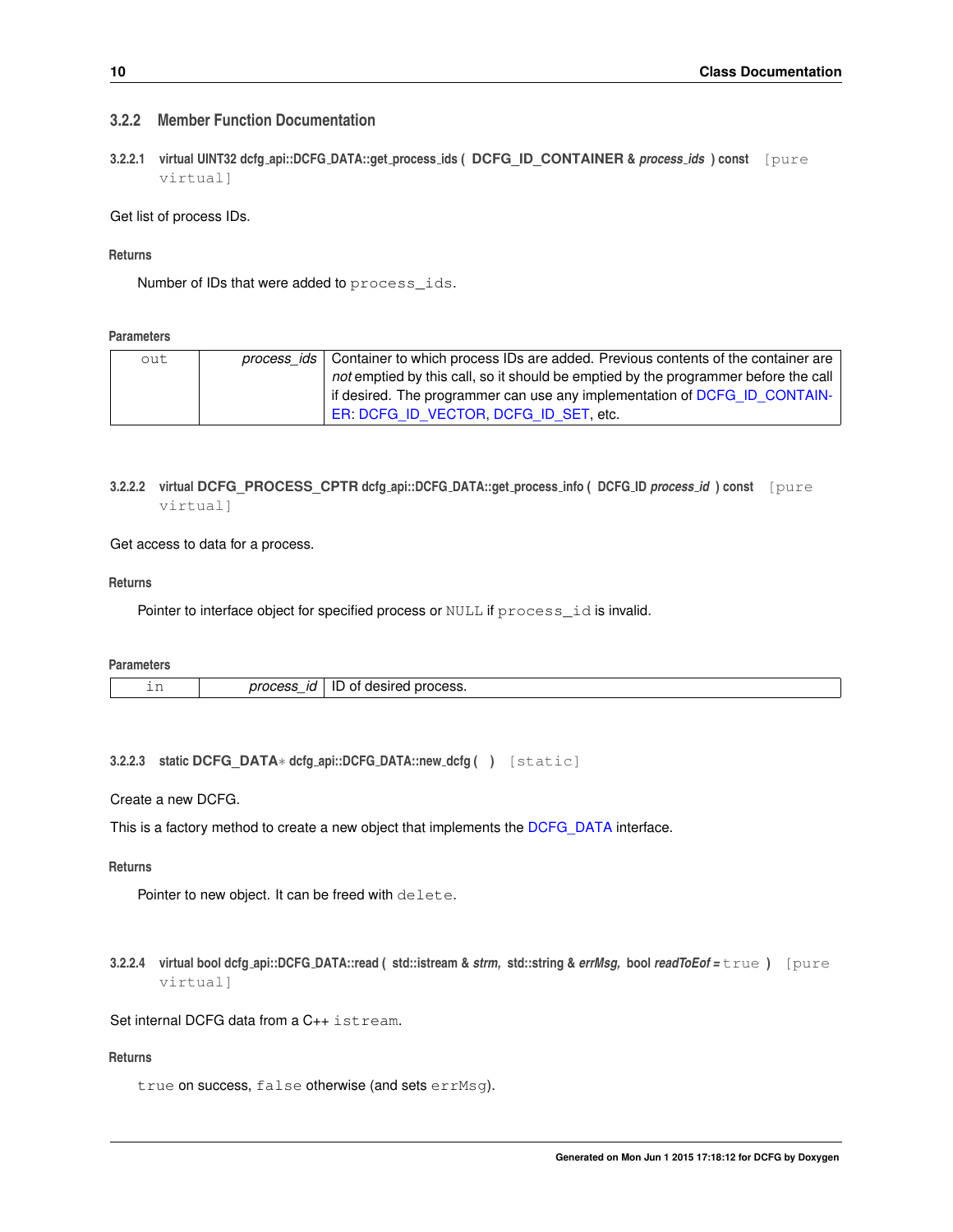### 3.2.2 Member Function Documentation

#### 3.2.2.1 virtual UINT32 dcfg_api::DCFG_DATA::get_process_ids ( DCFG_ID_CONTAINER & *process_ids* ) const [pure virtual]

Get list of process IDs.

**Returns**

Number of IDs that were added to `process_ids`.

**Parameters**

| | | |
|---|---|---|
| out | *process_ids* | Container to which process IDs are added. Previous contents of the container are *not* emptied by this call, so it should be emptied by the programmer before the call if desired. The programmer can use any implementation of DCFG_ID_CONTAINER: DCFG_ID_VECTOR, DCFG_ID_SET, etc. |

#### 3.2.2.2 virtual DCFG_PROCESS_CPTR dcfg_api::DCFG_DATA::get_process_info ( DCFG_ID *process_id* ) const [pure virtual]

Get access to data for a process.

**Returns**

Pointer to interface object for specified process or `NULL` if `process_id` is invalid.

**Parameters**

| | | |
|---|---|---|
| in | *process_id* | ID of desired process. |

#### 3.2.2.3 static DCFG_DATA* dcfg_api::DCFG_DATA::new_dcfg ( ) [static]

Create a new DCFG.

This is a factory method to create a new object that implements the DCFG_DATA interface.

**Returns**

Pointer to new object. It can be freed with `delete`.

#### 3.2.2.4 virtual bool dcfg_api::DCFG_DATA::read ( std::istream & *strm*, std::string & *errMsg*, bool *readToEof* = `true` ) [pure virtual]

Set internal DCFG data from a C++ `istream`.

**Returns**

`true` on success, `false` otherwise (and sets `errMsg`).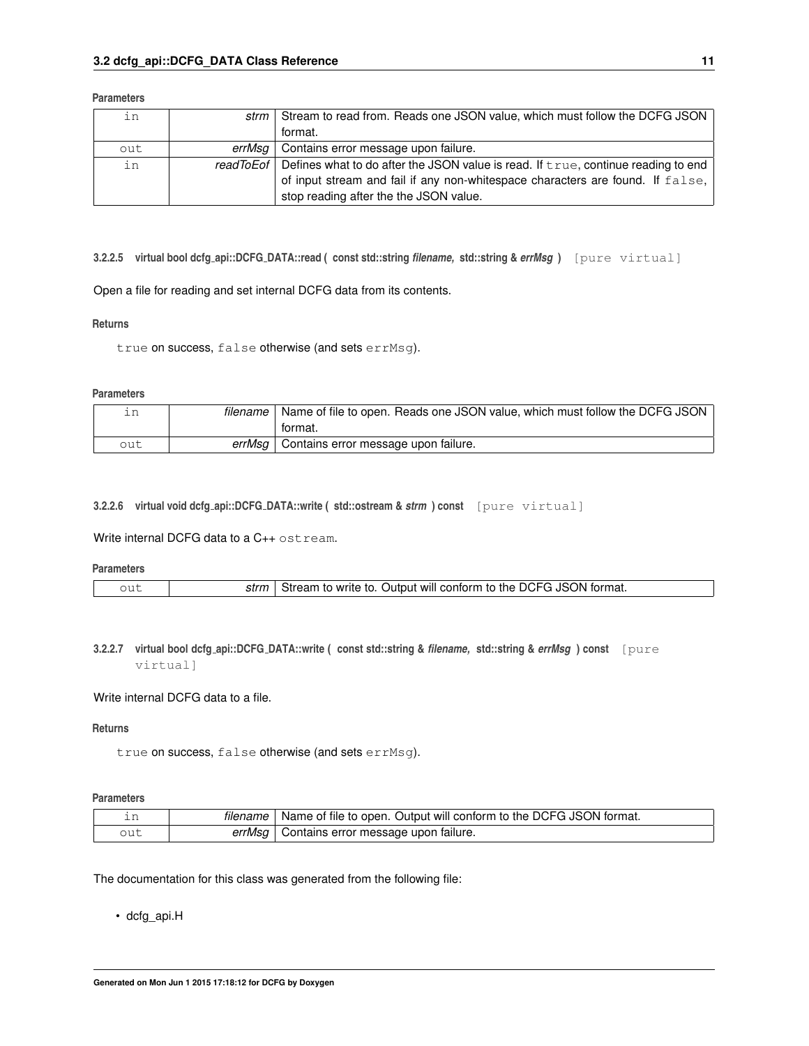**Parameters**

| | | |
|---|---|---|
| in | *strm* | Stream to read from. Reads one JSON value, which must follow the DCFG JSON format. |
| out | *errMsg* | Contains error message upon failure. |
| in | *readToEof* | Defines what to do after the JSON value is read. If `true`, continue reading to end of input stream and fail if any non-whitespace characters are found. If `false`, stop reading after the the JSON value. |

#### 3.2.2.5 virtual bool dcfg_api::DCFG_DATA::read ( const std::string *filename*, std::string & *errMsg* ) [pure virtual]

Open a file for reading and set internal DCFG data from its contents.

**Returns**

`true` on success, `false` otherwise (and sets `errMsg`).

**Parameters**

| | | |
|---|---|---|
| in | *filename* | Name of file to open. Reads one JSON value, which must follow the DCFG JSON format. |
| out | *errMsg* | Contains error message upon failure. |

#### 3.2.2.6 virtual void dcfg_api::DCFG_DATA::write ( std::ostream & *strm* ) const [pure virtual]

Write internal DCFG data to a C++ `ostream`.

**Parameters**

| | | |
|---|---|---|
| out | *strm* | Stream to write to. Output will conform to the DCFG JSON format. |

#### 3.2.2.7 virtual bool dcfg_api::DCFG_DATA::write ( const std::string & *filename*, std::string & *errMsg* ) const [pure virtual]

Write internal DCFG data to a file.

**Returns**

`true` on success, `false` otherwise (and sets `errMsg`).

**Parameters**

| | | |
|---|---|---|
| in | *filename* | Name of file to open. Output will conform to the DCFG JSON format. |
| out | *errMsg* | Contains error message upon failure. |

The documentation for this class was generated from the following file:

- dcfg_api.H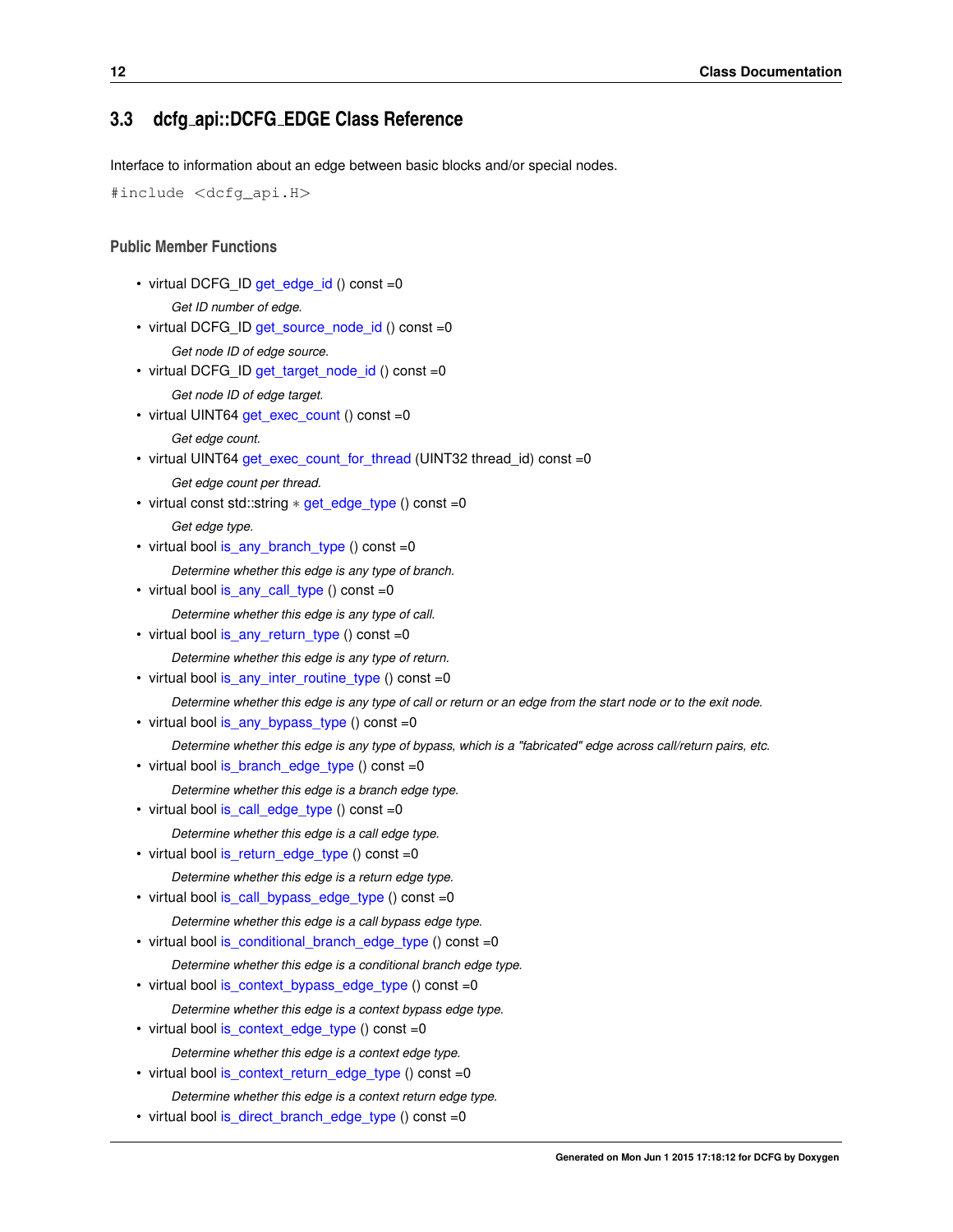## 3.3 dcfg_api::DCFG_EDGE Class Reference

Interface to information about an edge between basic blocks and/or special nodes.

```
#include <dcfg_api.H>
```

### Public Member Functions

- virtual DCFG_ID get_edge_id () const =0

  *Get ID number of edge.*
- virtual DCFG_ID get_source_node_id () const =0

  *Get node ID of edge source.*
- virtual DCFG_ID get_target_node_id () const =0

  *Get node ID of edge target.*
- virtual UINT64 get_exec_count () const =0

  *Get edge count.*
- virtual UINT64 get_exec_count_for_thread (UINT32 thread_id) const =0

  *Get edge count per thread.*
- virtual const std::string * get_edge_type () const =0

  *Get edge type.*
- virtual bool is_any_branch_type () const =0

  *Determine whether this edge is any type of branch.*
- virtual bool is_any_call_type () const =0

  *Determine whether this edge is any type of call.*
- virtual bool is_any_return_type () const =0

  *Determine whether this edge is any type of return.*
- virtual bool is_any_inter_routine_type () const =0

  *Determine whether this edge is any type of call or return or an edge from the start node or to the exit node.*
- virtual bool is_any_bypass_type () const =0

  *Determine whether this edge is any type of bypass, which is a "fabricated" edge across call/return pairs, etc.*
- virtual bool is_branch_edge_type () const =0

  *Determine whether this edge is a branch edge type.*
- virtual bool is_call_edge_type () const =0

  *Determine whether this edge is a call edge type.*
- virtual bool is_return_edge_type () const =0

  *Determine whether this edge is a return edge type.*
- virtual bool is_call_bypass_edge_type () const =0

  *Determine whether this edge is a call bypass edge type.*
- virtual bool is_conditional_branch_edge_type () const =0

  *Determine whether this edge is a conditional branch edge type.*
- virtual bool is_context_bypass_edge_type () const =0

  *Determine whether this edge is a context bypass edge type.*
- virtual bool is_context_edge_type () const =0

  *Determine whether this edge is a context edge type.*
- virtual bool is_context_return_edge_type () const =0

  *Determine whether this edge is a context return edge type.*
- virtual bool is_direct_branch_edge_type () const =0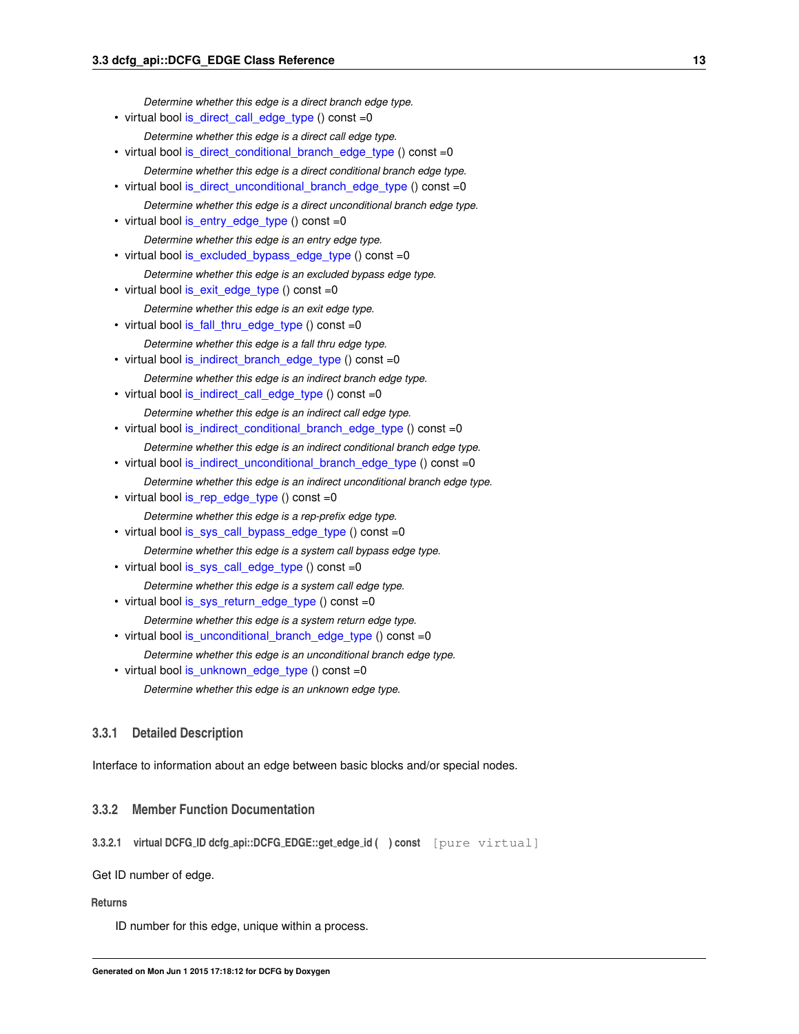*Determine whether this edge is a direct branch edge type.*

- virtual bool is_direct_call_edge_type () const =0

    *Determine whether this edge is a direct call edge type.*
- virtual bool is_direct_conditional_branch_edge_type () const =0

    *Determine whether this edge is a direct conditional branch edge type.*
- virtual bool is_direct_unconditional_branch_edge_type () const =0

    *Determine whether this edge is a direct unconditional branch edge type.*
- virtual bool is_entry_edge_type () const =0

    *Determine whether this edge is an entry edge type.*
- virtual bool is_excluded_bypass_edge_type () const =0

    *Determine whether this edge is an excluded bypass edge type.*
- virtual bool is_exit_edge_type () const =0

    *Determine whether this edge is an exit edge type.*
- virtual bool is_fall_thru_edge_type () const =0

    *Determine whether this edge is a fall thru edge type.*
- virtual bool is_indirect_branch_edge_type () const =0

    *Determine whether this edge is an indirect branch edge type.*
- virtual bool is_indirect_call_edge_type () const =0

    *Determine whether this edge is an indirect call edge type.*
- virtual bool is_indirect_conditional_branch_edge_type () const =0

    *Determine whether this edge is an indirect conditional branch edge type.*
- virtual bool is_indirect_unconditional_branch_edge_type () const =0

    *Determine whether this edge is an indirect unconditional branch edge type.*
- virtual bool is_rep_edge_type () const =0

    *Determine whether this edge is a rep-prefix edge type.*
- virtual bool is_sys_call_bypass_edge_type () const =0

    *Determine whether this edge is a system call bypass edge type.*
- virtual bool is_sys_call_edge_type () const =0

    *Determine whether this edge is a system call edge type.*
- virtual bool is_sys_return_edge_type () const =0

    *Determine whether this edge is a system return edge type.*
- virtual bool is_unconditional_branch_edge_type () const =0

    *Determine whether this edge is an unconditional branch edge type.*
- virtual bool is_unknown_edge_type () const =0

    *Determine whether this edge is an unknown edge type.*

### 3.3.1 Detailed Description

Interface to information about an edge between basic blocks and/or special nodes.

### 3.3.2 Member Function Documentation

#### 3.3.2.1 virtual DCFG_ID dcfg_api::DCFG_EDGE::get_edge_id ( ) const [pure virtual]

Get ID number of edge.

**Returns**

ID number for this edge, unique within a process.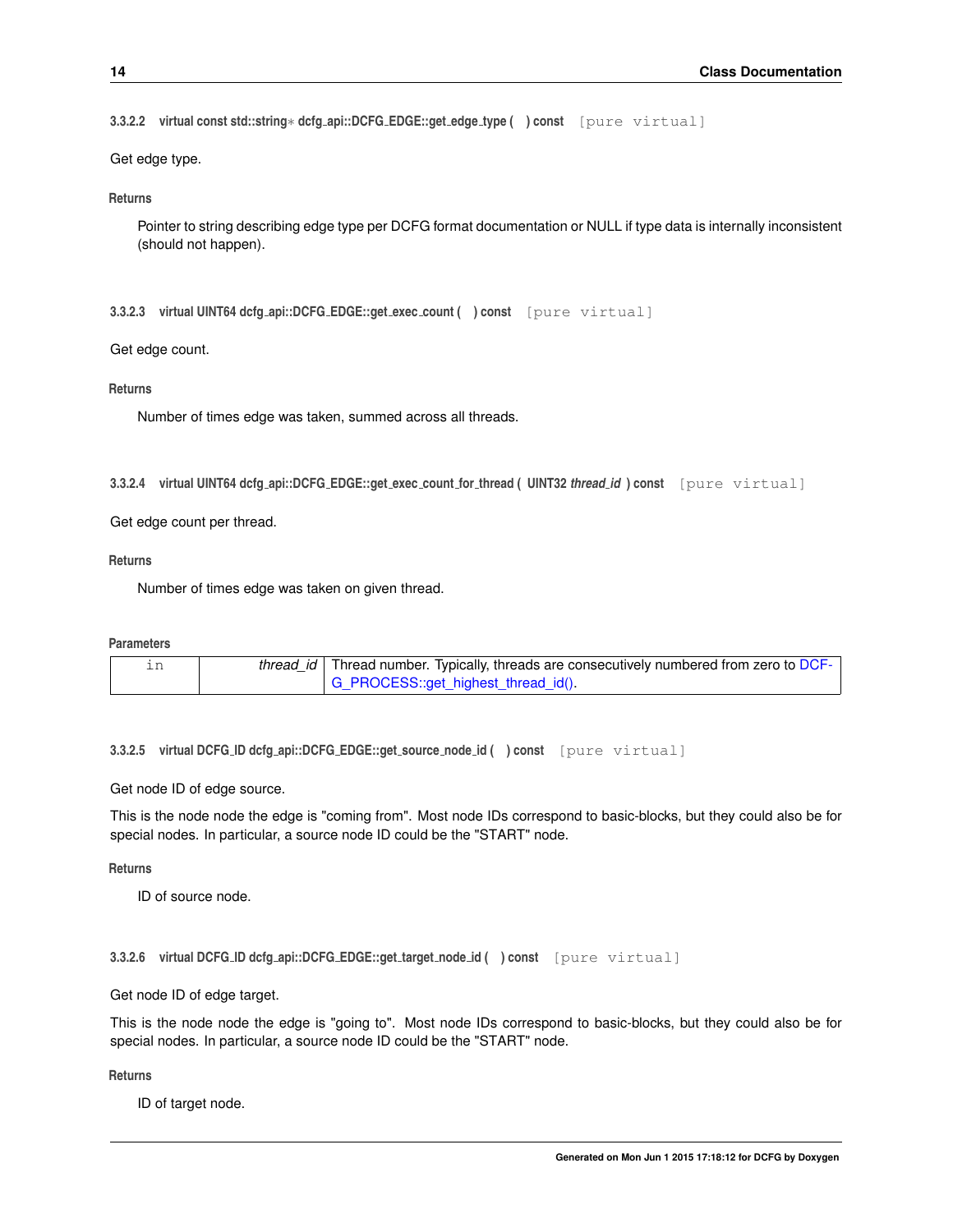#### 3.3.2.2 virtual const std::string* dcfg_api::DCFG_EDGE::get_edge_type ( ) const [pure virtual]

Get edge type.

**Returns**

Pointer to string describing edge type per DCFG format documentation or NULL if type data is internally inconsistent (should not happen).

#### 3.3.2.3 virtual UINT64 dcfg_api::DCFG_EDGE::get_exec_count ( ) const [pure virtual]

Get edge count.

**Returns**

Number of times edge was taken, summed across all threads.

#### 3.3.2.4 virtual UINT64 dcfg_api::DCFG_EDGE::get_exec_count_for_thread ( UINT32 *thread_id* ) const [pure virtual]

Get edge count per thread.

**Returns**

Number of times edge was taken on given thread.

**Parameters**

| | | |
|---|---|---|
| in | *thread_id* | Thread number. Typically, threads are consecutively numbered from zero to DCFG_PROCESS::get_highest_thread_id(). |

#### 3.3.2.5 virtual DCFG_ID dcfg_api::DCFG_EDGE::get_source_node_id ( ) const [pure virtual]

Get node ID of edge source.

This is the node node the edge is "coming from". Most node IDs correspond to basic-blocks, but they could also be for special nodes. In particular, a source node ID could be the "START" node.

**Returns**

ID of source node.

#### 3.3.2.6 virtual DCFG_ID dcfg_api::DCFG_EDGE::get_target_node_id ( ) const [pure virtual]

Get node ID of edge target.

This is the node node the edge is "going to". Most node IDs correspond to basic-blocks, but they could also be for special nodes. In particular, a source node ID could be the "START" node.

**Returns**

ID of target node.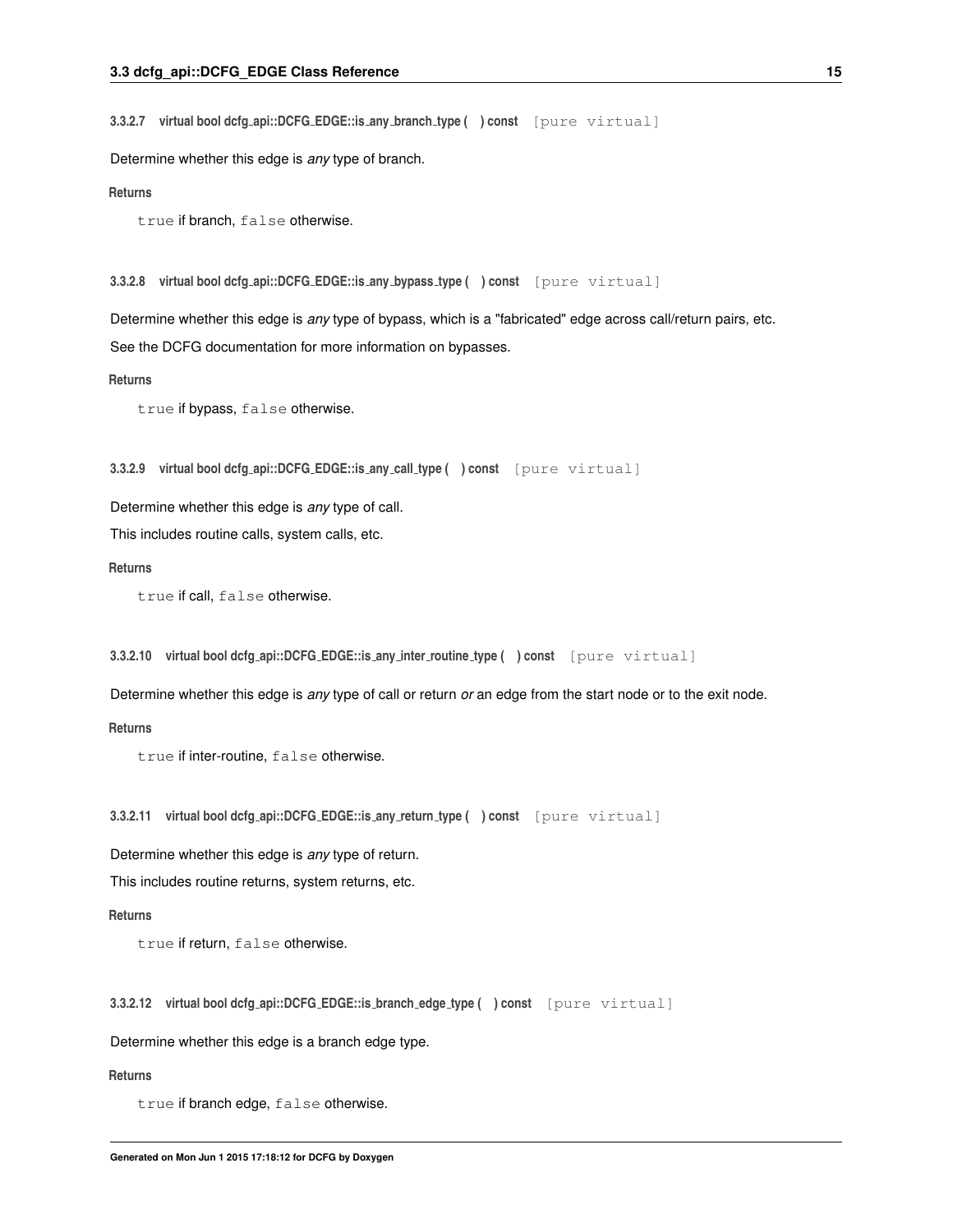#### 3.3.2.7 virtual bool dcfg_api::DCFG_EDGE::is_any_branch_type ( ) const [pure virtual]

Determine whether this edge is *any* type of branch.

**Returns**

`true` if branch, `false` otherwise.

#### 3.3.2.8 virtual bool dcfg_api::DCFG_EDGE::is_any_bypass_type ( ) const [pure virtual]

Determine whether this edge is *any* type of bypass, which is a "fabricated" edge across call/return pairs, etc.

See the DCFG documentation for more information on bypasses.

**Returns**

`true` if bypass, `false` otherwise.

#### 3.3.2.9 virtual bool dcfg_api::DCFG_EDGE::is_any_call_type ( ) const [pure virtual]

Determine whether this edge is *any* type of call.

This includes routine calls, system calls, etc.

**Returns**

`true` if call, `false` otherwise.

#### 3.3.2.10 virtual bool dcfg_api::DCFG_EDGE::is_any_inter_routine_type ( ) const [pure virtual]

Determine whether this edge is *any* type of call or return *or* an edge from the start node or to the exit node.

**Returns**

`true` if inter-routine, `false` otherwise.

#### 3.3.2.11 virtual bool dcfg_api::DCFG_EDGE::is_any_return_type ( ) const [pure virtual]

Determine whether this edge is *any* type of return.

This includes routine returns, system returns, etc.

**Returns**

`true` if return, `false` otherwise.

#### 3.3.2.12 virtual bool dcfg_api::DCFG_EDGE::is_branch_edge_type ( ) const [pure virtual]

Determine whether this edge is a branch edge type.

**Returns**

`true` if branch edge, `false` otherwise.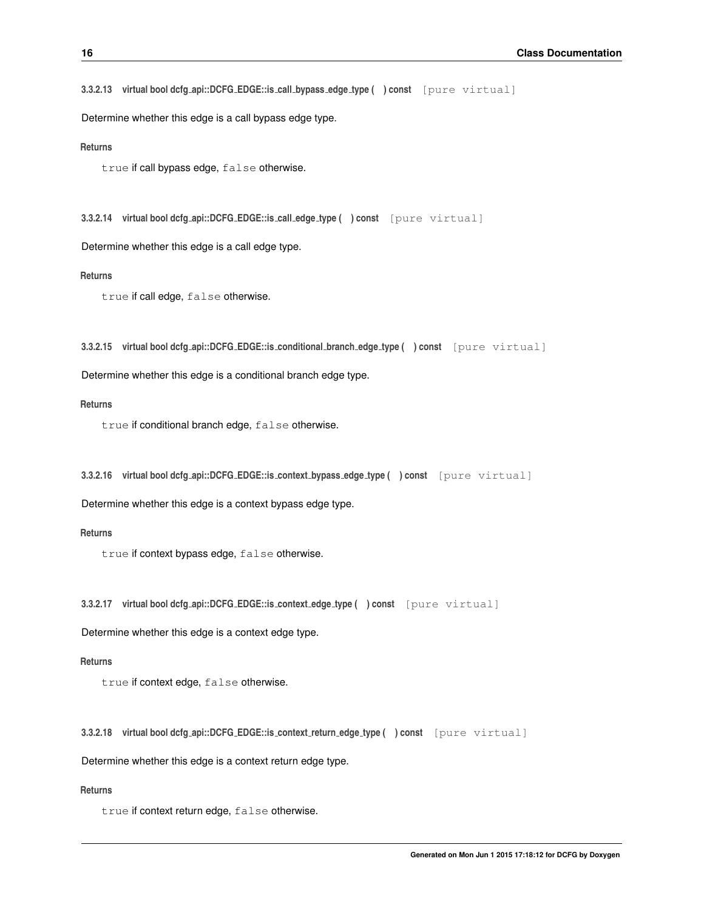#### 3.3.2.13 virtual bool dcfg_api::DCFG_EDGE::is_call_bypass_edge_type ( ) const [pure virtual]

Determine whether this edge is a call bypass edge type.

**Returns**

`true` if call bypass edge, `false` otherwise.

#### 3.3.2.14 virtual bool dcfg_api::DCFG_EDGE::is_call_edge_type ( ) const [pure virtual]

Determine whether this edge is a call edge type.

**Returns**

`true` if call edge, `false` otherwise.

#### 3.3.2.15 virtual bool dcfg_api::DCFG_EDGE::is_conditional_branch_edge_type ( ) const [pure virtual]

Determine whether this edge is a conditional branch edge type.

**Returns**

`true` if conditional branch edge, `false` otherwise.

#### 3.3.2.16 virtual bool dcfg_api::DCFG_EDGE::is_context_bypass_edge_type ( ) const [pure virtual]

Determine whether this edge is a context bypass edge type.

**Returns**

`true` if context bypass edge, `false` otherwise.

#### 3.3.2.17 virtual bool dcfg_api::DCFG_EDGE::is_context_edge_type ( ) const [pure virtual]

Determine whether this edge is a context edge type.

**Returns**

`true` if context edge, `false` otherwise.

#### 3.3.2.18 virtual bool dcfg_api::DCFG_EDGE::is_context_return_edge_type ( ) const [pure virtual]

Determine whether this edge is a context return edge type.

**Returns**

`true` if context return edge, `false` otherwise.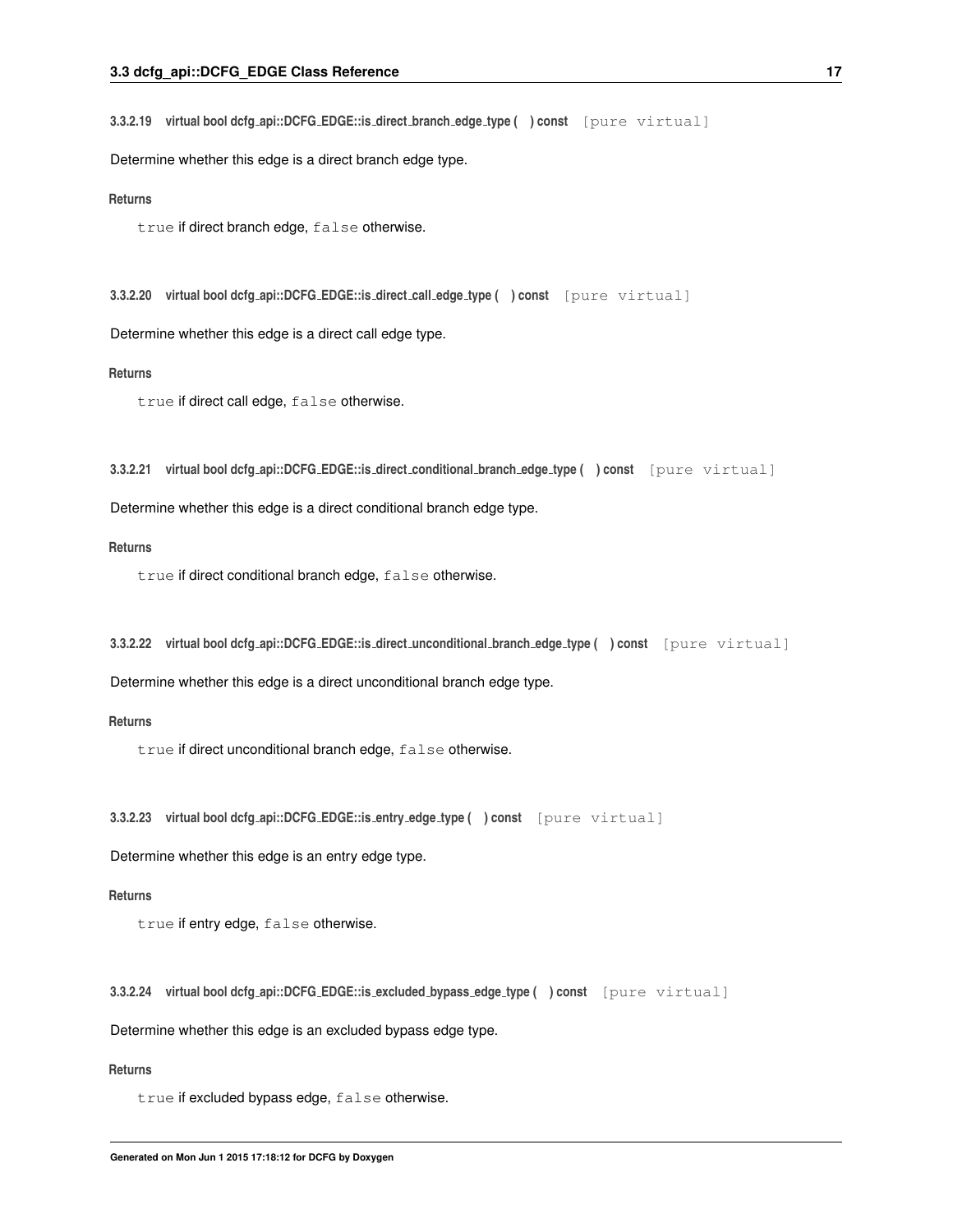#### 3.3.2.19 virtual bool dcfg_api::DCFG_EDGE::is_direct_branch_edge_type ( ) const [pure virtual]

Determine whether this edge is a direct branch edge type.

**Returns**

`true` if direct branch edge, `false` otherwise.

#### 3.3.2.20 virtual bool dcfg_api::DCFG_EDGE::is_direct_call_edge_type ( ) const [pure virtual]

Determine whether this edge is a direct call edge type.

**Returns**

`true` if direct call edge, `false` otherwise.

#### 3.3.2.21 virtual bool dcfg_api::DCFG_EDGE::is_direct_conditional_branch_edge_type ( ) const [pure virtual]

Determine whether this edge is a direct conditional branch edge type.

**Returns**

`true` if direct conditional branch edge, `false` otherwise.

#### 3.3.2.22 virtual bool dcfg_api::DCFG_EDGE::is_direct_unconditional_branch_edge_type ( ) const [pure virtual]

Determine whether this edge is a direct unconditional branch edge type.

**Returns**

`true` if direct unconditional branch edge, `false` otherwise.

#### 3.3.2.23 virtual bool dcfg_api::DCFG_EDGE::is_entry_edge_type ( ) const [pure virtual]

Determine whether this edge is an entry edge type.

**Returns**

`true` if entry edge, `false` otherwise.

#### 3.3.2.24 virtual bool dcfg_api::DCFG_EDGE::is_excluded_bypass_edge_type ( ) const [pure virtual]

Determine whether this edge is an excluded bypass edge type.

**Returns**

`true` if excluded bypass edge, `false` otherwise.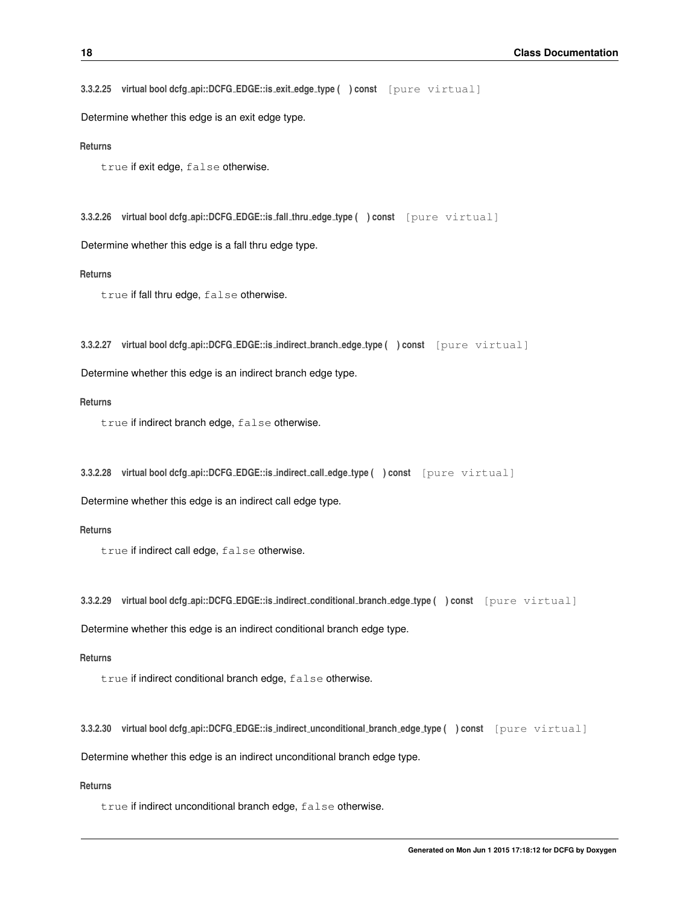#### 3.3.2.25 virtual bool dcfg_api::DCFG_EDGE::is_exit_edge_type ( ) const [pure virtual]

Determine whether this edge is an exit edge type.

**Returns**

`true` if exit edge, `false` otherwise.

#### 3.3.2.26 virtual bool dcfg_api::DCFG_EDGE::is_fall_thru_edge_type ( ) const [pure virtual]

Determine whether this edge is a fall thru edge type.

**Returns**

`true` if fall thru edge, `false` otherwise.

#### 3.3.2.27 virtual bool dcfg_api::DCFG_EDGE::is_indirect_branch_edge_type ( ) const [pure virtual]

Determine whether this edge is an indirect branch edge type.

**Returns**

`true` if indirect branch edge, `false` otherwise.

#### 3.3.2.28 virtual bool dcfg_api::DCFG_EDGE::is_indirect_call_edge_type ( ) const [pure virtual]

Determine whether this edge is an indirect call edge type.

**Returns**

`true` if indirect call edge, `false` otherwise.

#### 3.3.2.29 virtual bool dcfg_api::DCFG_EDGE::is_indirect_conditional_branch_edge_type ( ) const [pure virtual]

Determine whether this edge is an indirect conditional branch edge type.

**Returns**

`true` if indirect conditional branch edge, `false` otherwise.

#### 3.3.2.30 virtual bool dcfg_api::DCFG_EDGE::is_indirect_unconditional_branch_edge_type ( ) const [pure virtual]

Determine whether this edge is an indirect unconditional branch edge type.

**Returns**

`true` if indirect unconditional branch edge, `false` otherwise.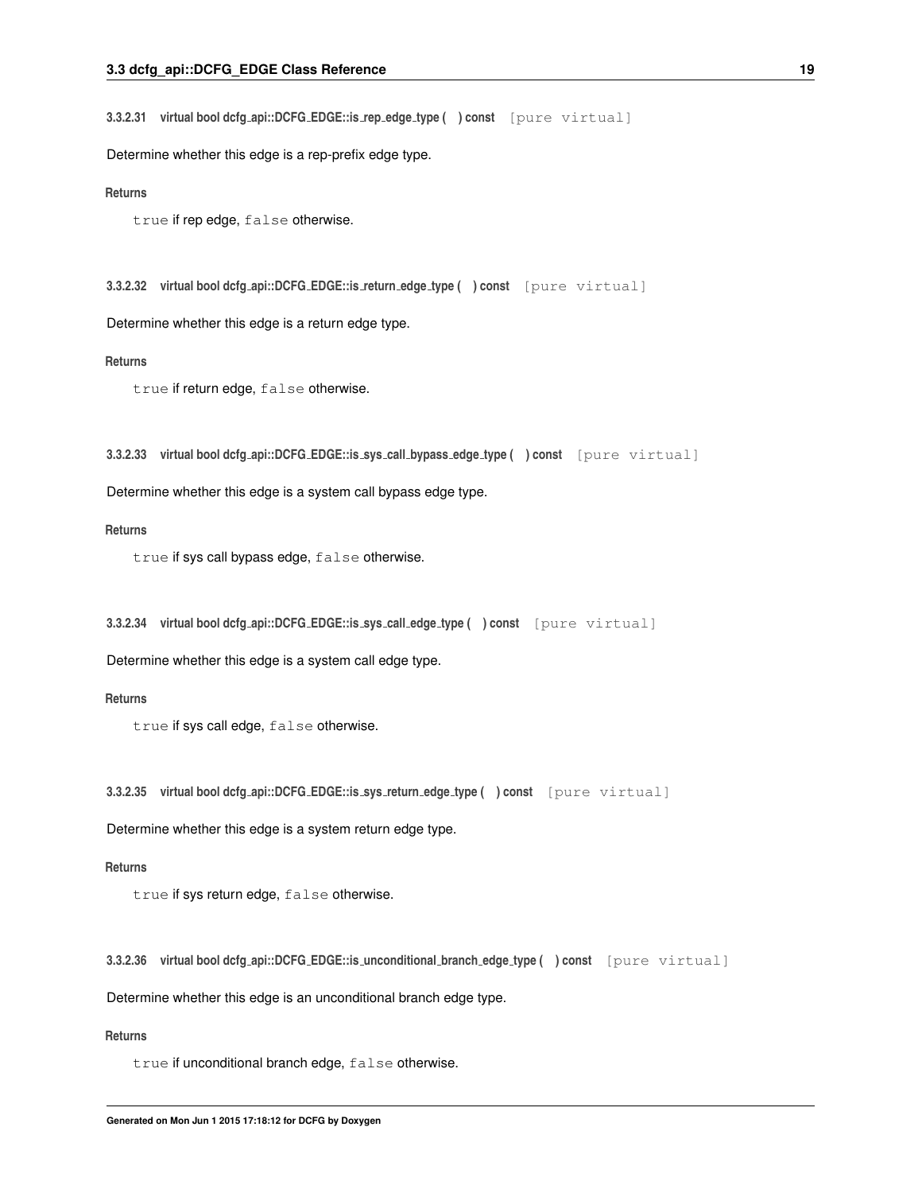#### 3.3.2.31 virtual bool dcfg_api::DCFG_EDGE::is_rep_edge_type ( ) const [pure virtual]

Determine whether this edge is a rep-prefix edge type.

**Returns**

`true` if rep edge, `false` otherwise.

#### 3.3.2.32 virtual bool dcfg_api::DCFG_EDGE::is_return_edge_type ( ) const [pure virtual]

Determine whether this edge is a return edge type.

**Returns**

`true` if return edge, `false` otherwise.

#### 3.3.2.33 virtual bool dcfg_api::DCFG_EDGE::is_sys_call_bypass_edge_type ( ) const [pure virtual]

Determine whether this edge is a system call bypass edge type.

**Returns**

`true` if sys call bypass edge, `false` otherwise.

#### 3.3.2.34 virtual bool dcfg_api::DCFG_EDGE::is_sys_call_edge_type ( ) const [pure virtual]

Determine whether this edge is a system call edge type.

**Returns**

`true` if sys call edge, `false` otherwise.

#### 3.3.2.35 virtual bool dcfg_api::DCFG_EDGE::is_sys_return_edge_type ( ) const [pure virtual]

Determine whether this edge is a system return edge type.

**Returns**

`true` if sys return edge, `false` otherwise.

#### 3.3.2.36 virtual bool dcfg_api::DCFG_EDGE::is_unconditional_branch_edge_type ( ) const [pure virtual]

Determine whether this edge is an unconditional branch edge type.

**Returns**

`true` if unconditional branch edge, `false` otherwise.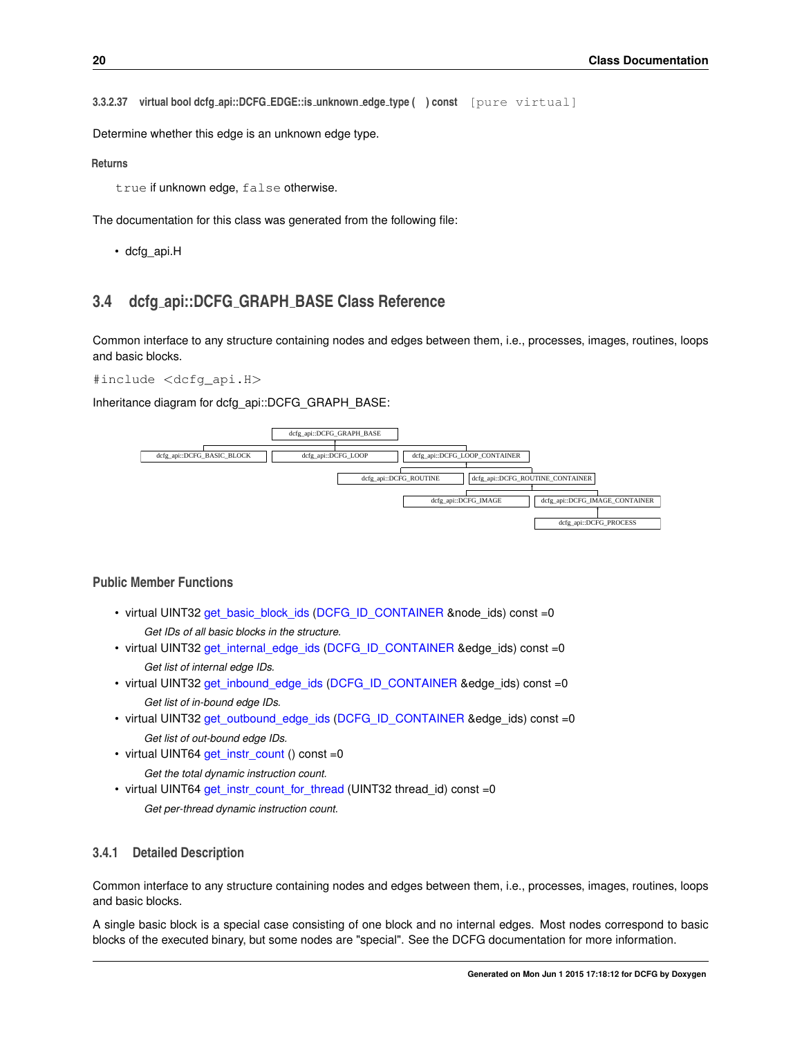#### 3.3.2.37 virtual bool dcfg_api::DCFG_EDGE::is_unknown_edge_type ( ) const [pure virtual]

Determine whether this edge is an unknown edge type.

**Returns**

`true` if unknown edge, `false` otherwise.

The documentation for this class was generated from the following file:

- dcfg_api.H

## 3.4 dcfg_api::DCFG_GRAPH_BASE Class Reference

Common interface to any structure containing nodes and edges between them, i.e., processes, images, routines, loops and basic blocks.

`#include <dcfg_api.H>`

Inheritance diagram for dcfg_api::DCFG_GRAPH_BASE:

dcfg_api::DCFG_GRAPH_BASE
dcfg_api::DCFG_BASIC_BLOCK
dcfg_api::DCFG_LOOP
dcfg_api::DCFG_LOOP_CONTAINER
dcfg_api::DCFG_ROUTINE
dcfg_api::DCFG_ROUTINE_CONTAINER
dcfg_api::DCFG_IMAGE
dcfg_api::DCFG_IMAGE_CONTAINER
dcfg_api::DCFG_PROCESS

### Public Member Functions

- virtual UINT32 get_basic_block_ids (DCFG_ID_CONTAINER &node_ids) const =0

  *Get IDs of all basic blocks in the structure.*
- virtual UINT32 get_internal_edge_ids (DCFG_ID_CONTAINER &edge_ids) const =0

  *Get list of internal edge IDs.*
- virtual UINT32 get_inbound_edge_ids (DCFG_ID_CONTAINER &edge_ids) const =0

  *Get list of in-bound edge IDs.*
- virtual UINT32 get_outbound_edge_ids (DCFG_ID_CONTAINER &edge_ids) const =0

  *Get list of out-bound edge IDs.*
- virtual UINT64 get_instr_count () const =0

  *Get the total dynamic instruction count.*
- virtual UINT64 get_instr_count_for_thread (UINT32 thread_id) const =0

  *Get per-thread dynamic instruction count.*

### 3.4.1 Detailed Description

Common interface to any structure containing nodes and edges between them, i.e., processes, images, routines, loops and basic blocks.

A single basic block is a special case consisting of one block and no internal edges. Most nodes correspond to basic blocks of the executed binary, but some nodes are "special". See the DCFG documentation for more information.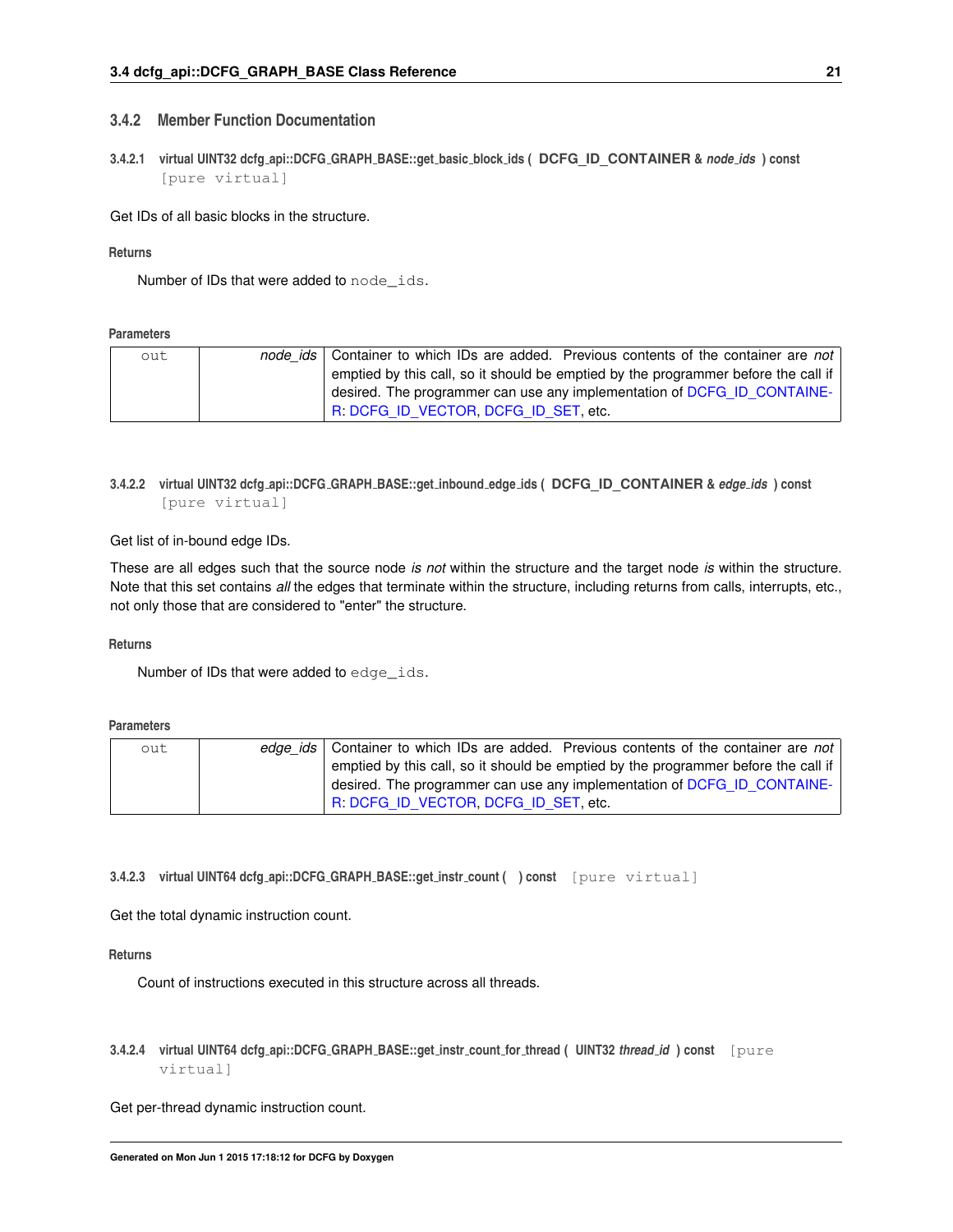### 3.4.2 Member Function Documentation

#### 3.4.2.1 virtual UINT32 dcfg_api::DCFG_GRAPH_BASE::get_basic_block_ids ( DCFG_ID_CONTAINER & *node_ids* ) const [pure virtual]

Get IDs of all basic blocks in the structure.

**Returns**

Number of IDs that were added to `node_ids`.

**Parameters**

| | | |
|---|---|---|
| out | *node_ids* | Container to which IDs are added. Previous contents of the container are *not* emptied by this call, so it should be emptied by the programmer before the call if desired. The programmer can use any implementation of DCFG_ID_CONTAINER: DCFG_ID_VECTOR, DCFG_ID_SET, etc. |

#### 3.4.2.2 virtual UINT32 dcfg_api::DCFG_GRAPH_BASE::get_inbound_edge_ids ( DCFG_ID_CONTAINER & *edge_ids* ) const [pure virtual]

Get list of in-bound edge IDs.

These are all edges such that the source node *is not* within the structure and the target node *is* within the structure. Note that this set contains *all* the edges that terminate within the structure, including returns from calls, interrupts, etc., not only those that are considered to "enter" the structure.

**Returns**

Number of IDs that were added to `edge_ids`.

**Parameters**

| | | |
|---|---|---|
| out | *edge_ids* | Container to which IDs are added. Previous contents of the container are *not* emptied by this call, so it should be emptied by the programmer before the call if desired. The programmer can use any implementation of DCFG_ID_CONTAINER: DCFG_ID_VECTOR, DCFG_ID_SET, etc. |

#### 3.4.2.3 virtual UINT64 dcfg_api::DCFG_GRAPH_BASE::get_instr_count ( ) const [pure virtual]

Get the total dynamic instruction count.

**Returns**

Count of instructions executed in this structure across all threads.

#### 3.4.2.4 virtual UINT64 dcfg_api::DCFG_GRAPH_BASE::get_instr_count_for_thread ( UINT32 *thread_id* ) const [pure virtual]

Get per-thread dynamic instruction count.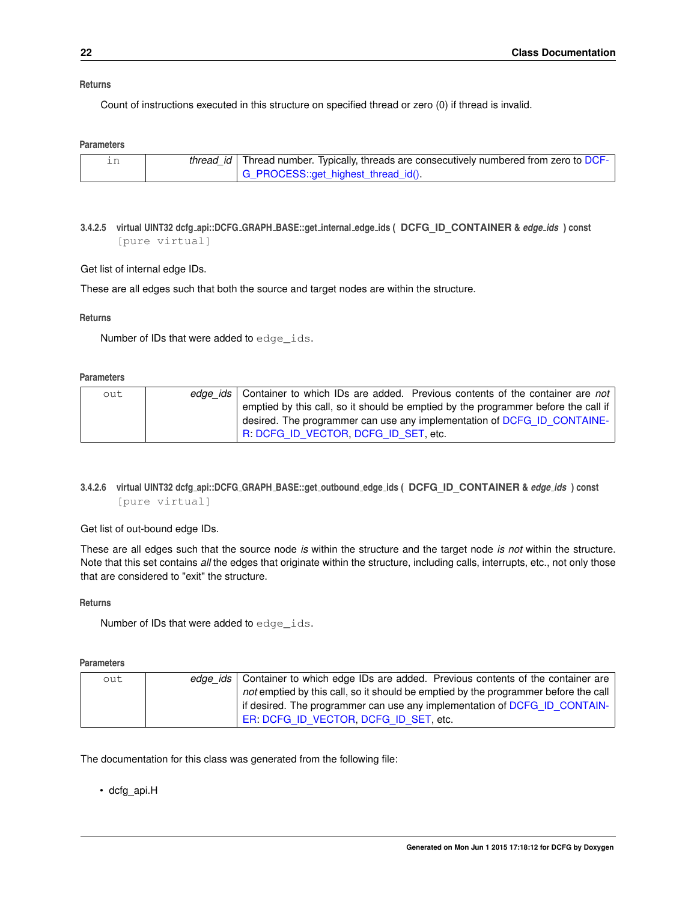**Returns**

Count of instructions executed in this structure on specified thread or zero (0) if thread is invalid.

**Parameters**

| | | |
|---|---|---|
| in | *thread_id* | Thread number. Typically, threads are consecutively numbered from zero to DCFG_PROCESS::get_highest_thread_id(). |

#### 3.4.2.5 virtual UINT32 dcfg_api::DCFG_GRAPH_BASE::get_internal_edge_ids ( DCFG_ID_CONTAINER & *edge_ids* ) const [pure virtual]

Get list of internal edge IDs.

These are all edges such that both the source and target nodes are within the structure.

**Returns**

Number of IDs that were added to `edge_ids`.

**Parameters**

| | | |
|---|---|---|
| out | *edge_ids* | Container to which IDs are added. Previous contents of the container are *not* emptied by this call, so it should be emptied by the programmer before the call if desired. The programmer can use any implementation of DCFG_ID_CONTAINER: DCFG_ID_VECTOR, DCFG_ID_SET, etc. |

#### 3.4.2.6 virtual UINT32 dcfg_api::DCFG_GRAPH_BASE::get_outbound_edge_ids ( DCFG_ID_CONTAINER & *edge_ids* ) const [pure virtual]

Get list of out-bound edge IDs.

These are all edges such that the source node *is* within the structure and the target node *is not* within the structure. Note that this set contains *all* the edges that originate within the structure, including calls, interrupts, etc., not only those that are considered to "exit" the structure.

**Returns**

Number of IDs that were added to `edge_ids`.

**Parameters**

| | | |
|---|---|---|
| out | *edge_ids* | Container to which edge IDs are added. Previous contents of the container are *not* emptied by this call, so it should be emptied by the programmer before the call if desired. The programmer can use any implementation of DCFG_ID_CONTAINER: DCFG_ID_VECTOR, DCFG_ID_SET, etc. |

The documentation for this class was generated from the following file:

- dcfg_api.H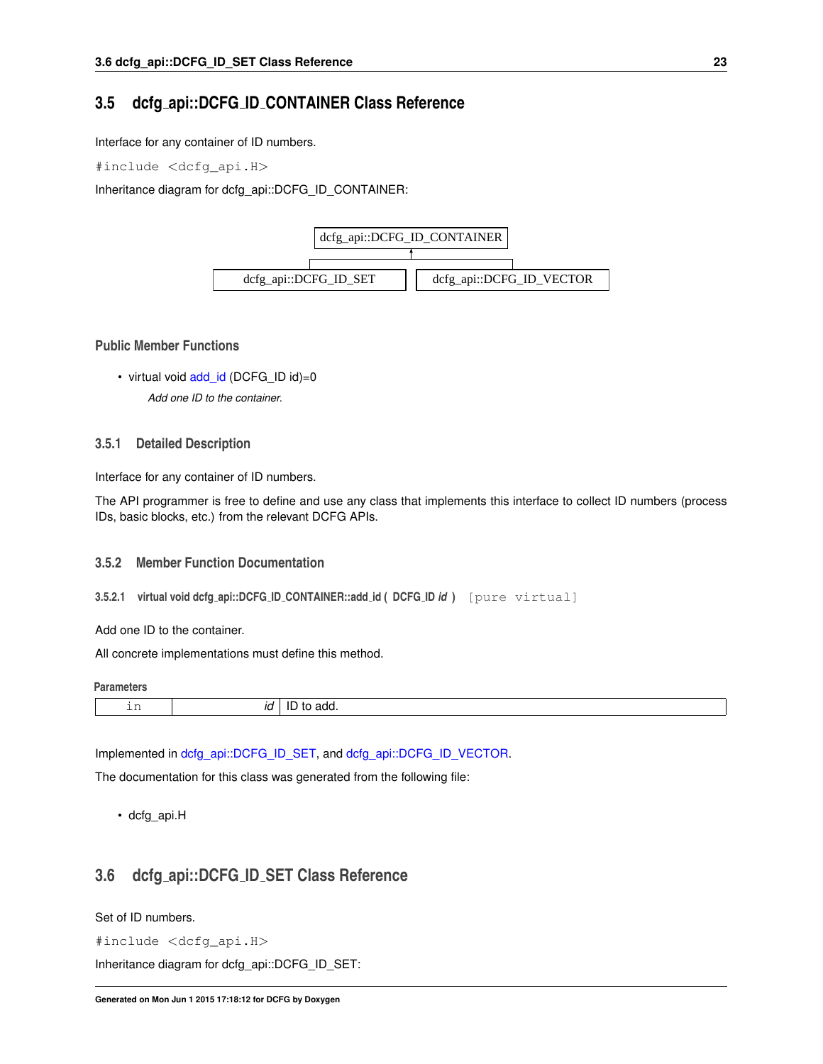## 3.5 dcfg_api::DCFG_ID_CONTAINER Class Reference

Interface for any container of ID numbers.

```
#include <dcfg_api.H>
```

Inheritance diagram for dcfg_api::DCFG_ID_CONTAINER:

dcfg_api::DCFG_ID_CONTAINER

dcfg_api::DCFG_ID_SET

dcfg_api::DCFG_ID_VECTOR

### Public Member Functions

- virtual void add_id (DCFG_ID id)=0

  *Add one ID to the container.*

### 3.5.1 Detailed Description

Interface for any container of ID numbers.

The API programmer is free to define and use any class that implements this interface to collect ID numbers (process IDs, basic blocks, etc.) from the relevant DCFG APIs.

### 3.5.2 Member Function Documentation

#### 3.5.2.1 virtual void dcfg_api::DCFG_ID_CONTAINER::add_id ( DCFG_ID *id* ) [pure virtual]

Add one ID to the container.

All concrete implementations must define this method.

**Parameters**

| | | |
|---|---|---|
| in | *id* | ID to add. |

Implemented in dcfg_api::DCFG_ID_SET, and dcfg_api::DCFG_ID_VECTOR.

The documentation for this class was generated from the following file:

- dcfg_api.H

## 3.6 dcfg_api::DCFG_ID_SET Class Reference

Set of ID numbers.

```
#include <dcfg_api.H>
```

Inheritance diagram for dcfg_api::DCFG_ID_SET: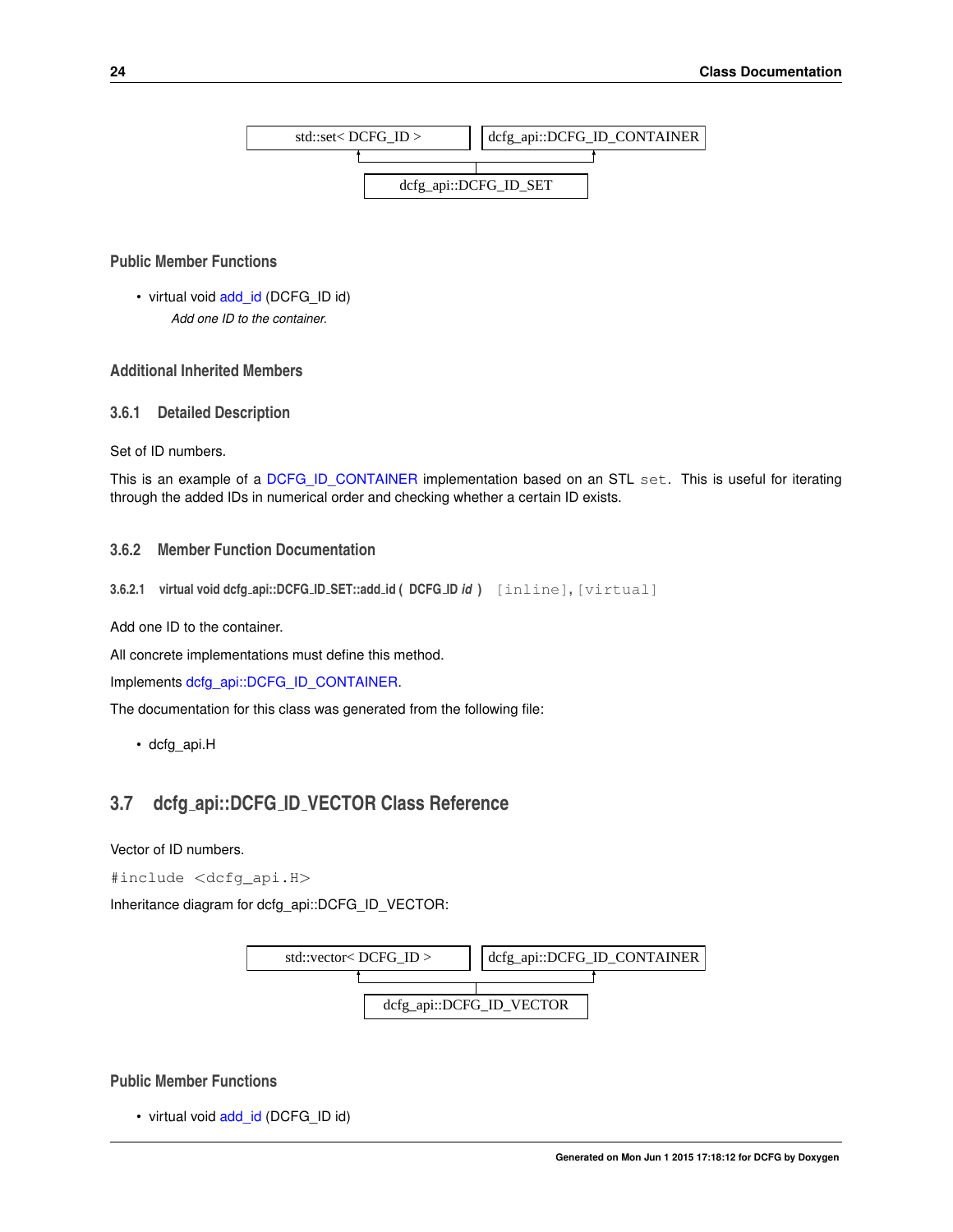std::set< DCFG_ID >    dcfg_api::DCFG_ID_CONTAINER

dcfg_api::DCFG_ID_SET

### Public Member Functions

- virtual void add_id (DCFG_ID id)

  *Add one ID to the container.*

### Additional Inherited Members

### 3.6.1 Detailed Description

Set of ID numbers.

This is an example of a DCFG_ID_CONTAINER implementation based on an STL `set`. This is useful for iterating through the added IDs in numerical order and checking whether a certain ID exists.

### 3.6.2 Member Function Documentation

#### 3.6.2.1 virtual void dcfg_api::DCFG_ID_SET::add_id ( DCFG_ID *id* ) [inline], [virtual]

Add one ID to the container.

All concrete implementations must define this method.

Implements dcfg_api::DCFG_ID_CONTAINER.

The documentation for this class was generated from the following file:

- dcfg_api.H

## 3.7 dcfg_api::DCFG_ID_VECTOR Class Reference

Vector of ID numbers.

```
#include <dcfg_api.H>
```

Inheritance diagram for dcfg_api::DCFG_ID_VECTOR:

std::vector< DCFG_ID >    dcfg_api::DCFG_ID_CONTAINER

dcfg_api::DCFG_ID_VECTOR

### Public Member Functions

- virtual void add_id (DCFG_ID id)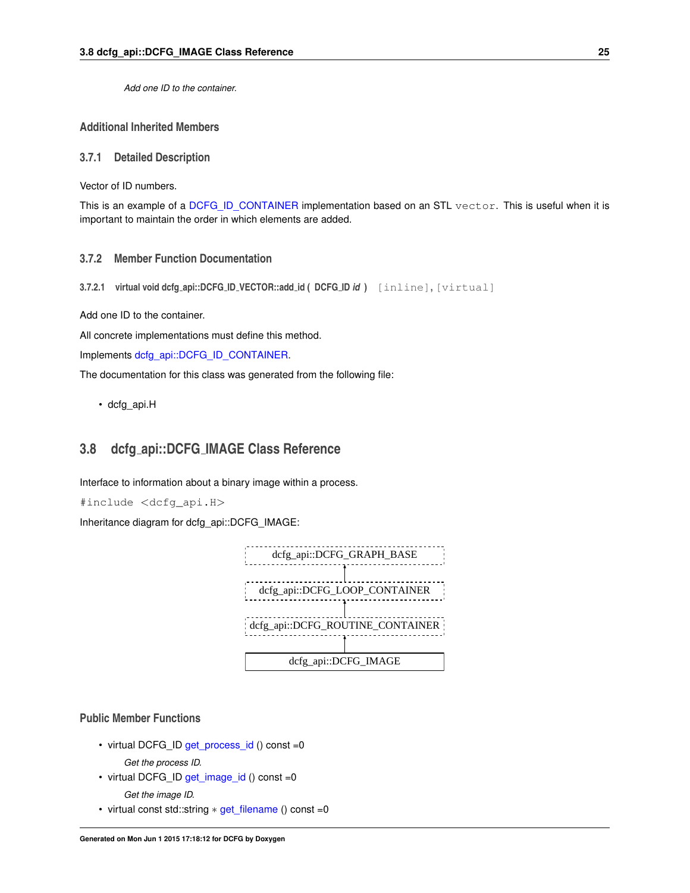*Add one ID to the container.*

#### Additional Inherited Members

### 3.7.1 Detailed Description

Vector of ID numbers.

This is an example of a DCFG_ID_CONTAINER implementation based on an STL `vector`. This is useful when it is important to maintain the order in which elements are added.

### 3.7.2 Member Function Documentation

#### 3.7.2.1 virtual void dcfg_api::DCFG_ID_VECTOR::add_id ( DCFG_ID *id* ) [inline], [virtual]

Add one ID to the container.

All concrete implementations must define this method.

Implements dcfg_api::DCFG_ID_CONTAINER.

The documentation for this class was generated from the following file:

- dcfg_api.H

## 3.8 dcfg_api::DCFG_IMAGE Class Reference

Interface to information about a binary image within a process.

`#include <dcfg_api.H>`

Inheritance diagram for dcfg_api::DCFG_IMAGE:

dcfg_api::DCFG_GRAPH_BASE

dcfg_api::DCFG_LOOP_CONTAINER

dcfg_api::DCFG_ROUTINE_CONTAINER

dcfg_api::DCFG_IMAGE

#### Public Member Functions

- virtual DCFG_ID get_process_id () const =0

  *Get the process ID.*
- virtual DCFG_ID get_image_id () const =0

  *Get the image ID.*
- virtual const std::string * get_filename () const =0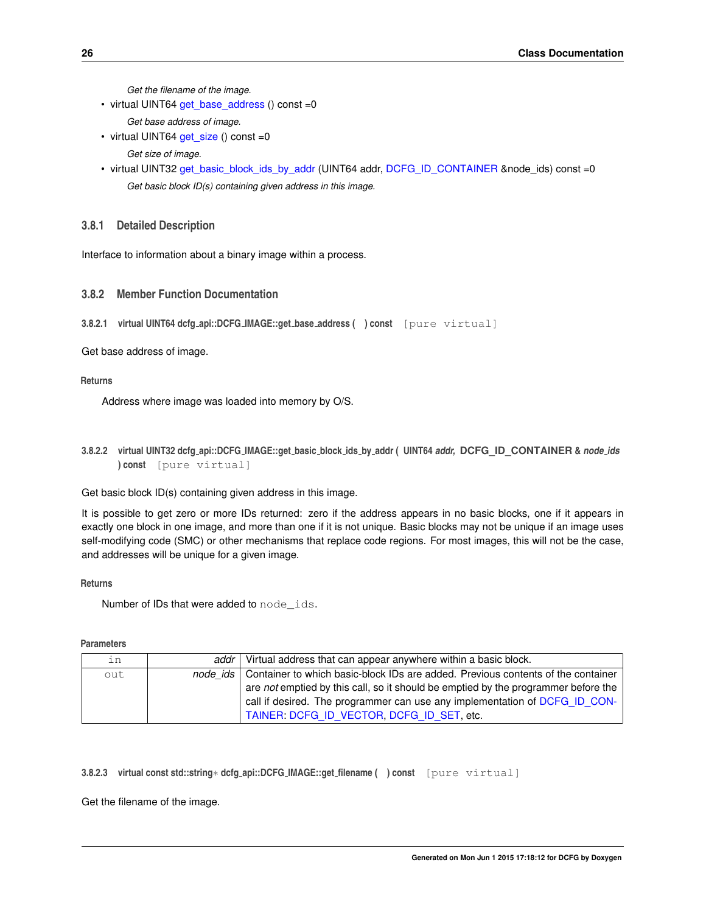*Get the filename of the image.*

- virtual UINT64 get_base_address () const =0

  *Get base address of image.*

- virtual UINT64 get_size () const =0

  *Get size of image.*

- virtual UINT32 get_basic_block_ids_by_addr (UINT64 addr, DCFG_ID_CONTAINER &node_ids) const =0

  *Get basic block ID(s) containing given address in this image.*

### 3.8.1 Detailed Description

Interface to information about a binary image within a process.

### 3.8.2 Member Function Documentation

#### 3.8.2.1 virtual UINT64 dcfg_api::DCFG_IMAGE::get_base_address ( ) const [pure virtual]

Get base address of image.

**Returns**

Address where image was loaded into memory by O/S.

#### 3.8.2.2 virtual UINT32 dcfg_api::DCFG_IMAGE::get_basic_block_ids_by_addr ( UINT64 *addr*, DCFG_ID_CONTAINER & *node_ids* ) const [pure virtual]

Get basic block ID(s) containing given address in this image.

It is possible to get zero or more IDs returned: zero if the address appears in no basic blocks, one if it appears in exactly one block in one image, and more than one if it is not unique. Basic blocks may not be unique if an image uses self-modifying code (SMC) or other mechanisms that replace code regions. For most images, this will not be the case, and addresses will be unique for a given image.

**Returns**

Number of IDs that were added to `node_ids`.

**Parameters**

| | | |
|---|---|---|
| in | *addr* | Virtual address that can appear anywhere within a basic block. |
| out | *node_ids* | Container to which basic-block IDs are added. Previous contents of the container are *not* emptied by this call, so it should be emptied by the programmer before the call if desired. The programmer can use any implementation of DCFG_ID_CONTAINER: DCFG_ID_VECTOR, DCFG_ID_SET, etc. |

#### 3.8.2.3 virtual const std::string* dcfg_api::DCFG_IMAGE::get_filename ( ) const [pure virtual]

Get the filename of the image.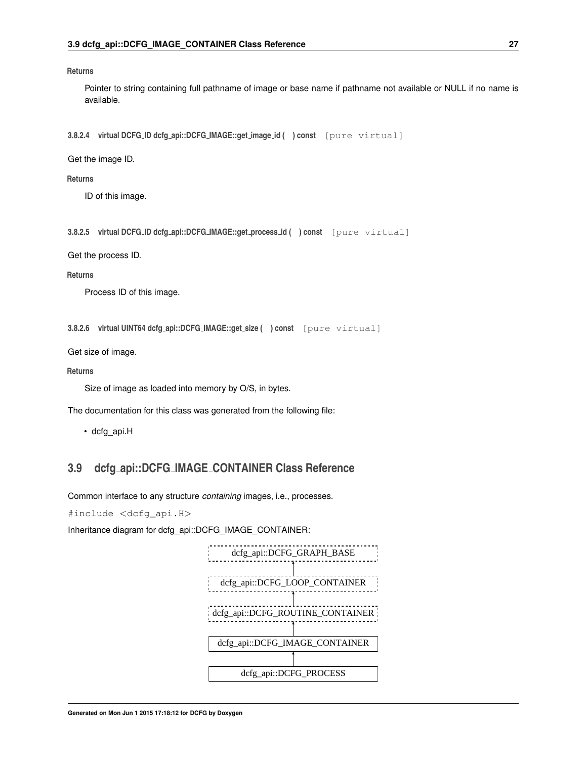**Returns**

Pointer to string containing full pathname of image or base name if pathname not available or NULL if no name is available.

#### 3.8.2.4 virtual DCFG_ID dcfg_api::DCFG_IMAGE::get_image_id ( ) const [pure virtual]

Get the image ID.

**Returns**

ID of this image.

#### 3.8.2.5 virtual DCFG_ID dcfg_api::DCFG_IMAGE::get_process_id ( ) const [pure virtual]

Get the process ID.

**Returns**

Process ID of this image.

#### 3.8.2.6 virtual UINT64 dcfg_api::DCFG_IMAGE::get_size ( ) const [pure virtual]

Get size of image.

**Returns**

Size of image as loaded into memory by O/S, in bytes.

The documentation for this class was generated from the following file:

- dcfg_api.H

## 3.9 dcfg_api::DCFG_IMAGE_CONTAINER Class Reference

Common interface to any structure *containing* images, i.e., processes.

```
#include <dcfg_api.H>
```

Inheritance diagram for dcfg_api::DCFG_IMAGE_CONTAINER:

dcfg_api::DCFG_GRAPH_BASE

dcfg_api::DCFG_LOOP_CONTAINER

dcfg_api::DCFG_ROUTINE_CONTAINER

dcfg_api::DCFG_IMAGE_CONTAINER

dcfg_api::DCFG_PROCESS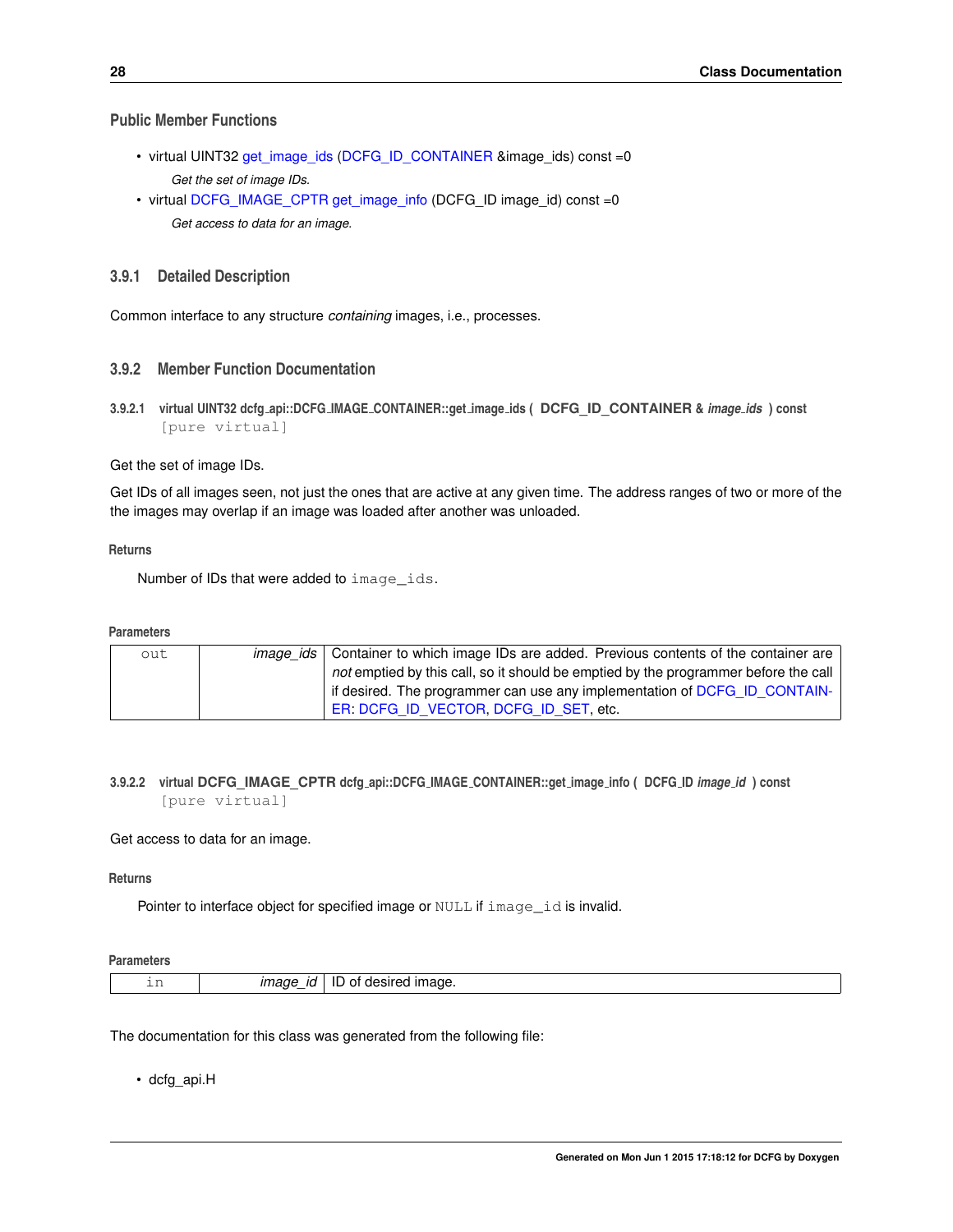## Public Member Functions

- virtual UINT32 get_image_ids (DCFG_ID_CONTAINER &image_ids) const =0

  *Get the set of image IDs.*
- virtual DCFG_IMAGE_CPTR get_image_info (DCFG_ID image_id) const =0

  *Get access to data for an image.*

### 3.9.1 Detailed Description

Common interface to any structure *containing* images, i.e., processes.

### 3.9.2 Member Function Documentation

#### 3.9.2.1 virtual UINT32 dcfg_api::DCFG_IMAGE_CONTAINER::get_image_ids ( DCFG_ID_CONTAINER & *image_ids* ) const [pure virtual]

Get the set of image IDs.

Get IDs of all images seen, not just the ones that are active at any given time. The address ranges of two or more of the the images may overlap if an image was loaded after another was unloaded.

**Returns**

Number of IDs that were added to `image_ids`.

**Parameters**

| | | |
|---|---|---|
| out | *image_ids* | Container to which image IDs are added. Previous contents of the container are *not* emptied by this call, so it should be emptied by the programmer before the call if desired. The programmer can use any implementation of DCFG_ID_CONTAINER: DCFG_ID_VECTOR, DCFG_ID_SET, etc. |

#### 3.9.2.2 virtual DCFG_IMAGE_CPTR dcfg_api::DCFG_IMAGE_CONTAINER::get_image_info ( DCFG_ID *image_id* ) const [pure virtual]

Get access to data for an image.

**Returns**

Pointer to interface object for specified image or `NULL` if `image_id` is invalid.

**Parameters**

| | | |
|---|---|---|
| in | *image_id* | ID of desired image. |

The documentation for this class was generated from the following file:

- dcfg_api.H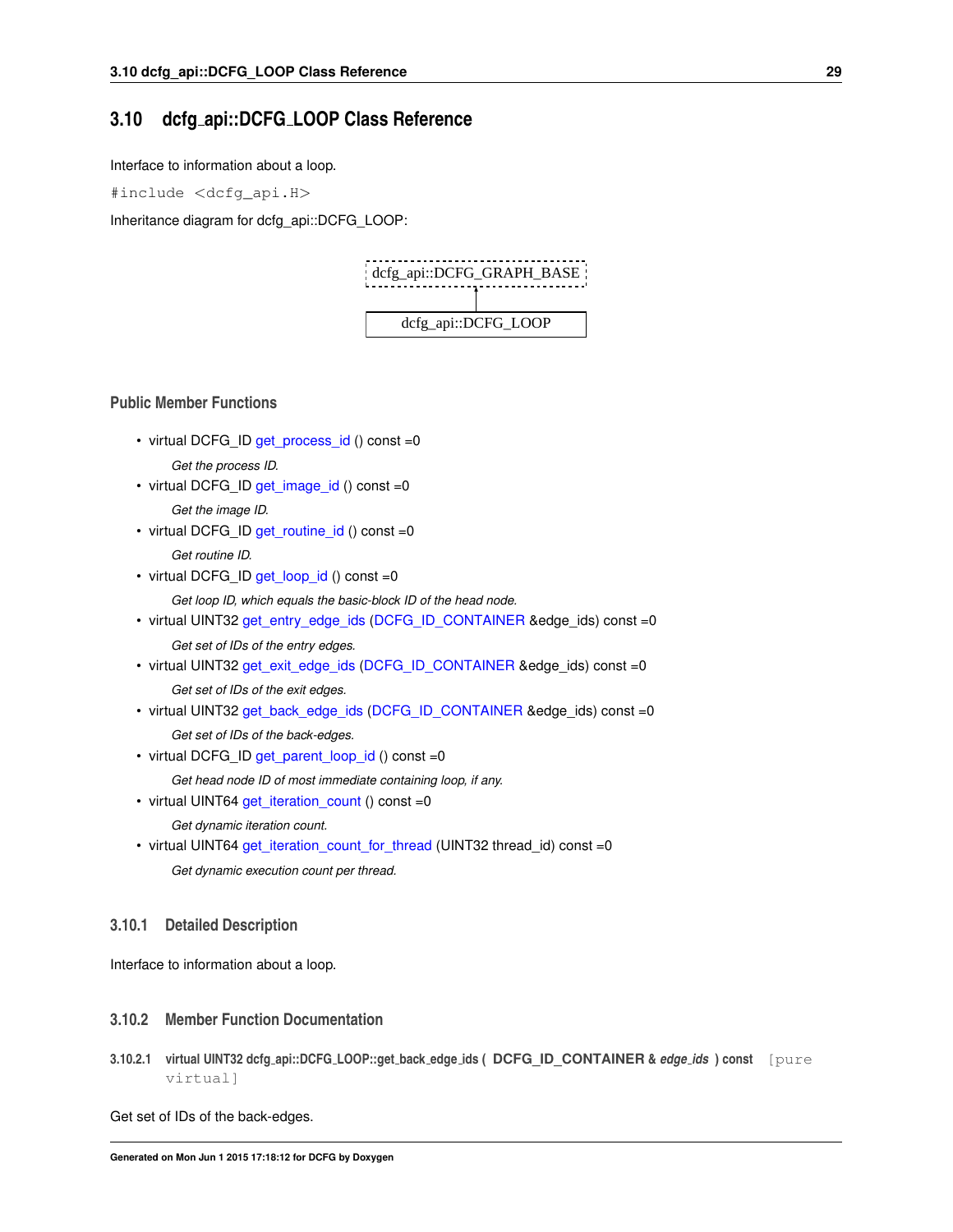## 3.10 dcfg_api::DCFG_LOOP Class Reference

Interface to information about a loop.

```
#include <dcfg_api.H>
```

Inheritance diagram for dcfg_api::DCFG_LOOP:

dcfg_api::DCFG_GRAPH_BASE

dcfg_api::DCFG_LOOP

### Public Member Functions

- virtual DCFG_ID get_process_id () const =0

  *Get the process ID.*
- virtual DCFG_ID get_image_id () const =0

  *Get the image ID.*
- virtual DCFG_ID get_routine_id () const =0

  *Get routine ID.*
- virtual DCFG_ID get_loop_id () const =0

  *Get loop ID, which equals the basic-block ID of the head node.*
- virtual UINT32 get_entry_edge_ids (DCFG_ID_CONTAINER &edge_ids) const =0

  *Get set of IDs of the entry edges.*
- virtual UINT32 get_exit_edge_ids (DCFG_ID_CONTAINER &edge_ids) const =0

  *Get set of IDs of the exit edges.*
- virtual UINT32 get_back_edge_ids (DCFG_ID_CONTAINER &edge_ids) const =0

  *Get set of IDs of the back-edges.*
- virtual DCFG_ID get_parent_loop_id () const =0

  *Get head node ID of most immediate containing loop, if any.*
- virtual UINT64 get_iteration_count () const =0

  *Get dynamic iteration count.*
- virtual UINT64 get_iteration_count_for_thread (UINT32 thread_id) const =0

  *Get dynamic execution count per thread.*

### 3.10.1 Detailed Description

Interface to information about a loop.

### 3.10.2 Member Function Documentation

#### 3.10.2.1 virtual UINT32 dcfg_api::DCFG_LOOP::get_back_edge_ids ( DCFG_ID_CONTAINER & *edge_ids* ) const [pure virtual]

Get set of IDs of the back-edges.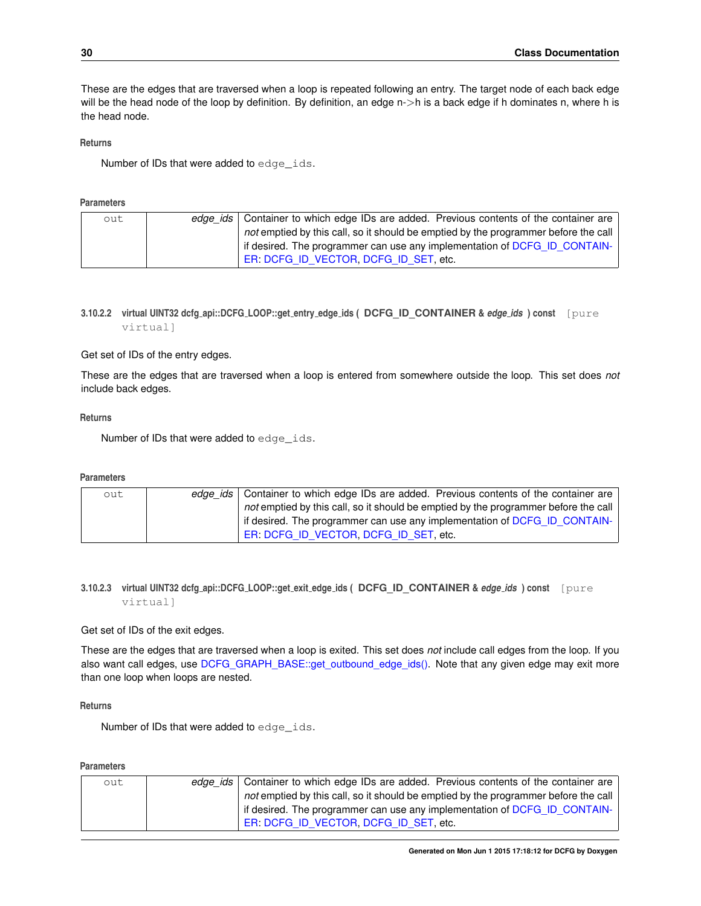These are the edges that are traversed when a loop is repeated following an entry. The target node of each back edge will be the head node of the loop by definition. By definition, an edge n->h is a back edge if h dominates n, where h is the head node.

**Returns**

Number of IDs that were added to `edge_ids`.

**Parameters**

| | | |
|---|---|---|
| out | *edge_ids* | Container to which edge IDs are added. Previous contents of the container are *not* emptied by this call, so it should be emptied by the programmer before the call if desired. The programmer can use any implementation of DCFG_ID_CONTAINER: DCFG_ID_VECTOR, DCFG_ID_SET, etc. |

#### 3.10.2.2 virtual UINT32 dcfg_api::DCFG_LOOP::get_entry_edge_ids ( DCFG_ID_CONTAINER & *edge_ids* ) const [pure virtual]

Get set of IDs of the entry edges.

These are the edges that are traversed when a loop is entered from somewhere outside the loop. This set does *not* include back edges.

**Returns**

Number of IDs that were added to `edge_ids`.

**Parameters**

| | | |
|---|---|---|
| out | *edge_ids* | Container to which edge IDs are added. Previous contents of the container are *not* emptied by this call, so it should be emptied by the programmer before the call if desired. The programmer can use any implementation of DCFG_ID_CONTAINER: DCFG_ID_VECTOR, DCFG_ID_SET, etc. |

#### 3.10.2.3 virtual UINT32 dcfg_api::DCFG_LOOP::get_exit_edge_ids ( DCFG_ID_CONTAINER & *edge_ids* ) const [pure virtual]

Get set of IDs of the exit edges.

These are the edges that are traversed when a loop is exited. This set does *not* include call edges from the loop. If you also want call edges, use DCFG_GRAPH_BASE::get_outbound_edge_ids(). Note that any given edge may exit more than one loop when loops are nested.

**Returns**

Number of IDs that were added to `edge_ids`.

**Parameters**

| | | |
|---|---|---|
| out | *edge_ids* | Container to which edge IDs are added. Previous contents of the container are *not* emptied by this call, so it should be emptied by the programmer before the call if desired. The programmer can use any implementation of DCFG_ID_CONTAINER: DCFG_ID_VECTOR, DCFG_ID_SET, etc. |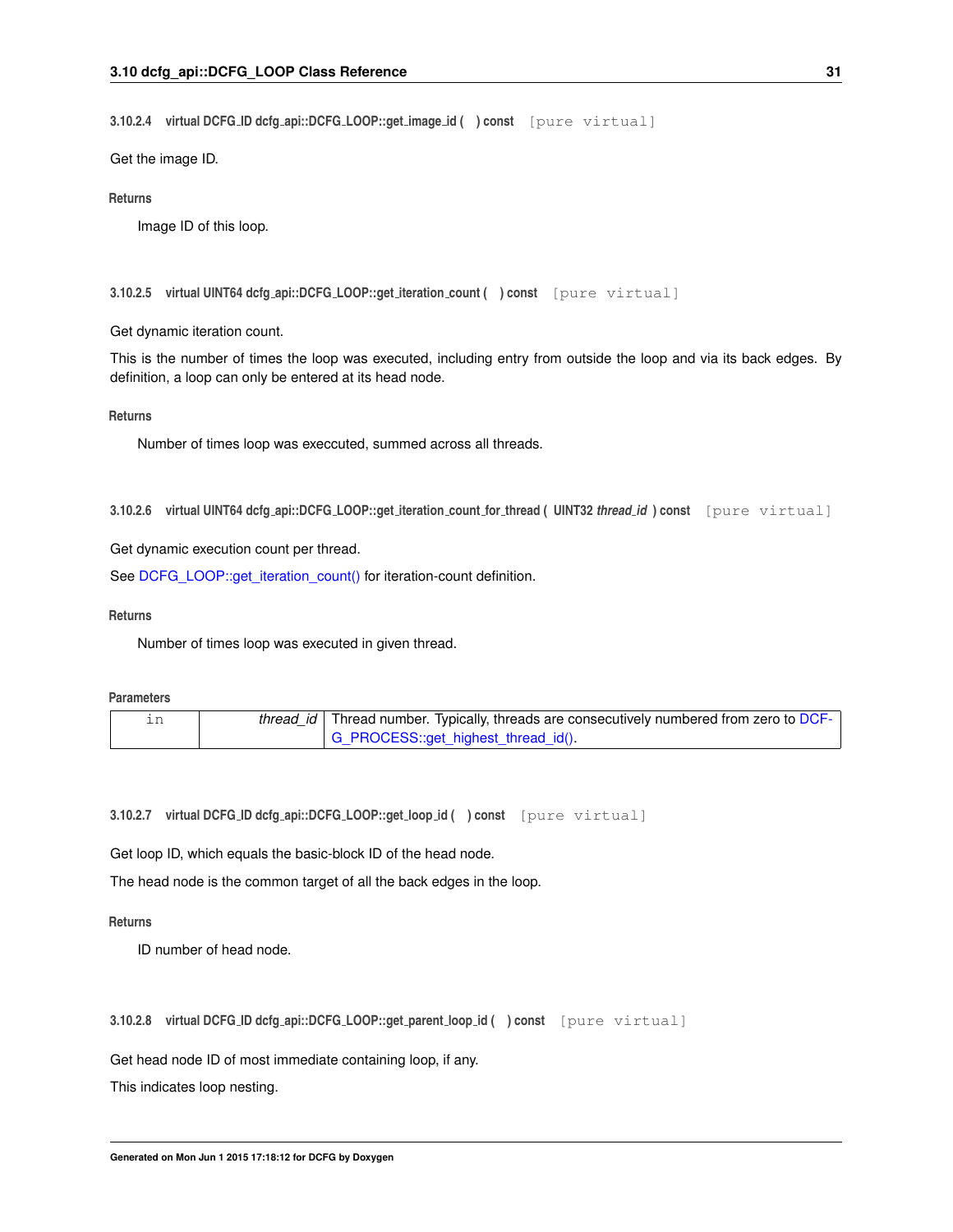#### 3.10.2.4 virtual DCFG_ID dcfg_api::DCFG_LOOP::get_image_id ( ) const [pure virtual]

Get the image ID.

**Returns**

Image ID of this loop.

#### 3.10.2.5 virtual UINT64 dcfg_api::DCFG_LOOP::get_iteration_count ( ) const [pure virtual]

Get dynamic iteration count.

This is the number of times the loop was executed, including entry from outside the loop and via its back edges. By definition, a loop can only be entered at its head node.

**Returns**

Number of times loop was execcuted, summed across all threads.

#### 3.10.2.6 virtual UINT64 dcfg_api::DCFG_LOOP::get_iteration_count_for_thread ( UINT32 *thread_id* ) const [pure virtual]

Get dynamic execution count per thread.

See DCFG_LOOP::get_iteration_count() for iteration-count definition.

**Returns**

Number of times loop was executed in given thread.

**Parameters**

| | | |
|---|---|---|
| in | *thread_id* | Thread number. Typically, threads are consecutively numbered from zero to DCFG_PROCESS::get_highest_thread_id(). |

#### 3.10.2.7 virtual DCFG_ID dcfg_api::DCFG_LOOP::get_loop_id ( ) const [pure virtual]

Get loop ID, which equals the basic-block ID of the head node.

The head node is the common target of all the back edges in the loop.

**Returns**

ID number of head node.

#### 3.10.2.8 virtual DCFG_ID dcfg_api::DCFG_LOOP::get_parent_loop_id ( ) const [pure virtual]

Get head node ID of most immediate containing loop, if any.

This indicates loop nesting.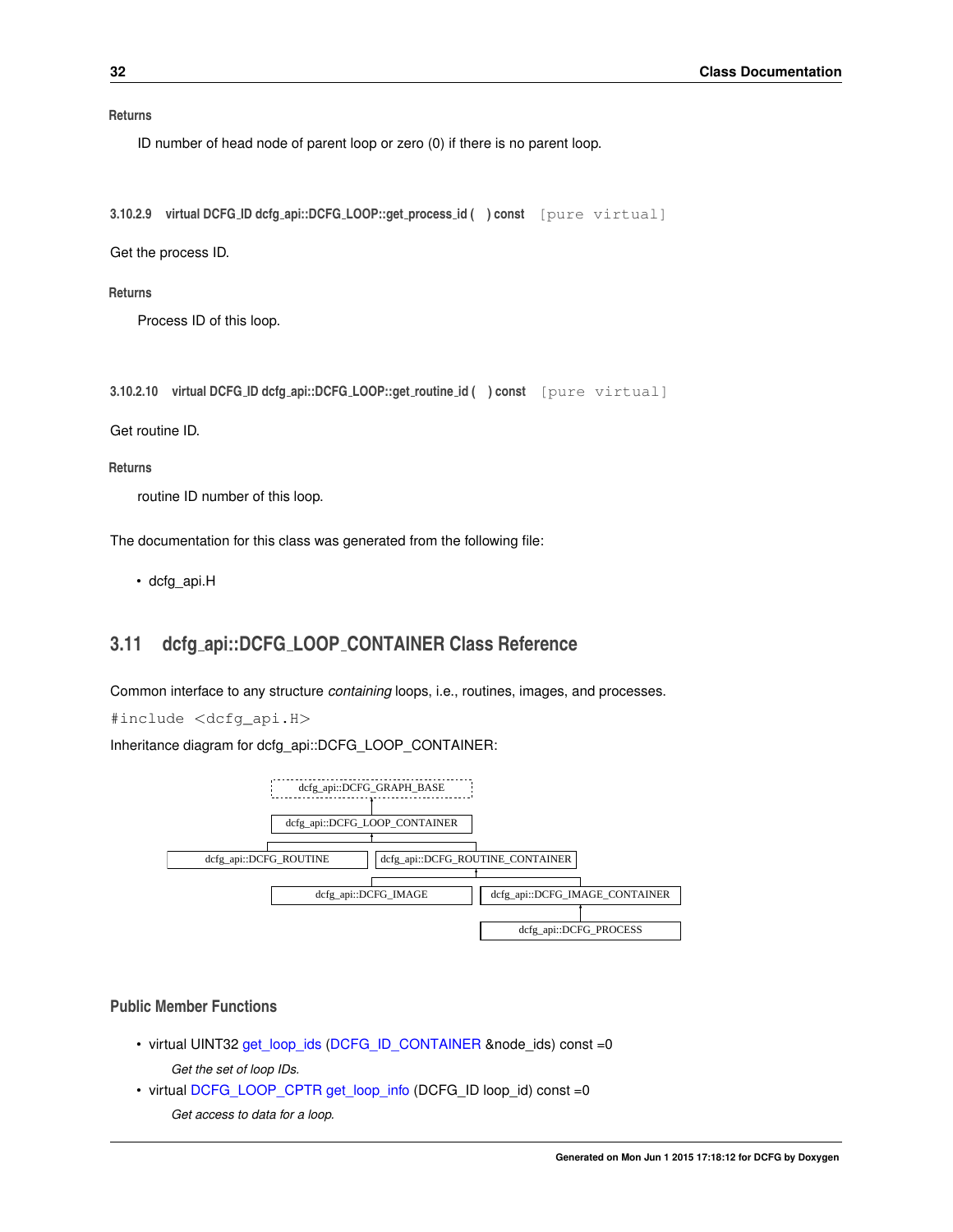**Returns**

ID number of head node of parent loop or zero (0) if there is no parent loop.

#### 3.10.2.9 virtual DCFG_ID dcfg_api::DCFG_LOOP::get_process_id ( ) const [pure virtual]

Get the process ID.

**Returns**

Process ID of this loop.

#### 3.10.2.10 virtual DCFG_ID dcfg_api::DCFG_LOOP::get_routine_id ( ) const [pure virtual]

Get routine ID.

**Returns**

routine ID number of this loop.

The documentation for this class was generated from the following file:

- dcfg_api.H

## 3.11 dcfg_api::DCFG_LOOP_CONTAINER Class Reference

Common interface to any structure *containing* loops, i.e., routines, images, and processes.

```
#include <dcfg_api.H>
```

Inheritance diagram for dcfg_api::DCFG_LOOP_CONTAINER:

dcfg_api::DCFG_GRAPH_BASE

dcfg_api::DCFG_LOOP_CONTAINER

dcfg_api::DCFG_ROUTINE

dcfg_api::DCFG_ROUTINE_CONTAINER

dcfg_api::DCFG_IMAGE

dcfg_api::DCFG_IMAGE_CONTAINER

dcfg_api::DCFG_PROCESS

### Public Member Functions

- virtual UINT32 get_loop_ids (DCFG_ID_CONTAINER &node_ids) const =0

  *Get the set of loop IDs.*
- virtual DCFG_LOOP_CPTR get_loop_info (DCFG_ID loop_id) const =0

  *Get access to data for a loop.*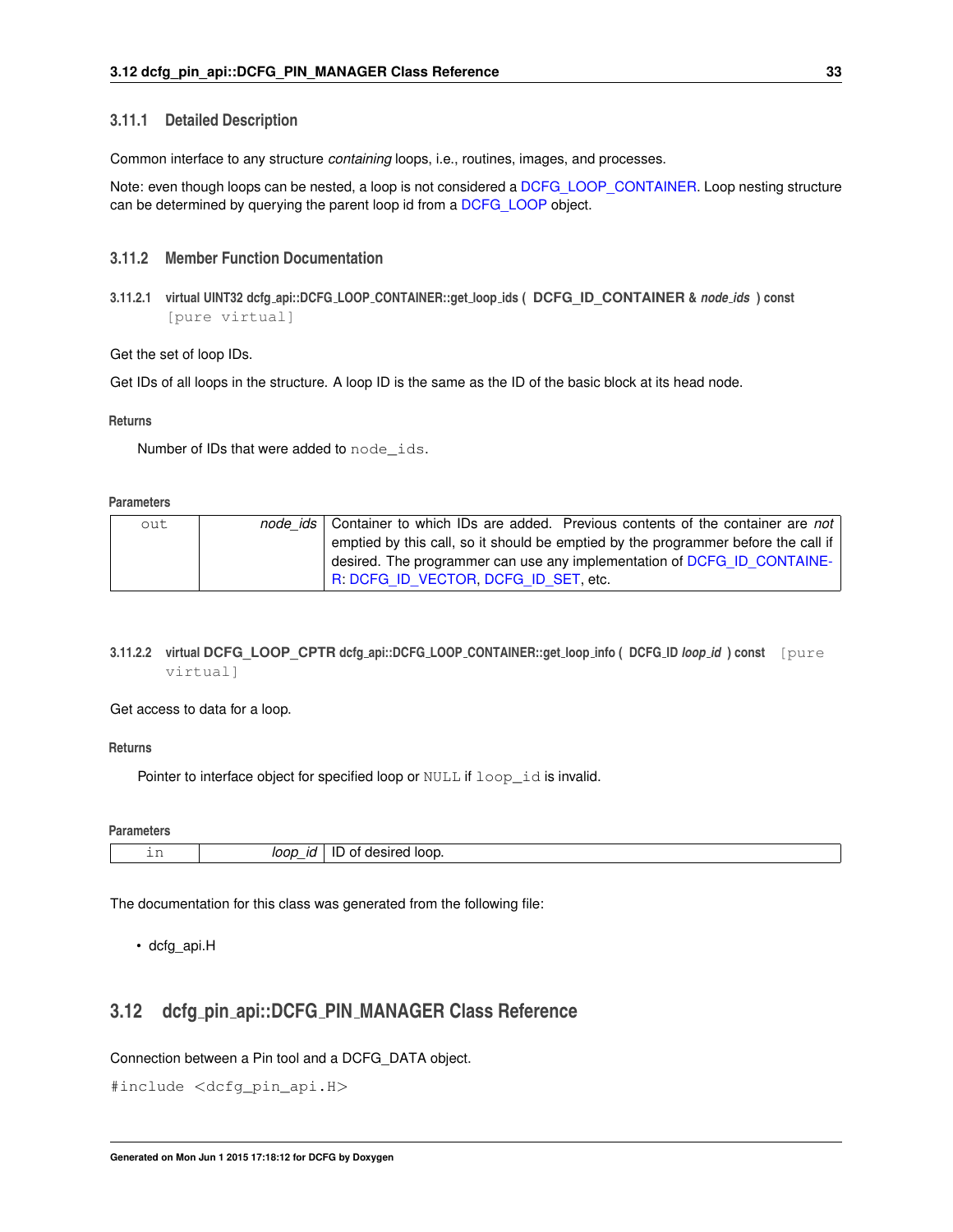### 3.11.1 Detailed Description

Common interface to any structure *containing* loops, i.e., routines, images, and processes.

Note: even though loops can be nested, a loop is not considered a DCFG_LOOP_CONTAINER. Loop nesting structure can be determined by querying the parent loop id from a DCFG_LOOP object.

### 3.11.2 Member Function Documentation

#### 3.11.2.1 virtual UINT32 dcfg_api::DCFG_LOOP_CONTAINER::get_loop_ids ( DCFG_ID_CONTAINER & *node_ids* ) const [pure virtual]

Get the set of loop IDs.

Get IDs of all loops in the structure. A loop ID is the same as the ID of the basic block at its head node.

**Returns**

Number of IDs that were added to `node_ids`.

**Parameters**

| | | |
|---|---|---|
| out | *node_ids* | Container to which IDs are added. Previous contents of the container are *not* emptied by this call, so it should be emptied by the programmer before the call if desired. The programmer can use any implementation of DCFG_ID_CONTAINER: DCFG_ID_VECTOR, DCFG_ID_SET, etc. |

#### 3.11.2.2 virtual DCFG_LOOP_CPTR dcfg_api::DCFG_LOOP_CONTAINER::get_loop_info ( DCFG_ID *loop_id* ) const [pure virtual]

Get access to data for a loop.

**Returns**

Pointer to interface object for specified loop or `NULL` if `loop_id` is invalid.

**Parameters**

| | | |
|---|---|---|
| in | *loop_id* | ID of desired loop. |

The documentation for this class was generated from the following file:

- dcfg_api.H

## 3.12 dcfg_pin_api::DCFG_PIN_MANAGER Class Reference

Connection between a Pin tool and a DCFG_DATA object.

```
#include <dcfg_pin_api.H>
```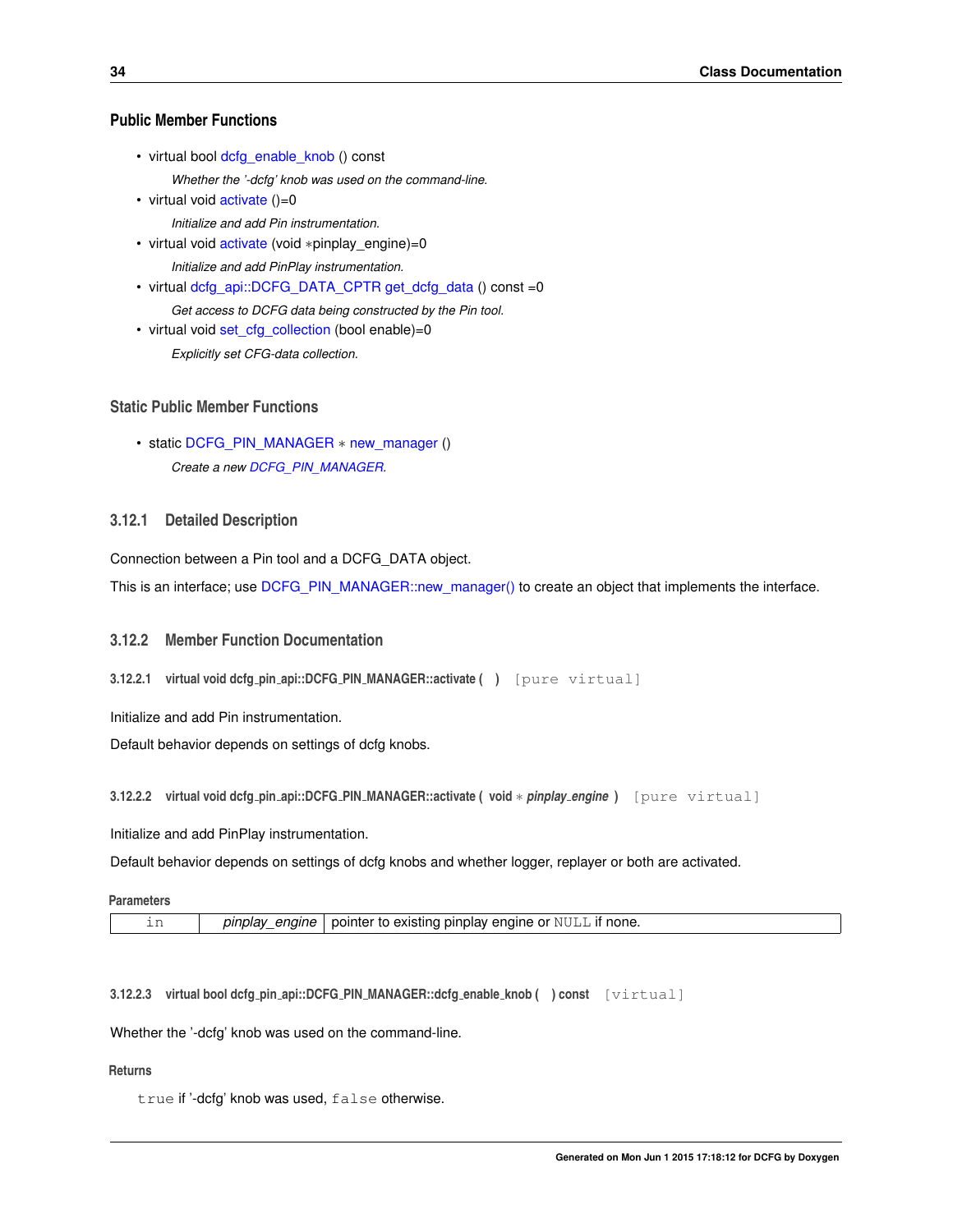### Public Member Functions

- virtual bool dcfg_enable_knob () const

  *Whether the '-dcfg' knob was used on the command-line.*
- virtual void activate ()=0

  *Initialize and add Pin instrumentation.*
- virtual void activate (void *pinplay_engine)=0

  *Initialize and add PinPlay instrumentation.*
- virtual dcfg_api::DCFG_DATA_CPTR get_dcfg_data () const =0

  *Get access to DCFG data being constructed by the Pin tool.*
- virtual void set_cfg_collection (bool enable)=0

  *Explicitly set CFG-data collection.*

### Static Public Member Functions

- static DCFG_PIN_MANAGER * new_manager ()

  *Create a new DCFG_PIN_MANAGER.*

### 3.12.1 Detailed Description

Connection between a Pin tool and a DCFG_DATA object.

This is an interface; use DCFG_PIN_MANAGER::new_manager() to create an object that implements the interface.

### 3.12.2 Member Function Documentation

#### 3.12.2.1 virtual void dcfg_pin_api::DCFG_PIN_MANAGER::activate ( ) [pure virtual]

Initialize and add Pin instrumentation.

Default behavior depends on settings of dcfg knobs.

#### 3.12.2.2 virtual void dcfg_pin_api::DCFG_PIN_MANAGER::activate ( void * *pinplay_engine* ) [pure virtual]

Initialize and add PinPlay instrumentation.

Default behavior depends on settings of dcfg knobs and whether logger, replayer or both are activated.

**Parameters**

| | | |
|---|---|---|
| in | *pinplay_engine* | pointer to existing pinplay engine or NULL if none. |

#### 3.12.2.3 virtual bool dcfg_pin_api::DCFG_PIN_MANAGER::dcfg_enable_knob ( ) const [virtual]

Whether the '-dcfg' knob was used on the command-line.

**Returns**

true if '-dcfg' knob was used, false otherwise.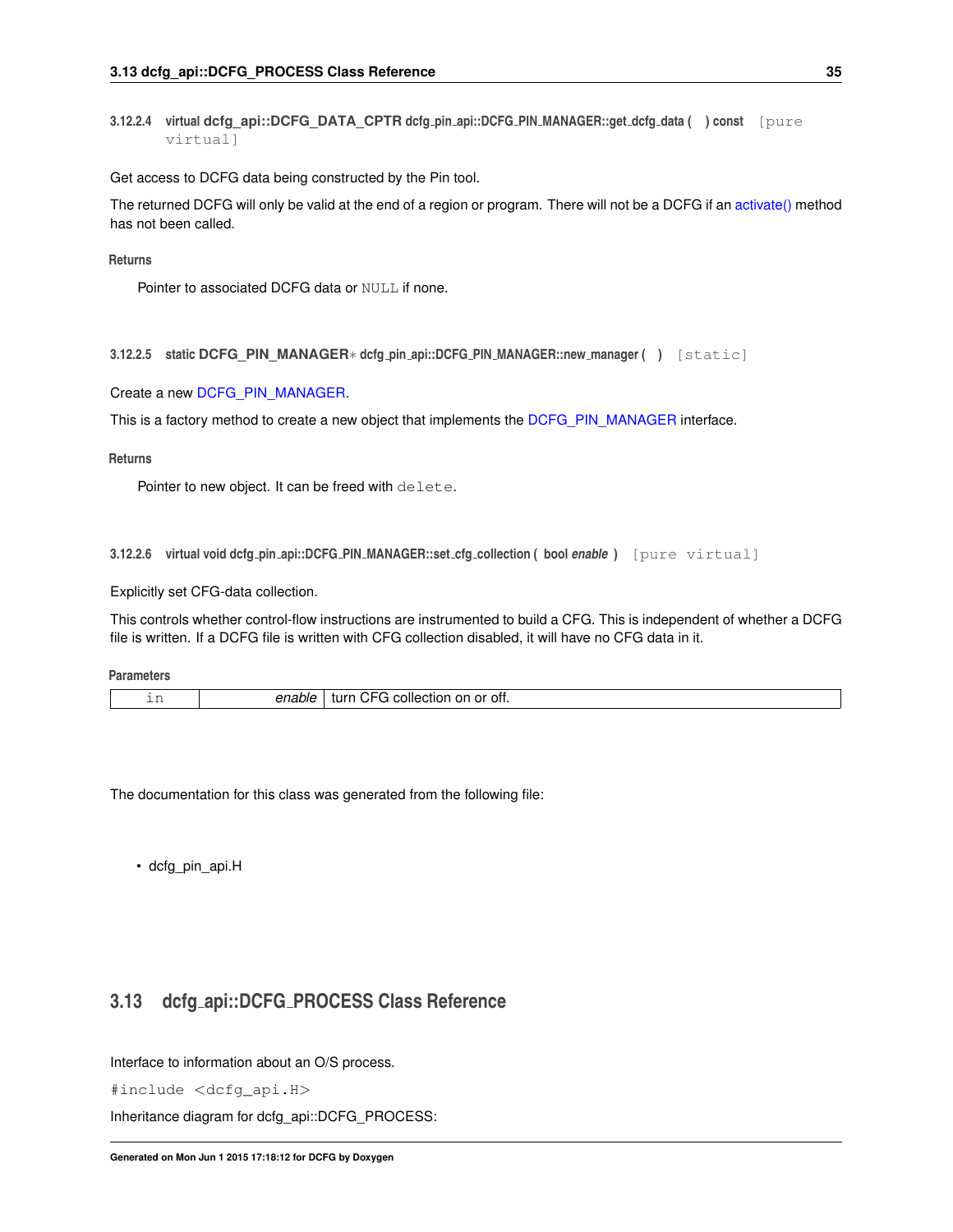#### 3.12.2.4 virtual dcfg_api::DCFG_DATA_CPTR dcfg_pin_api::DCFG_PIN_MANAGER::get_dcfg_data ( ) const [pure virtual]

Get access to DCFG data being constructed by the Pin tool.

The returned DCFG will only be valid at the end of a region or program. There will not be a DCFG if an activate() method has not been called.

**Returns**

Pointer to associated DCFG data or `NULL` if none.

#### 3.12.2.5 static DCFG_PIN_MANAGER* dcfg_pin_api::DCFG_PIN_MANAGER::new_manager ( ) [static]

Create a new DCFG_PIN_MANAGER.

This is a factory method to create a new object that implements the DCFG_PIN_MANAGER interface.

**Returns**

Pointer to new object. It can be freed with `delete`.

#### 3.12.2.6 virtual void dcfg_pin_api::DCFG_PIN_MANAGER::set_cfg_collection ( bool *enable* ) [pure virtual]

Explicitly set CFG-data collection.

This controls whether control-flow instructions are instrumented to build a CFG. This is independent of whether a DCFG file is written. If a DCFG file is written with CFG collection disabled, it will have no CFG data in it.

**Parameters**

| | | |
|---|---|---|
| in | *enable* | turn CFG collection on or off. |

The documentation for this class was generated from the following file:

- dcfg_pin_api.H

## 3.13 dcfg_api::DCFG_PROCESS Class Reference

Interface to information about an O/S process.

`#include <dcfg_api.H>`

Inheritance diagram for dcfg_api::DCFG_PROCESS: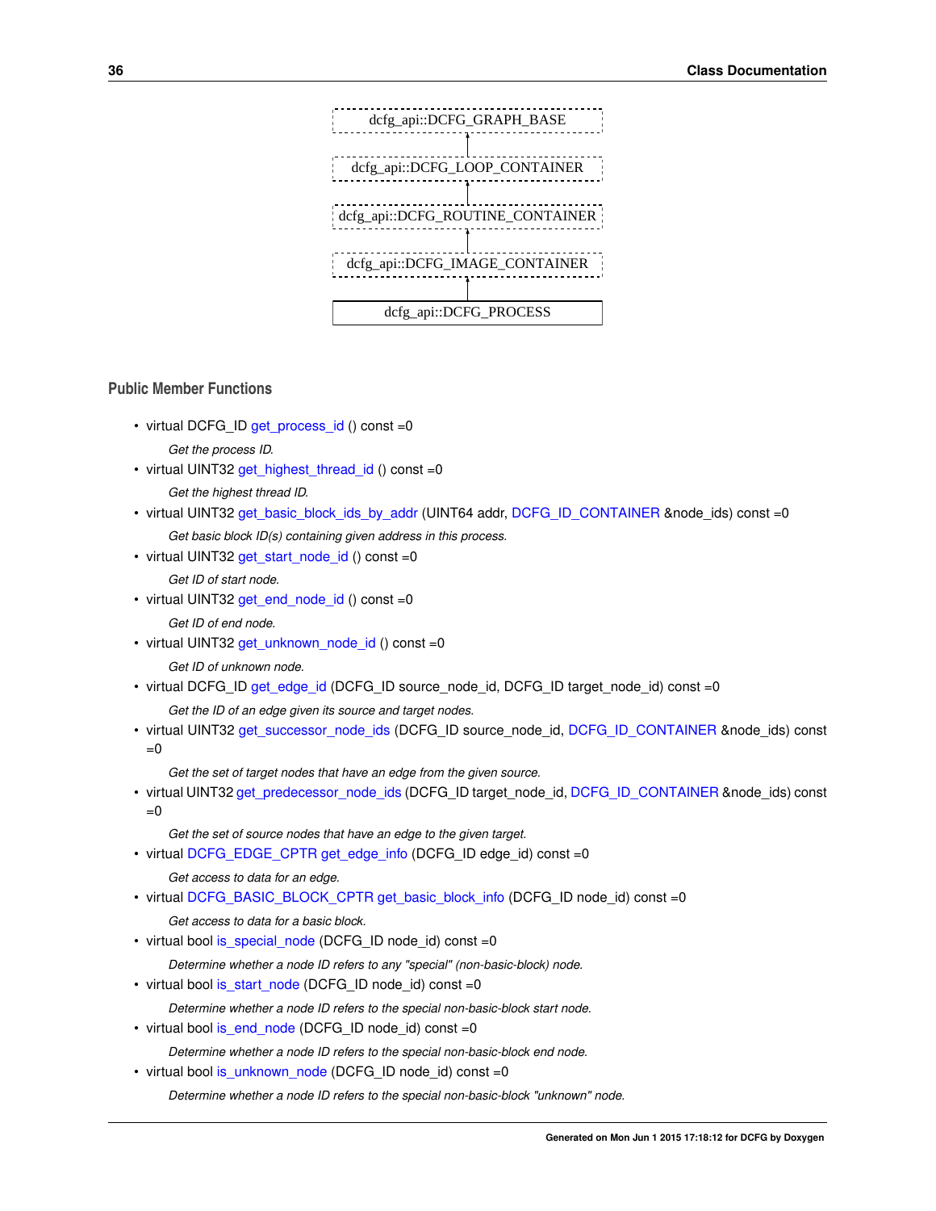dcfg_api::DCFG_GRAPH_BASE

dcfg_api::DCFG_LOOP_CONTAINER

dcfg_api::DCFG_ROUTINE_CONTAINER

dcfg_api::DCFG_IMAGE_CONTAINER

dcfg_api::DCFG_PROCESS

### Public Member Functions

- virtual DCFG_ID get_process_id () const =0

    *Get the process ID.*
- virtual UINT32 get_highest_thread_id () const =0

    *Get the highest thread ID.*
- virtual UINT32 get_basic_block_ids_by_addr (UINT64 addr, DCFG_ID_CONTAINER &node_ids) const =0

    *Get basic block ID(s) containing given address in this process.*
- virtual UINT32 get_start_node_id () const =0

    *Get ID of start node.*
- virtual UINT32 get_end_node_id () const =0

    *Get ID of end node.*
- virtual UINT32 get_unknown_node_id () const =0

    *Get ID of unknown node.*
- virtual DCFG_ID get_edge_id (DCFG_ID source_node_id, DCFG_ID target_node_id) const =0

    *Get the ID of an edge given its source and target nodes.*
- virtual UINT32 get_successor_node_ids (DCFG_ID source_node_id, DCFG_ID_CONTAINER &node_ids) const =0

    *Get the set of target nodes that have an edge from the given source.*
- virtual UINT32 get_predecessor_node_ids (DCFG_ID target_node_id, DCFG_ID_CONTAINER &node_ids) const =0

    *Get the set of source nodes that have an edge to the given target.*
- virtual DCFG_EDGE_CPTR get_edge_info (DCFG_ID edge_id) const =0

    *Get access to data for an edge.*
- virtual DCFG_BASIC_BLOCK_CPTR get_basic_block_info (DCFG_ID node_id) const =0

    *Get access to data for a basic block.*
- virtual bool is_special_node (DCFG_ID node_id) const =0

    *Determine whether a node ID refers to any "special" (non-basic-block) node.*
- virtual bool is_start_node (DCFG_ID node_id) const =0

    *Determine whether a node ID refers to the special non-basic-block start node.*
- virtual bool is_end_node (DCFG_ID node_id) const =0

    *Determine whether a node ID refers to the special non-basic-block end node.*
- virtual bool is_unknown_node (DCFG_ID node_id) const =0

    *Determine whether a node ID refers to the special non-basic-block "unknown" node.*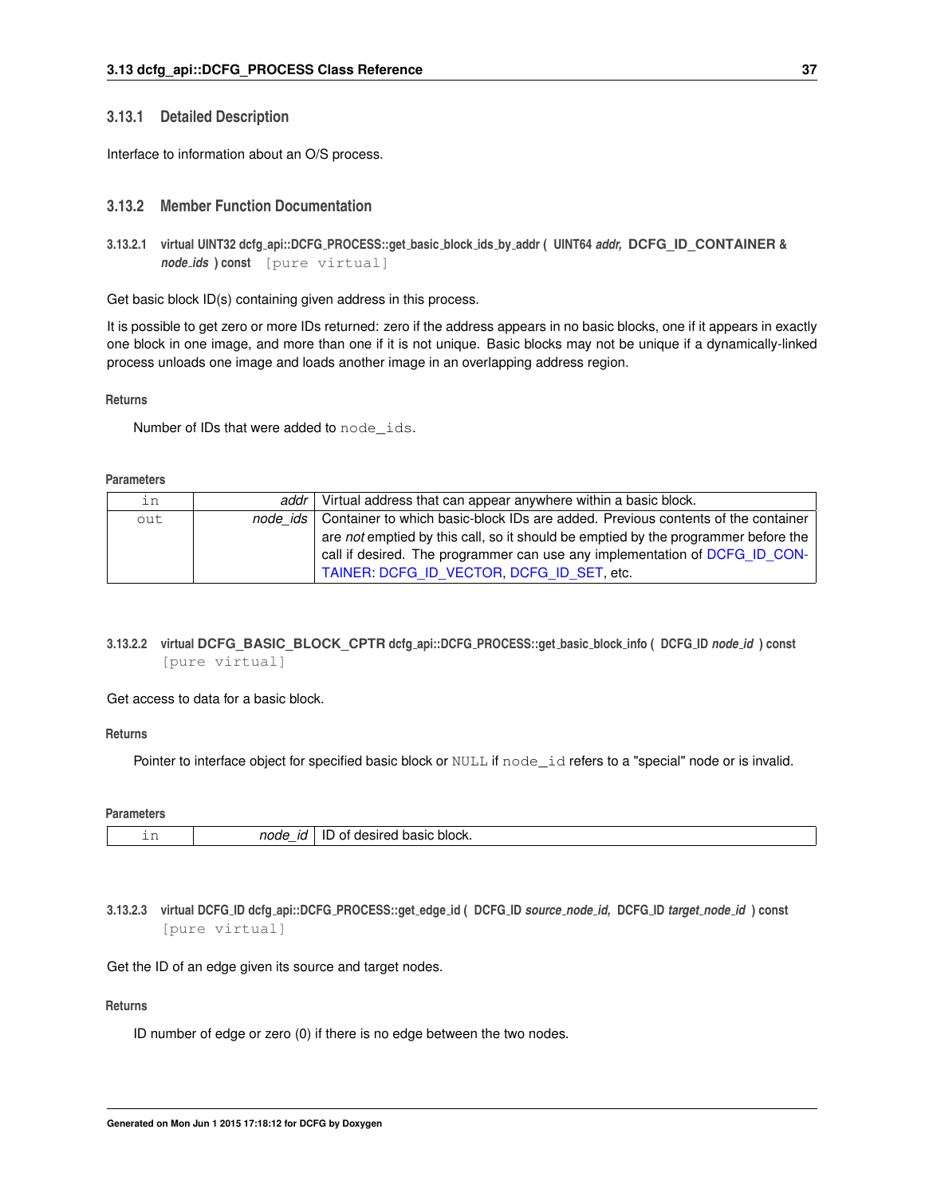### 3.13.1 Detailed Description

Interface to information about an O/S process.

### 3.13.2 Member Function Documentation

#### 3.13.2.1 virtual UINT32 dcfg_api::DCFG_PROCESS::get_basic_block_ids_by_addr ( UINT64 *addr,* DCFG_ID_CONTAINER & *node_ids* ) const [pure virtual]

Get basic block ID(s) containing given address in this process.

It is possible to get zero or more IDs returned: zero if the address appears in no basic blocks, one if it appears in exactly one block in one image, and more than one if it is not unique. Basic blocks may not be unique if a dynamically-linked process unloads one image and loads another image in an overlapping address region.

**Returns**

Number of IDs that were added to `node_ids`.

**Parameters**

| | | |
|---|---|---|
| in | *addr* | Virtual address that can appear anywhere within a basic block. |
| out | *node_ids* | Container to which basic-block IDs are added. Previous contents of the container are *not* emptied by this call, so it should be emptied by the programmer before the call if desired. The programmer can use any implementation of DCFG_ID_CONTAINER: DCFG_ID_VECTOR, DCFG_ID_SET, etc. |

#### 3.13.2.2 virtual DCFG_BASIC_BLOCK_CPTR dcfg_api::DCFG_PROCESS::get_basic_block_info ( DCFG_ID *node_id* ) const [pure virtual]

Get access to data for a basic block.

**Returns**

Pointer to interface object for specified basic block or `NULL` if `node_id` refers to a "special" node or is invalid.

**Parameters**

| | | |
|---|---|---|
| in | *node_id* | ID of desired basic block. |

#### 3.13.2.3 virtual DCFG_ID dcfg_api::DCFG_PROCESS::get_edge_id ( DCFG_ID *source_node_id,* DCFG_ID *target_node_id* ) const [pure virtual]

Get the ID of an edge given its source and target nodes.

**Returns**

ID number of edge or zero (0) if there is no edge between the two nodes.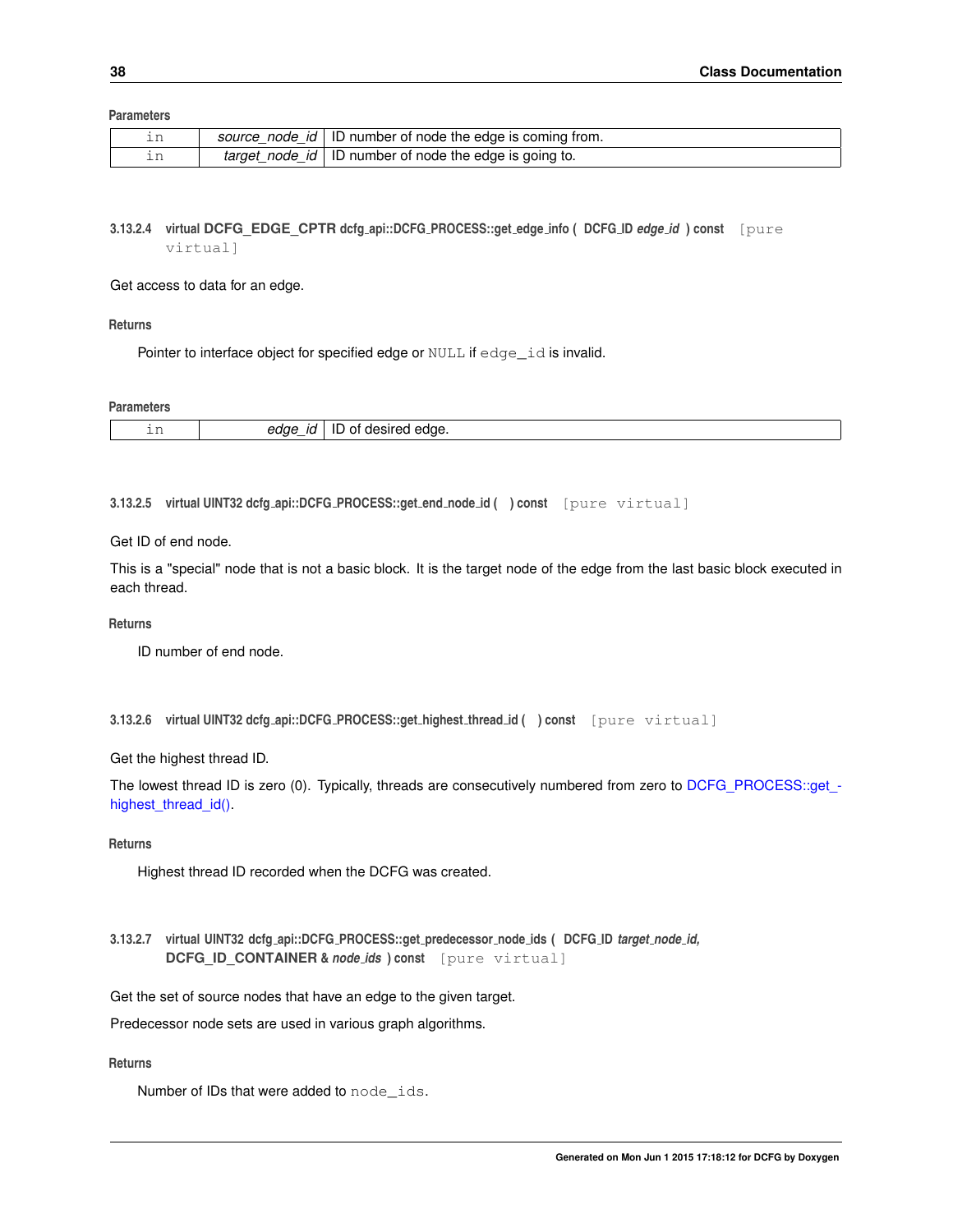**Parameters**

| | | |
|---|---|---|
| in | *source_node_id* | ID number of node the edge is coming from. |
| in | *target_node_id* | ID number of node the edge is going to. |

#### 3.13.2.4 virtual DCFG_EDGE_CPTR dcfg_api::DCFG_PROCESS::get_edge_info ( DCFG_ID *edge_id* ) const [pure virtual]

Get access to data for an edge.

**Returns**

Pointer to interface object for specified edge or `NULL` if `edge_id` is invalid.

**Parameters**

| | | |
|---|---|---|
| in | *edge_id* | ID of desired edge. |

#### 3.13.2.5 virtual UINT32 dcfg_api::DCFG_PROCESS::get_end_node_id ( ) const [pure virtual]

Get ID of end node.

This is a "special" node that is not a basic block. It is the target node of the edge from the last basic block executed in each thread.

**Returns**

ID number of end node.

#### 3.13.2.6 virtual UINT32 dcfg_api::DCFG_PROCESS::get_highest_thread_id ( ) const [pure virtual]

Get the highest thread ID.

The lowest thread ID is zero (0). Typically, threads are consecutively numbered from zero to DCFG_PROCESS::get_highest_thread_id().

**Returns**

Highest thread ID recorded when the DCFG was created.

#### 3.13.2.7 virtual UINT32 dcfg_api::DCFG_PROCESS::get_predecessor_node_ids ( DCFG_ID *target_node_id*, DCFG_ID_CONTAINER & *node_ids* ) const [pure virtual]

Get the set of source nodes that have an edge to the given target.

Predecessor node sets are used in various graph algorithms.

**Returns**

Number of IDs that were added to `node_ids`.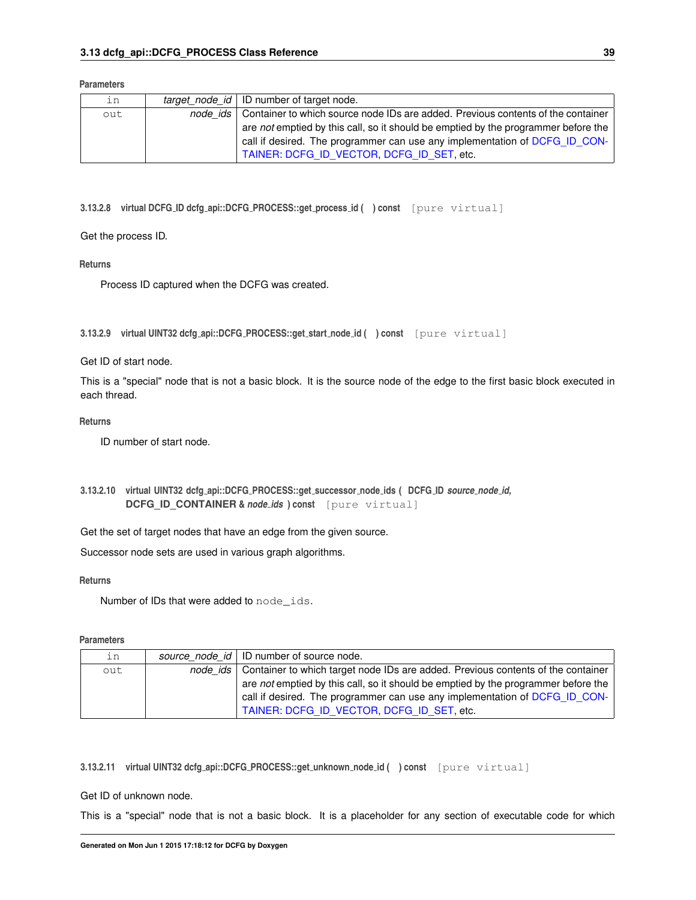**Parameters**

| | | |
|---|---|---|
| in | *target_node_id* | ID number of target node. |
| out | *node_ids* | Container to which source node IDs are added. Previous contents of the container are *not* emptied by this call, so it should be emptied by the programmer before the call if desired. The programmer can use any implementation of DCFG_ID_CONTAINER: DCFG_ID_VECTOR, DCFG_ID_SET, etc. |

#### 3.13.2.8 virtual DCFG_ID dcfg_api::DCFG_PROCESS::get_process_id ( ) const [pure virtual]

Get the process ID.

**Returns**

Process ID captured when the DCFG was created.

#### 3.13.2.9 virtual UINT32 dcfg_api::DCFG_PROCESS::get_start_node_id ( ) const [pure virtual]

Get ID of start node.

This is a "special" node that is not a basic block. It is the source node of the edge to the first basic block executed in each thread.

**Returns**

ID number of start node.

#### 3.13.2.10 virtual UINT32 dcfg_api::DCFG_PROCESS::get_successor_node_ids ( DCFG_ID *source_node_id*, DCFG_ID_CONTAINER & *node_ids* ) const [pure virtual]

Get the set of target nodes that have an edge from the given source.

Successor node sets are used in various graph algorithms.

**Returns**

Number of IDs that were added to `node_ids`.

**Parameters**

| | | |
|---|---|---|
| in | *source_node_id* | ID number of source node. |
| out | *node_ids* | Container to which target node IDs are added. Previous contents of the container are *not* emptied by this call, so it should be emptied by the programmer before the call if desired. The programmer can use any implementation of DCFG_ID_CONTAINER: DCFG_ID_VECTOR, DCFG_ID_SET, etc. |

#### 3.13.2.11 virtual UINT32 dcfg_api::DCFG_PROCESS::get_unknown_node_id ( ) const [pure virtual]

Get ID of unknown node.

This is a "special" node that is not a basic block. It is a placeholder for any section of executable code for which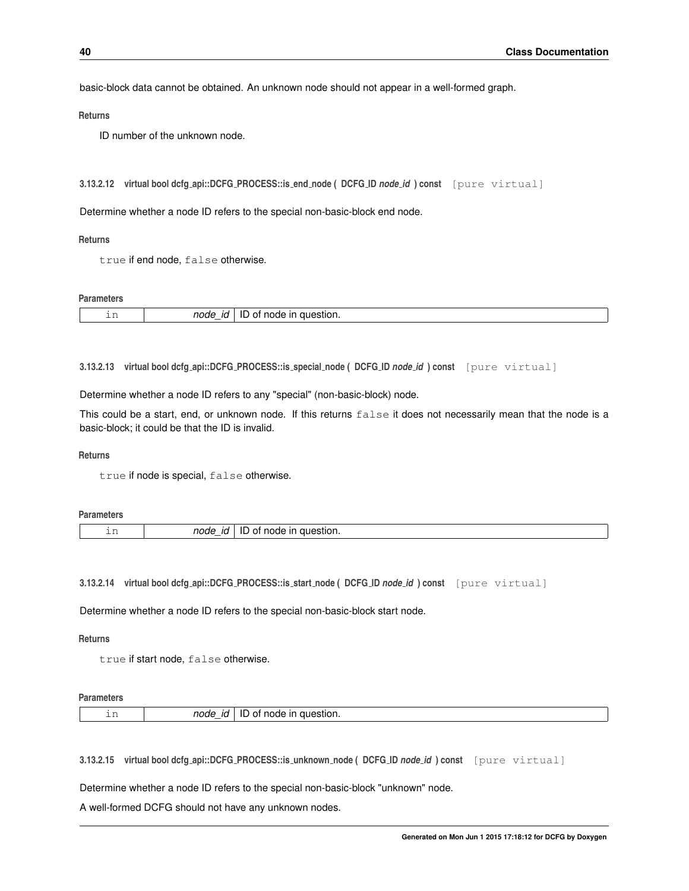basic-block data cannot be obtained. An unknown node should not appear in a well-formed graph.

**Returns**

ID number of the unknown node.

#### 3.13.2.12 virtual bool dcfg_api::DCFG_PROCESS::is_end_node ( DCFG_ID *node_id* ) const [pure virtual]

Determine whether a node ID refers to the special non-basic-block end node.

**Returns**

`true` if end node, `false` otherwise.

**Parameters**

| | | |
|---|---|---|
| in | *node_id* | ID of node in question. |

#### 3.13.2.13 virtual bool dcfg_api::DCFG_PROCESS::is_special_node ( DCFG_ID *node_id* ) const [pure virtual]

Determine whether a node ID refers to any "special" (non-basic-block) node.

This could be a start, end, or unknown node. If this returns `false` it does not necessarily mean that the node is a basic-block; it could be that the ID is invalid.

**Returns**

`true` if node is special, `false` otherwise.

**Parameters**

| | | |
|---|---|---|
| in | *node_id* | ID of node in question. |

#### 3.13.2.14 virtual bool dcfg_api::DCFG_PROCESS::is_start_node ( DCFG_ID *node_id* ) const [pure virtual]

Determine whether a node ID refers to the special non-basic-block start node.

**Returns**

`true` if start node, `false` otherwise.

**Parameters**

| | | |
|---|---|---|
| in | *node_id* | ID of node in question. |

#### 3.13.2.15 virtual bool dcfg_api::DCFG_PROCESS::is_unknown_node ( DCFG_ID *node_id* ) const [pure virtual]

Determine whether a node ID refers to the special non-basic-block "unknown" node.

A well-formed DCFG should not have any unknown nodes.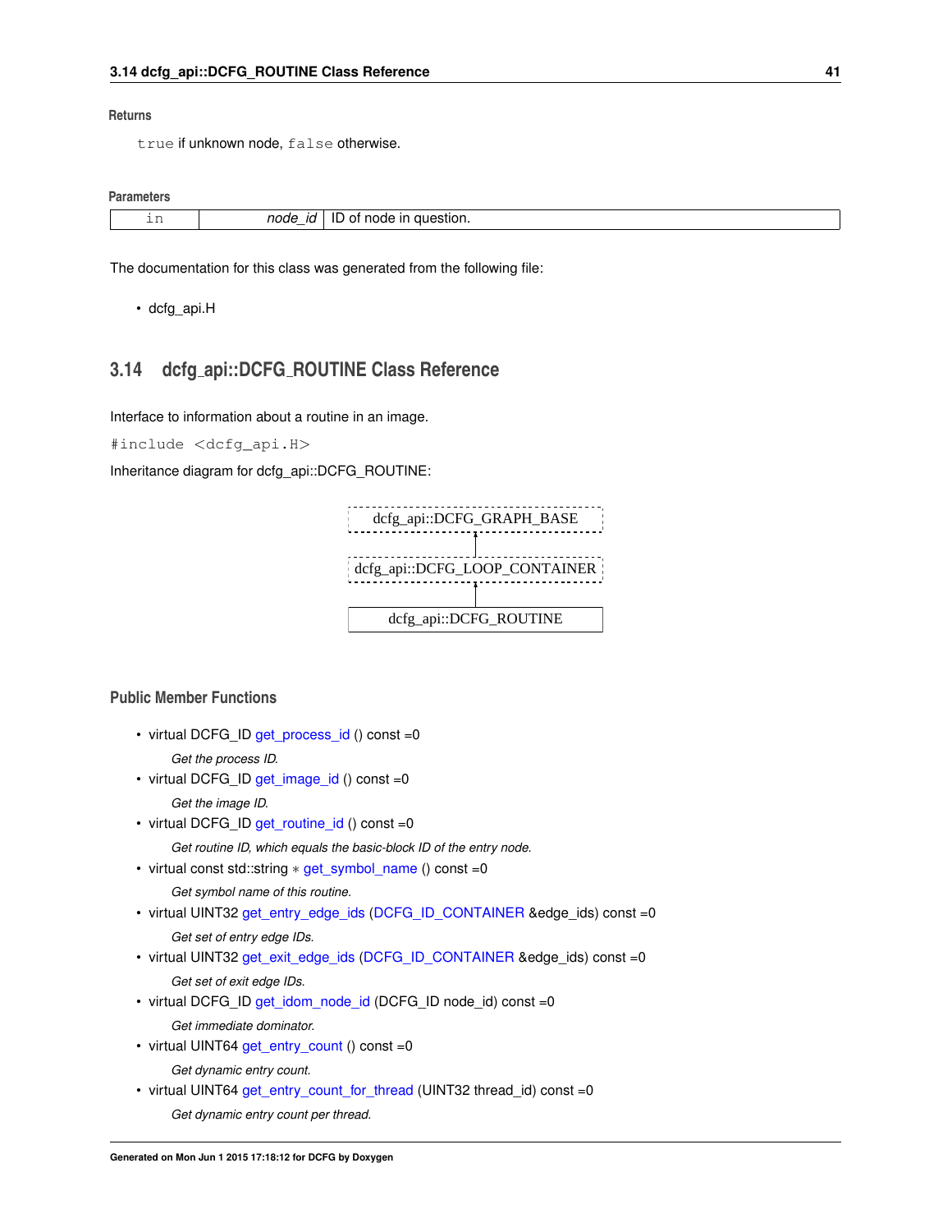**Returns**

true if unknown node, false otherwise.

**Parameters**

| | | |
|---|---|---|
| in | *node_id* | ID of node in question. |

The documentation for this class was generated from the following file:

- dcfg_api.H

## 3.14 dcfg_api::DCFG_ROUTINE Class Reference

Interface to information about a routine in an image.

```
#include <dcfg_api.H>
```

Inheritance diagram for dcfg_api::DCFG_ROUTINE:

dcfg_api::DCFG_GRAPH_BASE

dcfg_api::DCFG_LOOP_CONTAINER

dcfg_api::DCFG_ROUTINE

### Public Member Functions

- virtual DCFG_ID get_process_id () const =0

  *Get the process ID.*
- virtual DCFG_ID get_image_id () const =0

  *Get the image ID.*
- virtual DCFG_ID get_routine_id () const =0

  *Get routine ID, which equals the basic-block ID of the entry node.*
- virtual const std::string * get_symbol_name () const =0

  *Get symbol name of this routine.*
- virtual UINT32 get_entry_edge_ids (DCFG_ID_CONTAINER &edge_ids) const =0

  *Get set of entry edge IDs.*
- virtual UINT32 get_exit_edge_ids (DCFG_ID_CONTAINER &edge_ids) const =0

  *Get set of exit edge IDs.*
- virtual DCFG_ID get_idom_node_id (DCFG_ID node_id) const =0

  *Get immediate dominator.*
- virtual UINT64 get_entry_count () const =0

  *Get dynamic entry count.*
- virtual UINT64 get_entry_count_for_thread (UINT32 thread_id) const =0

  *Get dynamic entry count per thread.*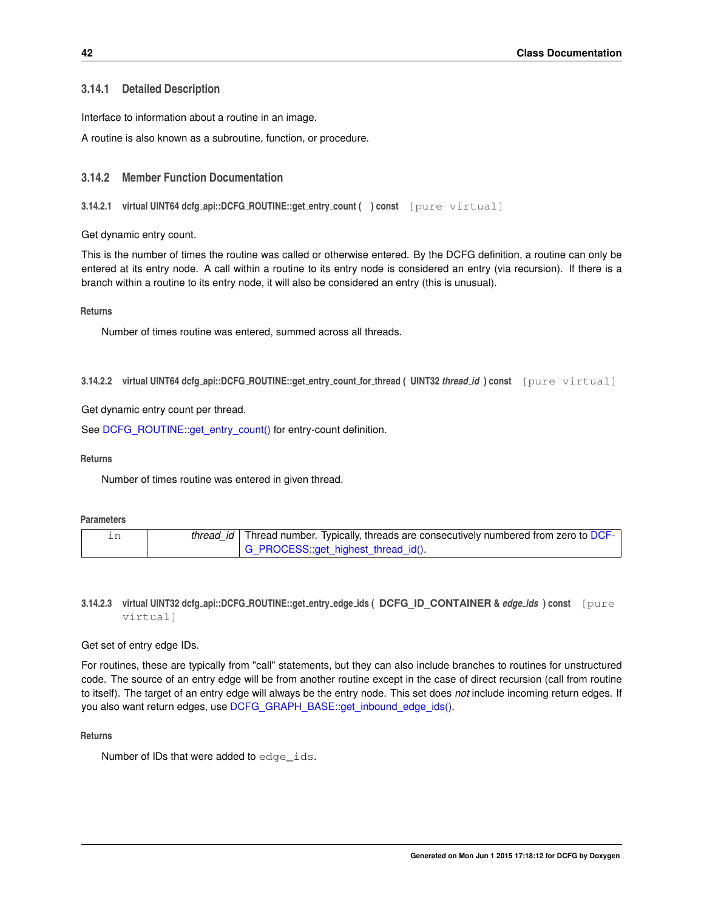### 3.14.1 Detailed Description

Interface to information about a routine in an image.

A routine is also known as a subroutine, function, or procedure.

### 3.14.2 Member Function Documentation

#### 3.14.2.1 virtual UINT64 dcfg_api::DCFG_ROUTINE::get_entry_count ( ) const [pure virtual]

Get dynamic entry count.

This is the number of times the routine was called or otherwise entered. By the DCFG definition, a routine can only be entered at its entry node. A call within a routine to its entry node is considered an entry (via recursion). If there is a branch within a routine to its entry node, it will also be considered an entry (this is unusual).

**Returns**

Number of times routine was entered, summed across all threads.

#### 3.14.2.2 virtual UINT64 dcfg_api::DCFG_ROUTINE::get_entry_count_for_thread ( UINT32 *thread_id* ) const [pure virtual]

Get dynamic entry count per thread.

See DCFG_ROUTINE::get_entry_count() for entry-count definition.

**Returns**

Number of times routine was entered in given thread.

**Parameters**

| | | |
|---|---|---|
| in | *thread_id* | Thread number. Typically, threads are consecutively numbered from zero to DCFG_PROCESS::get_highest_thread_id(). |

#### 3.14.2.3 virtual UINT32 dcfg_api::DCFG_ROUTINE::get_entry_edge_ids ( DCFG_ID_CONTAINER & *edge_ids* ) const [pure virtual]

Get set of entry edge IDs.

For routines, these are typically from "call" statements, but they can also include branches to routines for unstructured code. The source of an entry edge will be from another routine except in the case of direct recursion (call from routine to itself). The target of an entry edge will always be the entry node. This set does *not* include incoming return edges. If you also want return edges, use DCFG_GRAPH_BASE::get_inbound_edge_ids().

**Returns**

Number of IDs that were added to `edge_ids`.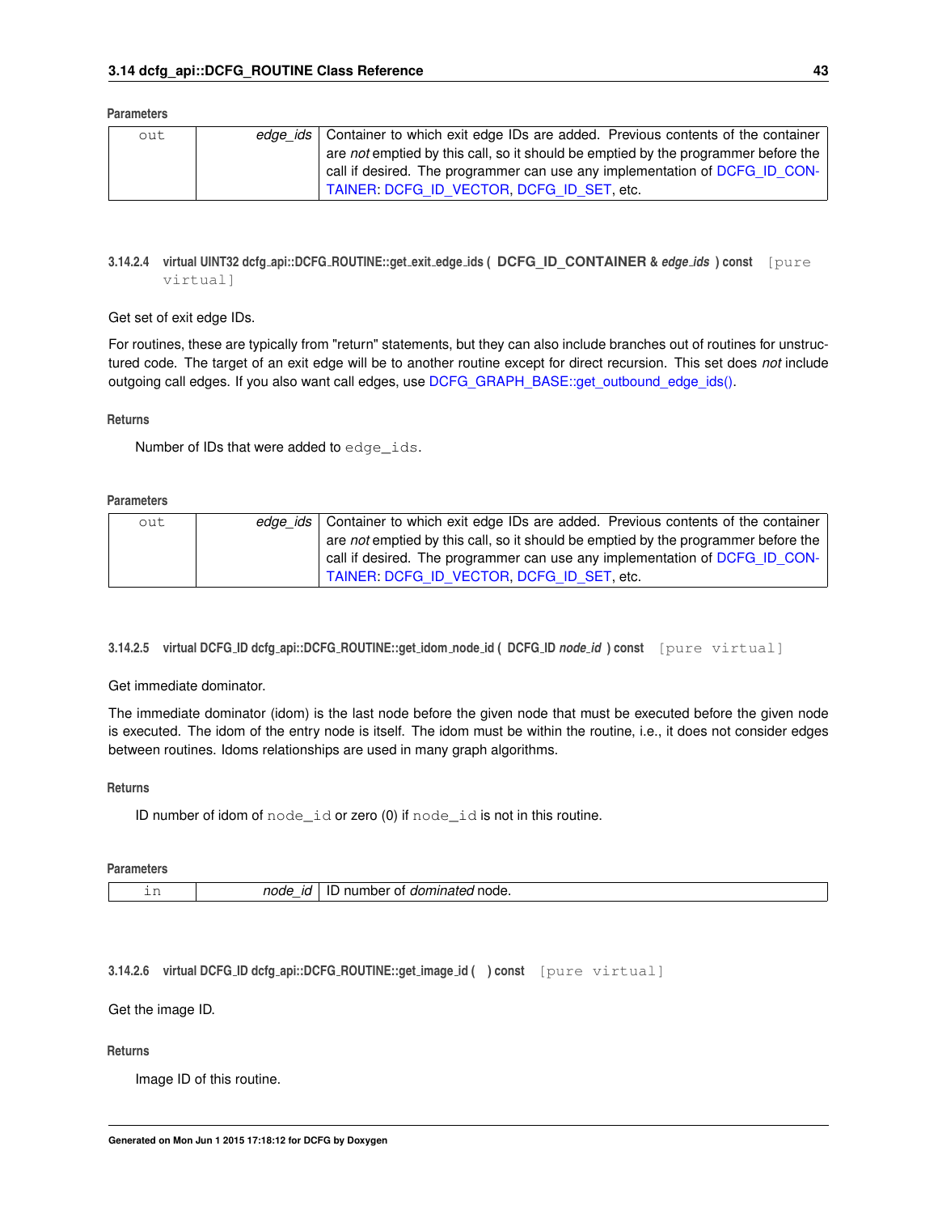**Parameters**

| | | |
|---|---|---|
| out | *edge_ids* | Container to which exit edge IDs are added. Previous contents of the container are *not* emptied by this call, so it should be emptied by the programmer before the call if desired. The programmer can use any implementation of DCFG_ID_CONTAINER: DCFG_ID_VECTOR, DCFG_ID_SET, etc. |

#### 3.14.2.4 virtual UINT32 dcfg_api::DCFG_ROUTINE::get_exit_edge_ids ( DCFG_ID_CONTAINER & *edge_ids* ) const [pure virtual]

Get set of exit edge IDs.

For routines, these are typically from "return" statements, but they can also include branches out of routines for unstructured code. The target of an exit edge will be to another routine except for direct recursion. This set does *not* include outgoing call edges. If you also want call edges, use DCFG_GRAPH_BASE::get_outbound_edge_ids().

**Returns**

Number of IDs that were added to `edge_ids`.

**Parameters**

| | | |
|---|---|---|
| out | *edge_ids* | Container to which exit edge IDs are added. Previous contents of the container are *not* emptied by this call, so it should be emptied by the programmer before the call if desired. The programmer can use any implementation of DCFG_ID_CONTAINER: DCFG_ID_VECTOR, DCFG_ID_SET, etc. |

#### 3.14.2.5 virtual DCFG_ID dcfg_api::DCFG_ROUTINE::get_idom_node_id ( DCFG_ID *node_id* ) const [pure virtual]

Get immediate dominator.

The immediate dominator (idom) is the last node before the given node that must be executed before the given node is executed. The idom of the entry node is itself. The idom must be within the routine, i.e., it does not consider edges between routines. Idoms relationships are used in many graph algorithms.

**Returns**

ID number of idom of `node_id` or zero (0) if `node_id` is not in this routine.

**Parameters**

| | | |
|---|---|---|
| in | *node_id* | ID number of *dominated* node. |

#### 3.14.2.6 virtual DCFG_ID dcfg_api::DCFG_ROUTINE::get_image_id ( ) const [pure virtual]

Get the image ID.

**Returns**

Image ID of this routine.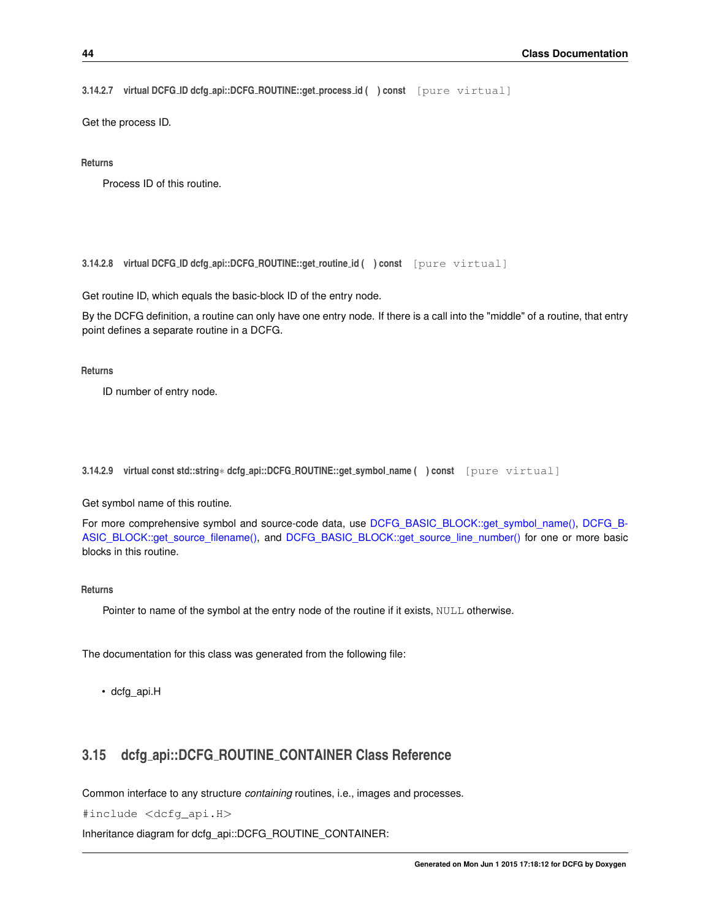#### 3.14.2.7 virtual DCFG_ID dcfg_api::DCFG_ROUTINE::get_process_id ( ) const [pure virtual]

Get the process ID.

**Returns**

Process ID of this routine.

#### 3.14.2.8 virtual DCFG_ID dcfg_api::DCFG_ROUTINE::get_routine_id ( ) const [pure virtual]

Get routine ID, which equals the basic-block ID of the entry node.

By the DCFG definition, a routine can only have one entry node. If there is a call into the "middle" of a routine, that entry point defines a separate routine in a DCFG.

**Returns**

ID number of entry node.

#### 3.14.2.9 virtual const std::string* dcfg_api::DCFG_ROUTINE::get_symbol_name ( ) const [pure virtual]

Get symbol name of this routine.

For more comprehensive symbol and source-code data, use DCFG_BASIC_BLOCK::get_symbol_name(), DCFG_BASIC_BLOCK::get_source_filename(), and DCFG_BASIC_BLOCK::get_source_line_number() for one or more basic blocks in this routine.

**Returns**

Pointer to name of the symbol at the entry node of the routine if it exists, `NULL` otherwise.

The documentation for this class was generated from the following file:

- dcfg_api.H

## 3.15 dcfg_api::DCFG_ROUTINE_CONTAINER Class Reference

Common interface to any structure *containing* routines, i.e., images and processes.

```
#include <dcfg_api.H>
```

Inheritance diagram for dcfg_api::DCFG_ROUTINE_CONTAINER: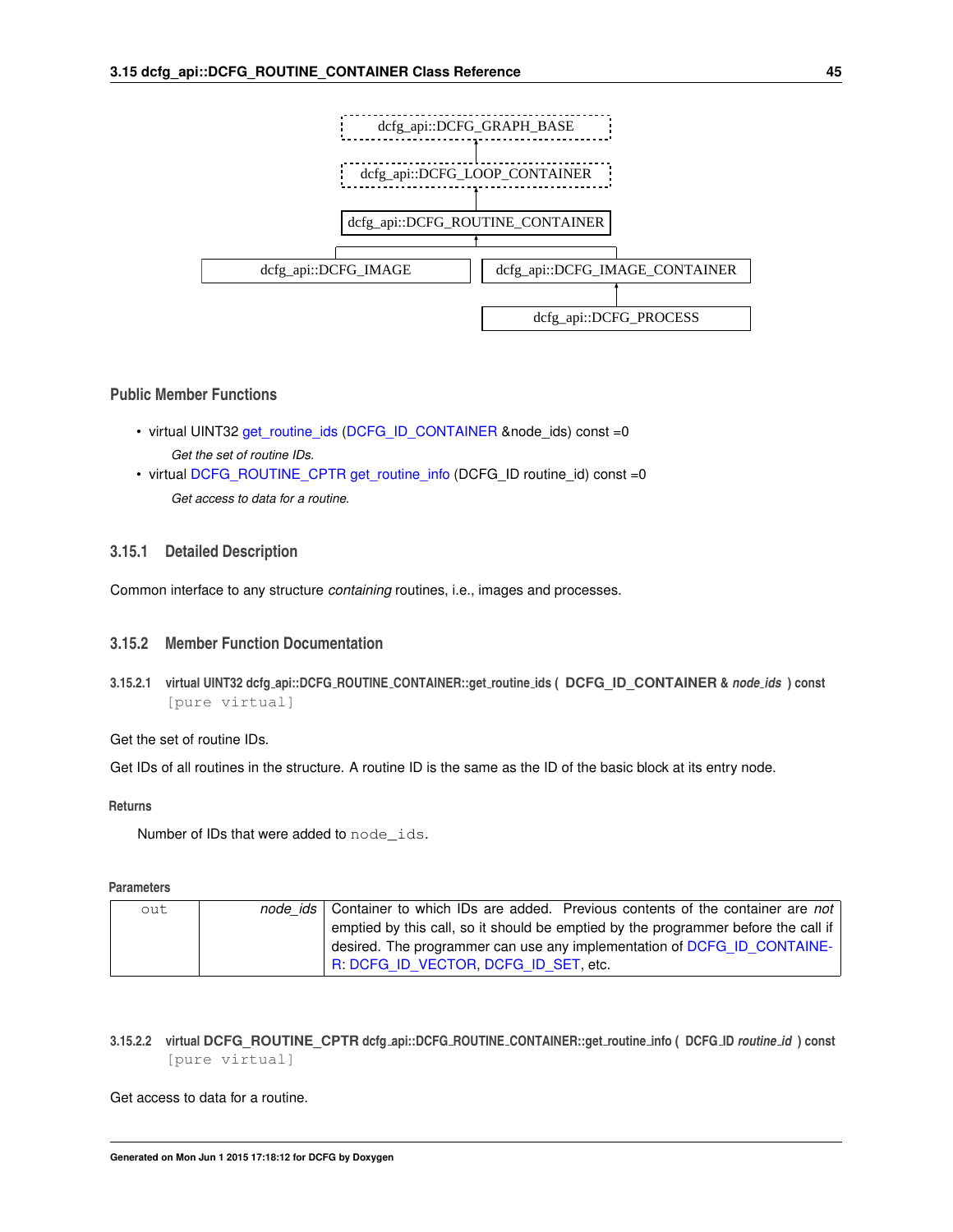dcfg_api::DCFG_GRAPH_BASE

dcfg_api::DCFG_LOOP_CONTAINER

dcfg_api::DCFG_ROUTINE_CONTAINER

dcfg_api::DCFG_IMAGE

dcfg_api::DCFG_IMAGE_CONTAINER

dcfg_api::DCFG_PROCESS

### Public Member Functions

- virtual UINT32 get_routine_ids (DCFG_ID_CONTAINER &node_ids) const =0

  *Get the set of routine IDs.*
- virtual DCFG_ROUTINE_CPTR get_routine_info (DCFG_ID routine_id) const =0

  *Get access to data for a routine.*

## 3.15.1 Detailed Description

Common interface to any structure *containing* routines, i.e., images and processes.

## 3.15.2 Member Function Documentation

### 3.15.2.1 virtual UINT32 dcfg_api::DCFG_ROUTINE_CONTAINER::get_routine_ids ( DCFG_ID_CONTAINER & *node_ids* ) const [pure virtual]

Get the set of routine IDs.

Get IDs of all routines in the structure. A routine ID is the same as the ID of the basic block at its entry node.

**Returns**

Number of IDs that were added to `node_ids`.

**Parameters**

| | | |
|---|---|---|
| out | *node_ids* | Container to which IDs are added. Previous contents of the container are *not* emptied by this call, so it should be emptied by the programmer before the call if desired. The programmer can use any implementation of DCFG_ID_CONTAINER: DCFG_ID_VECTOR, DCFG_ID_SET, etc. |

### 3.15.2.2 virtual DCFG_ROUTINE_CPTR dcfg_api::DCFG_ROUTINE_CONTAINER::get_routine_info ( DCFG_ID *routine_id* ) const [pure virtual]

Get access to data for a routine.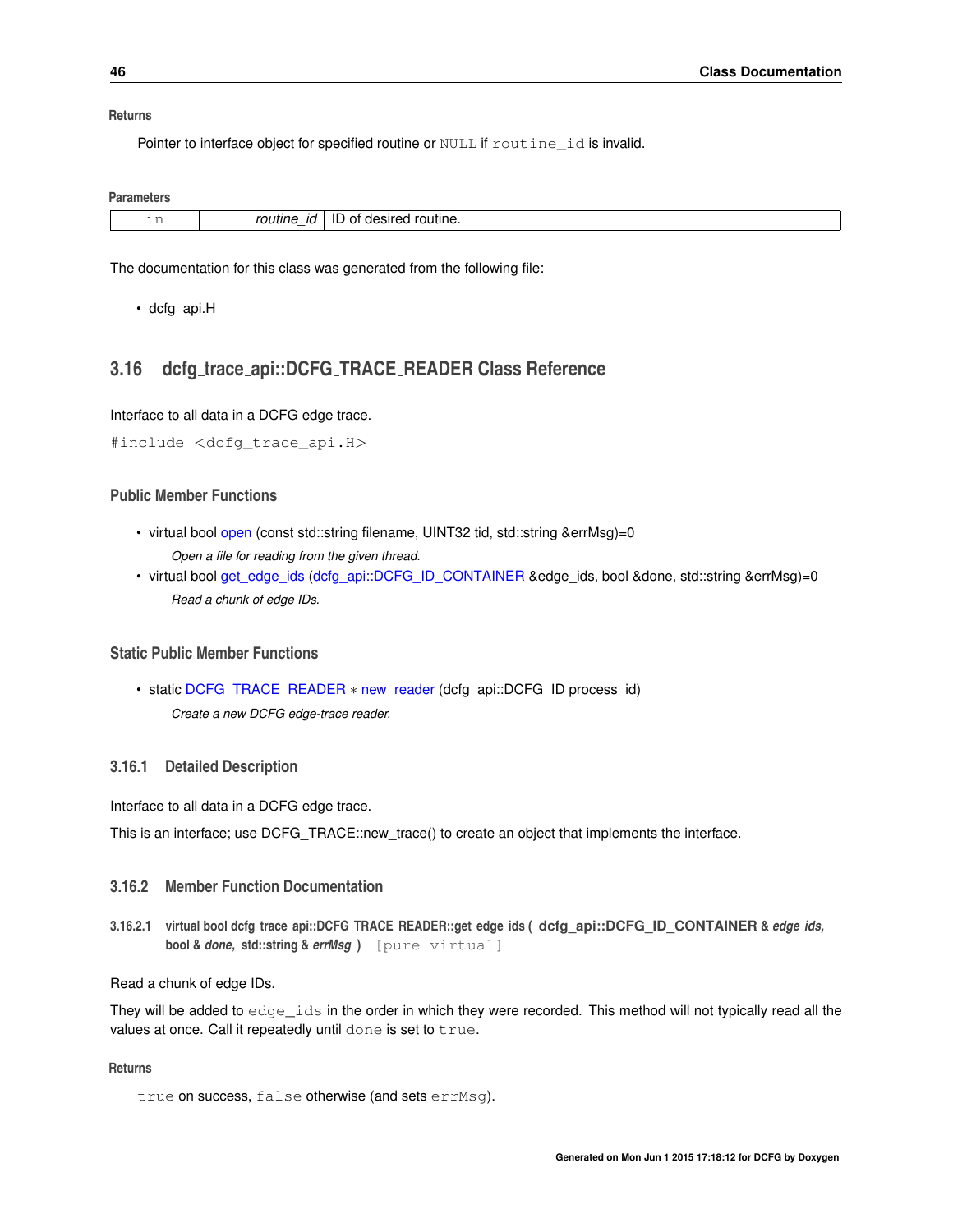**Returns**

Pointer to interface object for specified routine or `NULL` if `routine_id` is invalid.

**Parameters**

| | | |
|---|---|---|
| in | *routine_id* | ID of desired routine. |

The documentation for this class was generated from the following file:

- dcfg_api.H

## 3.16 dcfg_trace_api::DCFG_TRACE_READER Class Reference

Interface to all data in a DCFG edge trace.

`#include <dcfg_trace_api.H>`

### Public Member Functions

- virtual bool open (const std::string filename, UINT32 tid, std::string &errMsg)=0

  *Open a file for reading from the given thread.*
- virtual bool get_edge_ids (dcfg_api::DCFG_ID_CONTAINER &edge_ids, bool &done, std::string &errMsg)=0

  *Read a chunk of edge IDs.*

### Static Public Member Functions

- static DCFG_TRACE_READER * new_reader (dcfg_api::DCFG_ID process_id)

  *Create a new DCFG edge-trace reader.*

### 3.16.1 Detailed Description

Interface to all data in a DCFG edge trace.

This is an interface; use DCFG_TRACE::new_trace() to create an object that implements the interface.

### 3.16.2 Member Function Documentation

#### 3.16.2.1 virtual bool dcfg_trace_api::DCFG_TRACE_READER::get_edge_ids ( dcfg_api::DCFG_ID_CONTAINER & *edge_ids*, bool & *done*, std::string & *errMsg* ) [pure virtual]

Read a chunk of edge IDs.

They will be added to `edge_ids` in the order in which they were recorded. This method will not typically read all the values at once. Call it repeatedly until `done` is set to `true`.

**Returns**

`true` on success, `false` otherwise (and sets `errMsg`).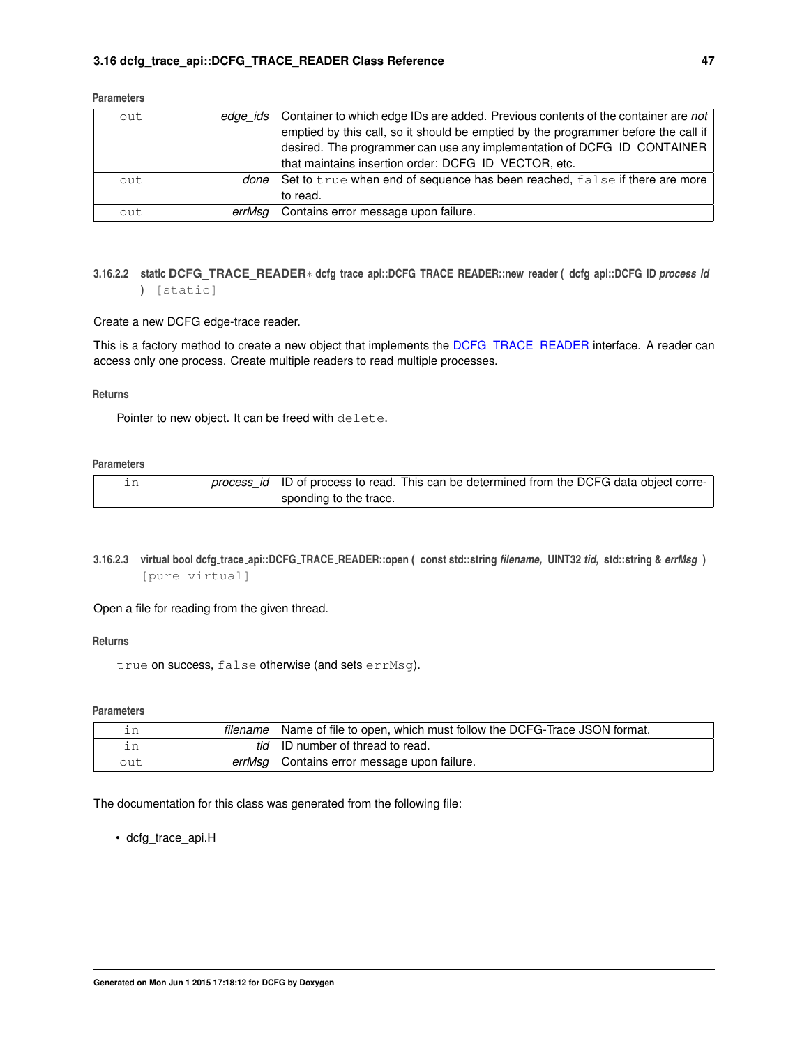**Parameters**

| | | |
|---|---|---|
| out | *edge_ids* | Container to which edge IDs are added. Previous contents of the container are *not* emptied by this call, so it should be emptied by the programmer before the call if desired. The programmer can use any implementation of DCFG_ID_CONTAINER that maintains insertion order: DCFG_ID_VECTOR, etc. |
| out | *done* | Set to `true` when end of sequence has been reached, `false` if there are more to read. |
| out | *errMsg* | Contains error message upon failure. |

#### 3.16.2.2 static DCFG_TRACE_READER* dcfg_trace_api::DCFG_TRACE_READER::new_reader ( dcfg_api::DCFG_ID *process_id* ) [static]

Create a new DCFG edge-trace reader.

This is a factory method to create a new object that implements the DCFG_TRACE_READER interface. A reader can access only one process. Create multiple readers to read multiple processes.

**Returns**

Pointer to new object. It can be freed with `delete`.

**Parameters**

| | | |
|---|---|---|
| in | *process_id* | ID of process to read. This can be determined from the DCFG data object corresponding to the trace. |

#### 3.16.2.3 virtual bool dcfg_trace_api::DCFG_TRACE_READER::open ( const std::string *filename*, UINT32 *tid*, std::string & *errMsg* ) [pure virtual]

Open a file for reading from the given thread.

**Returns**

`true` on success, `false` otherwise (and sets `errMsg`).

**Parameters**

| | | |
|---|---|---|
| in | *filename* | Name of file to open, which must follow the DCFG-Trace JSON format. |
| in | *tid* | ID number of thread to read. |
| out | *errMsg* | Contains error message upon failure. |

The documentation for this class was generated from the following file:

- dcfg_trace_api.H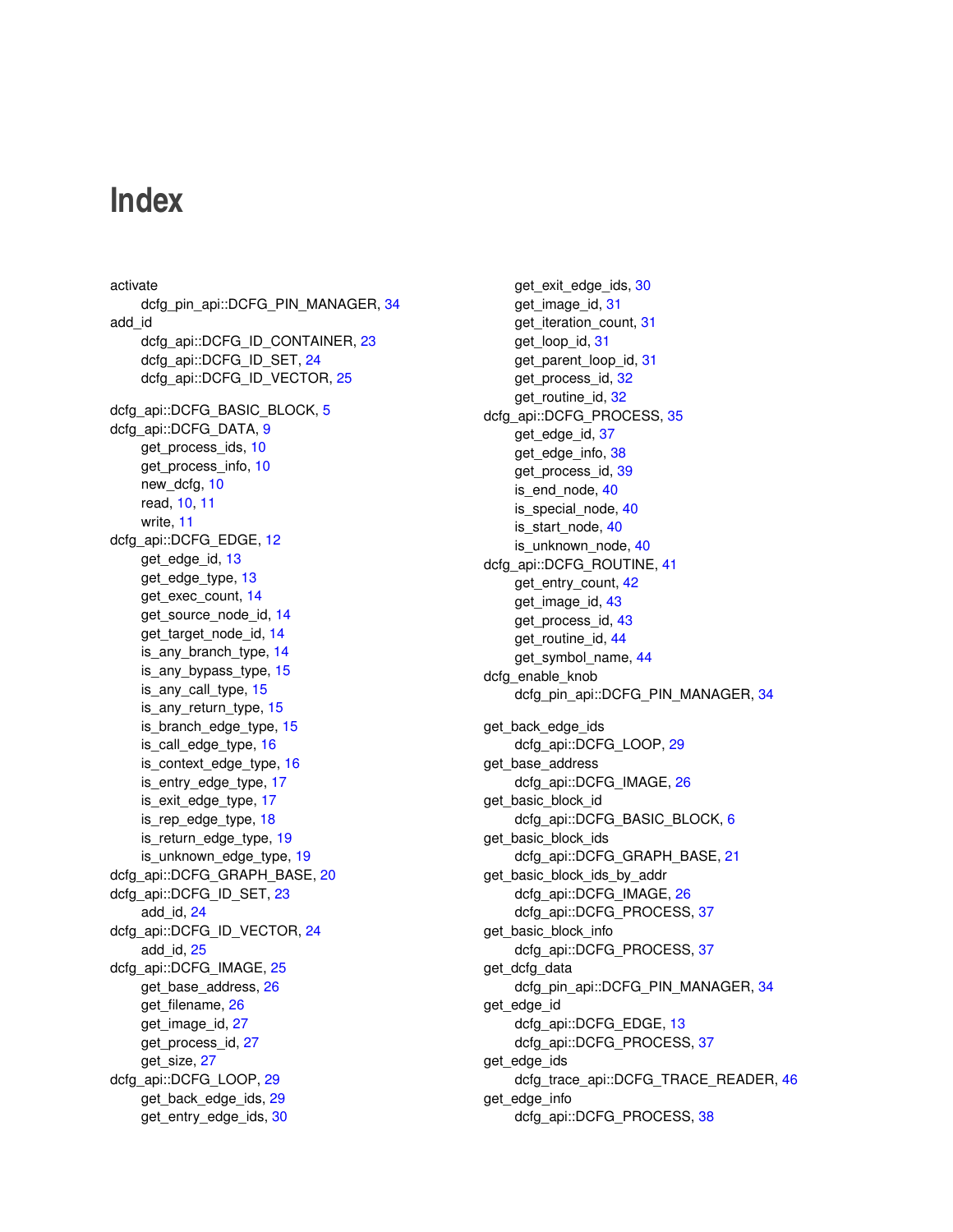# Index

activate
- dcfg_pin_api::DCFG_PIN_MANAGER, 34

add_id
- dcfg_api::DCFG_ID_CONTAINER, 23
- dcfg_api::DCFG_ID_SET, 24
- dcfg_api::DCFG_ID_VECTOR, 25

dcfg_api::DCFG_BASIC_BLOCK, 5

dcfg_api::DCFG_DATA, 9
- get_process_ids, 10
- get_process_info, 10
- new_dcfg, 10
- read, 10, 11
- write, 11

dcfg_api::DCFG_EDGE, 12
- get_edge_id, 13
- get_edge_type, 13
- get_exec_count, 14
- get_source_node_id, 14
- get_target_node_id, 14
- is_any_branch_type, 14
- is_any_bypass_type, 15
- is_any_call_type, 15
- is_any_return_type, 15
- is_branch_edge_type, 15
- is_call_edge_type, 16
- is_context_edge_type, 16
- is_entry_edge_type, 17
- is_exit_edge_type, 17
- is_rep_edge_type, 18
- is_return_edge_type, 19
- is_unknown_edge_type, 19

dcfg_api::DCFG_GRAPH_BASE, 20

dcfg_api::DCFG_ID_SET, 23
- add_id, 24

dcfg_api::DCFG_ID_VECTOR, 24
- add_id, 25

dcfg_api::DCFG_IMAGE, 25
- get_base_address, 26
- get_filename, 26
- get_image_id, 27
- get_process_id, 27
- get_size, 27

dcfg_api::DCFG_LOOP, 29
- get_back_edge_ids, 29
- get_entry_edge_ids, 30
- get_exit_edge_ids, 30
- get_image_id, 31
- get_iteration_count, 31
- get_loop_id, 31
- get_parent_loop_id, 31
- get_process_id, 32
- get_routine_id, 32

dcfg_api::DCFG_PROCESS, 35
- get_edge_id, 37
- get_edge_info, 38
- get_process_id, 39
- is_end_node, 40
- is_special_node, 40
- is_start_node, 40
- is_unknown_node, 40

dcfg_api::DCFG_ROUTINE, 41
- get_entry_count, 42
- get_image_id, 43
- get_process_id, 43
- get_routine_id, 44
- get_symbol_name, 44

dcfg_enable_knob
- dcfg_pin_api::DCFG_PIN_MANAGER, 34

get_back_edge_ids
- dcfg_api::DCFG_LOOP, 29

get_base_address
- dcfg_api::DCFG_IMAGE, 26

get_basic_block_id
- dcfg_api::DCFG_BASIC_BLOCK, 6

get_basic_block_ids
- dcfg_api::DCFG_GRAPH_BASE, 21

get_basic_block_ids_by_addr
- dcfg_api::DCFG_IMAGE, 26
- dcfg_api::DCFG_PROCESS, 37

get_basic_block_info
- dcfg_api::DCFG_PROCESS, 37

get_dcfg_data
- dcfg_pin_api::DCFG_PIN_MANAGER, 34

get_edge_id
- dcfg_api::DCFG_EDGE, 13
- dcfg_api::DCFG_PROCESS, 37

get_edge_ids
- dcfg_trace_api::DCFG_TRACE_READER, 46

get_edge_info
- dcfg_api::DCFG_PROCESS, 38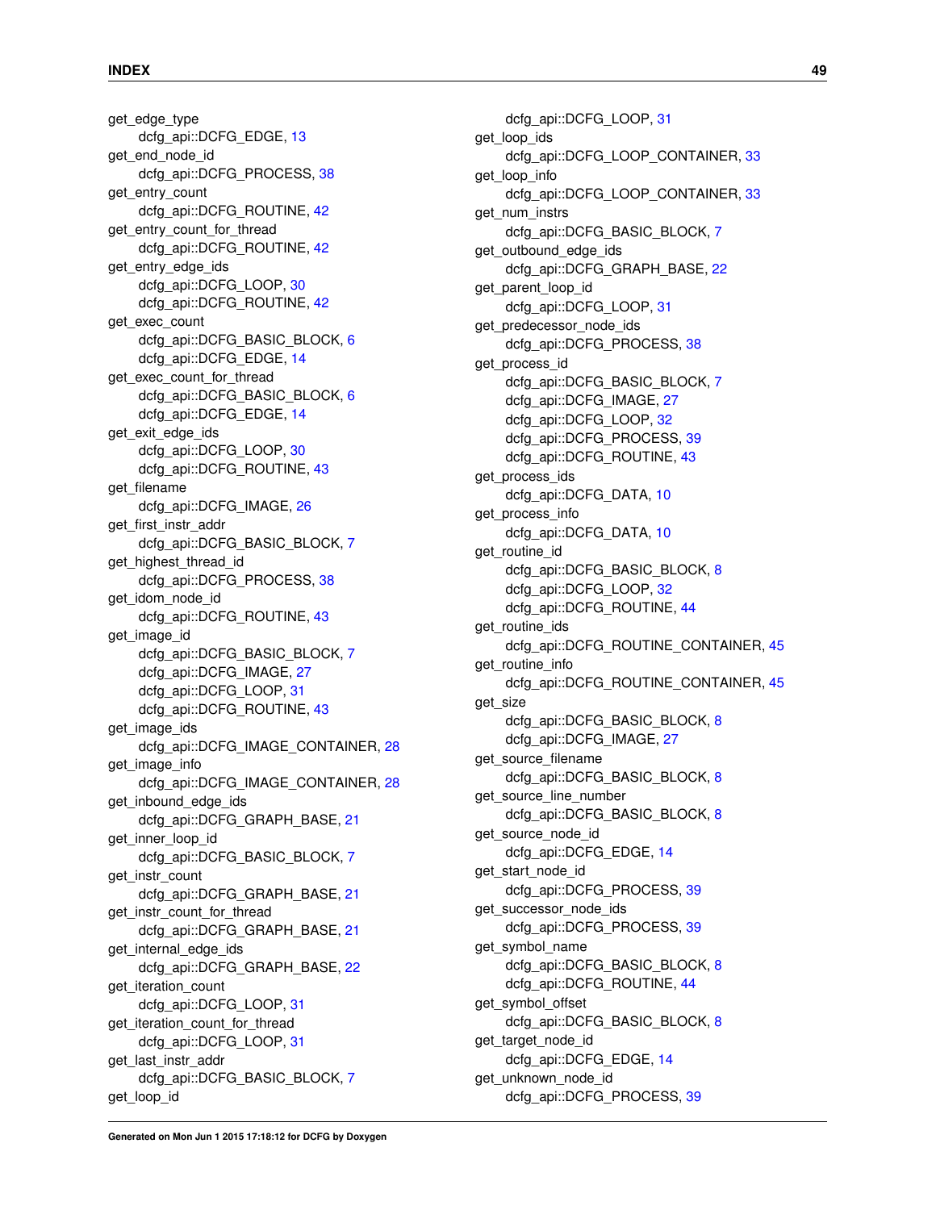get_edge_type
  dcfg_api::DCFG_EDGE, 13
get_end_node_id
  dcfg_api::DCFG_PROCESS, 38
get_entry_count
  dcfg_api::DCFG_ROUTINE, 42
get_entry_count_for_thread
  dcfg_api::DCFG_ROUTINE, 42
get_entry_edge_ids
  dcfg_api::DCFG_LOOP, 30
  dcfg_api::DCFG_ROUTINE, 42
get_exec_count
  dcfg_api::DCFG_BASIC_BLOCK, 6
  dcfg_api::DCFG_EDGE, 14
get_exec_count_for_thread
  dcfg_api::DCFG_BASIC_BLOCK, 6
  dcfg_api::DCFG_EDGE, 14
get_exit_edge_ids
  dcfg_api::DCFG_LOOP, 30
  dcfg_api::DCFG_ROUTINE, 43
get_filename
  dcfg_api::DCFG_IMAGE, 26
get_first_instr_addr
  dcfg_api::DCFG_BASIC_BLOCK, 7
get_highest_thread_id
  dcfg_api::DCFG_PROCESS, 38
get_idom_node_id
  dcfg_api::DCFG_ROUTINE, 43
get_image_id
  dcfg_api::DCFG_BASIC_BLOCK, 7
  dcfg_api::DCFG_IMAGE, 27
  dcfg_api::DCFG_LOOP, 31
  dcfg_api::DCFG_ROUTINE, 43
get_image_ids
  dcfg_api::DCFG_IMAGE_CONTAINER, 28
get_image_info
  dcfg_api::DCFG_IMAGE_CONTAINER, 28
get_inbound_edge_ids
  dcfg_api::DCFG_GRAPH_BASE, 21
get_inner_loop_id
  dcfg_api::DCFG_BASIC_BLOCK, 7
get_instr_count
  dcfg_api::DCFG_GRAPH_BASE, 21
get_instr_count_for_thread
  dcfg_api::DCFG_GRAPH_BASE, 21
get_internal_edge_ids
  dcfg_api::DCFG_GRAPH_BASE, 22
get_iteration_count
  dcfg_api::DCFG_LOOP, 31
get_iteration_count_for_thread
  dcfg_api::DCFG_LOOP, 31
get_last_instr_addr
  dcfg_api::DCFG_BASIC_BLOCK, 7
get_loop_id
  dcfg_api::DCFG_LOOP, 31
get_loop_ids
  dcfg_api::DCFG_LOOP_CONTAINER, 33
get_loop_info
  dcfg_api::DCFG_LOOP_CONTAINER, 33
get_num_instrs
  dcfg_api::DCFG_BASIC_BLOCK, 7
get_outbound_edge_ids
  dcfg_api::DCFG_GRAPH_BASE, 22
get_parent_loop_id
  dcfg_api::DCFG_LOOP, 31
get_predecessor_node_ids
  dcfg_api::DCFG_PROCESS, 38
get_process_id
  dcfg_api::DCFG_BASIC_BLOCK, 7
  dcfg_api::DCFG_IMAGE, 27
  dcfg_api::DCFG_LOOP, 32
  dcfg_api::DCFG_PROCESS, 39
  dcfg_api::DCFG_ROUTINE, 43
get_process_ids
  dcfg_api::DCFG_DATA, 10
get_process_info
  dcfg_api::DCFG_DATA, 10
get_routine_id
  dcfg_api::DCFG_BASIC_BLOCK, 8
  dcfg_api::DCFG_LOOP, 32
  dcfg_api::DCFG_ROUTINE, 44
get_routine_ids
  dcfg_api::DCFG_ROUTINE_CONTAINER, 45
get_routine_info
  dcfg_api::DCFG_ROUTINE_CONTAINER, 45
get_size
  dcfg_api::DCFG_BASIC_BLOCK, 8
  dcfg_api::DCFG_IMAGE, 27
get_source_filename
  dcfg_api::DCFG_BASIC_BLOCK, 8
get_source_line_number
  dcfg_api::DCFG_BASIC_BLOCK, 8
get_source_node_id
  dcfg_api::DCFG_EDGE, 14
get_start_node_id
  dcfg_api::DCFG_PROCESS, 39
get_successor_node_ids
  dcfg_api::DCFG_PROCESS, 39
get_symbol_name
  dcfg_api::DCFG_BASIC_BLOCK, 8
  dcfg_api::DCFG_ROUTINE, 44
get_symbol_offset
  dcfg_api::DCFG_BASIC_BLOCK, 8
get_target_node_id
  dcfg_api::DCFG_EDGE, 14
get_unknown_node_id
  dcfg_api::DCFG_PROCESS, 39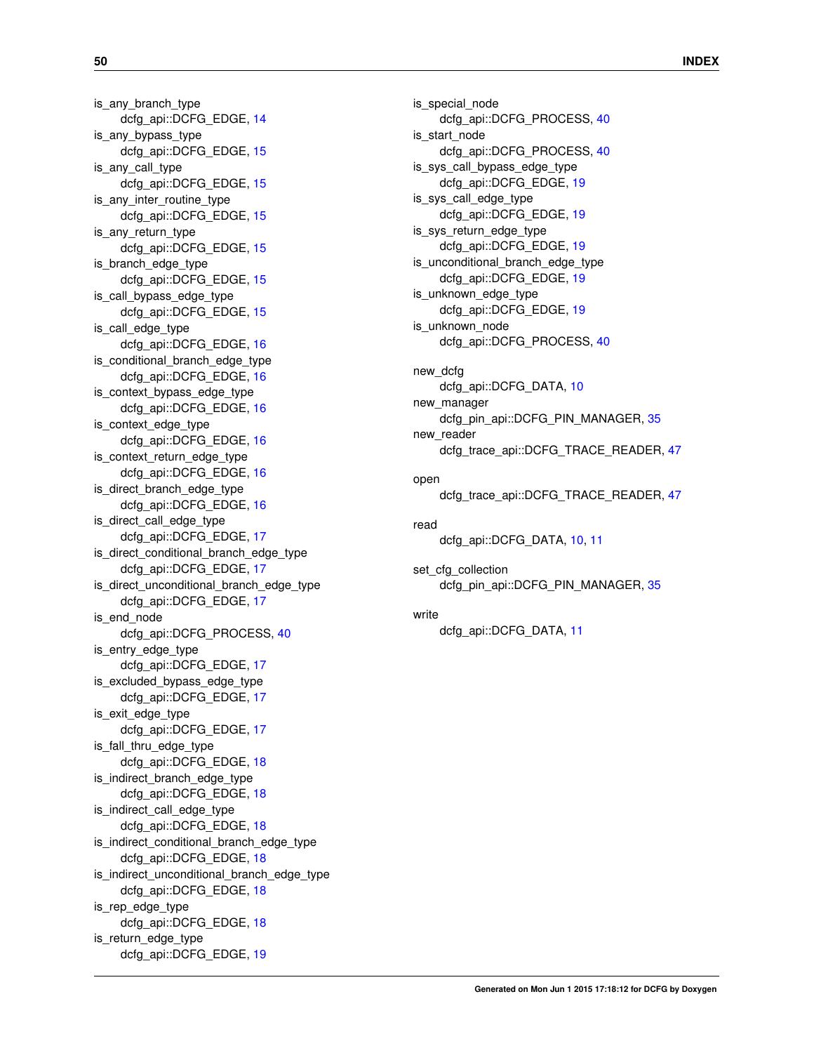is_any_branch_type
  dcfg_api::DCFG_EDGE, 14
is_any_bypass_type
  dcfg_api::DCFG_EDGE, 15
is_any_call_type
  dcfg_api::DCFG_EDGE, 15
is_any_inter_routine_type
  dcfg_api::DCFG_EDGE, 15
is_any_return_type
  dcfg_api::DCFG_EDGE, 15
is_branch_edge_type
  dcfg_api::DCFG_EDGE, 15
is_call_bypass_edge_type
  dcfg_api::DCFG_EDGE, 15
is_call_edge_type
  dcfg_api::DCFG_EDGE, 16
is_conditional_branch_edge_type
  dcfg_api::DCFG_EDGE, 16
is_context_bypass_edge_type
  dcfg_api::DCFG_EDGE, 16
is_context_edge_type
  dcfg_api::DCFG_EDGE, 16
is_context_return_edge_type
  dcfg_api::DCFG_EDGE, 16
is_direct_branch_edge_type
  dcfg_api::DCFG_EDGE, 16
is_direct_call_edge_type
  dcfg_api::DCFG_EDGE, 17
is_direct_conditional_branch_edge_type
  dcfg_api::DCFG_EDGE, 17
is_direct_unconditional_branch_edge_type
  dcfg_api::DCFG_EDGE, 17
is_end_node
  dcfg_api::DCFG_PROCESS, 40
is_entry_edge_type
  dcfg_api::DCFG_EDGE, 17
is_excluded_bypass_edge_type
  dcfg_api::DCFG_EDGE, 17
is_exit_edge_type
  dcfg_api::DCFG_EDGE, 17
is_fall_thru_edge_type
  dcfg_api::DCFG_EDGE, 18
is_indirect_branch_edge_type
  dcfg_api::DCFG_EDGE, 18
is_indirect_call_edge_type
  dcfg_api::DCFG_EDGE, 18
is_indirect_conditional_branch_edge_type
  dcfg_api::DCFG_EDGE, 18
is_indirect_unconditional_branch_edge_type
  dcfg_api::DCFG_EDGE, 18
is_rep_edge_type
  dcfg_api::DCFG_EDGE, 18
is_return_edge_type
  dcfg_api::DCFG_EDGE, 19
is_special_node
  dcfg_api::DCFG_PROCESS, 40
is_start_node
  dcfg_api::DCFG_PROCESS, 40
is_sys_call_bypass_edge_type
  dcfg_api::DCFG_EDGE, 19
is_sys_call_edge_type
  dcfg_api::DCFG_EDGE, 19
is_sys_return_edge_type
  dcfg_api::DCFG_EDGE, 19
is_unconditional_branch_edge_type
  dcfg_api::DCFG_EDGE, 19
is_unknown_edge_type
  dcfg_api::DCFG_EDGE, 19
is_unknown_node
  dcfg_api::DCFG_PROCESS, 40

new_dcfg
  dcfg_api::DCFG_DATA, 10
new_manager
  dcfg_pin_api::DCFG_PIN_MANAGER, 35
new_reader
  dcfg_trace_api::DCFG_TRACE_READER, 47

open
  dcfg_trace_api::DCFG_TRACE_READER, 47

read
  dcfg_api::DCFG_DATA, 10, 11

set_cfg_collection
  dcfg_pin_api::DCFG_PIN_MANAGER, 35

write
  dcfg_api::DCFG_DATA, 11